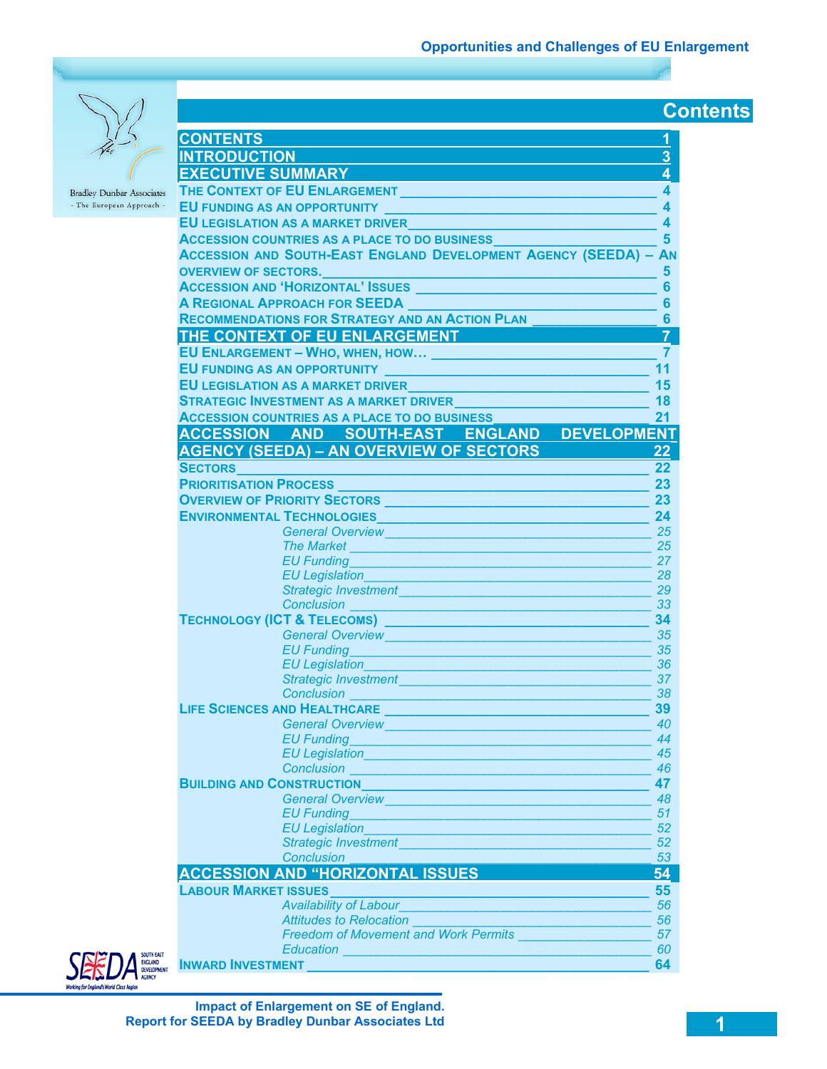# Contents

| | |
|---|---|
| **CONTENTS** | **1** |
| **INTRODUCTION** | **3** |
| **EXECUTIVE SUMMARY** | **4** |
| THE CONTEXT OF EU ENLARGEMENT | 4 |
| EU FUNDING AS AN OPPORTUNITY | 4 |
| EU LEGISLATION AS A MARKET DRIVER | 4 |
| ACCESSION COUNTRIES AS A PLACE TO DO BUSINESS | 5 |
| ACCESSION AND SOUTH-EAST ENGLAND DEVELOPMENT AGENCY (SEEDA) – AN OVERVIEW OF SECTORS. | 5 |
| ACCESSION AND 'HORIZONTAL' ISSUES | 6 |
| A REGIONAL APPROACH FOR SEEDA | 6 |
| RECOMMENDATIONS FOR STRATEGY AND AN ACTION PLAN | 6 |
| **THE CONTEXT OF EU ENLARGEMENT** | **7** |
| EU ENLARGEMENT – WHO, WHEN, HOW… | 7 |
| EU FUNDING AS AN OPPORTUNITY | 11 |
| EU LEGISLATION AS A MARKET DRIVER | 15 |
| STRATEGIC INVESTMENT AS A MARKET DRIVER | 18 |
| ACCESSION COUNTRIES AS A PLACE TO DO BUSINESS | 21 |
| **ACCESSION AND SOUTH-EAST ENGLAND DEVELOPMENT AGENCY (SEEDA) – AN OVERVIEW OF SECTORS** | **22** |
| SECTORS | 22 |
| PRIORITISATION PROCESS | 23 |
| OVERVIEW OF PRIORITY SECTORS | 23 |
| ENVIRONMENTAL TECHNOLOGIES | 24 |
| *General Overview* | *25* |
| *The Market* | *25* |
| *EU Funding* | *27* |
| *EU Legislation* | *28* |
| *Strategic Investment* | *29* |
| *Conclusion* | *33* |
| TECHNOLOGY (ICT & TELECOMS) | 34 |
| *General Overview* | *35* |
| *EU Funding* | *35* |
| *EU Legislation* | *36* |
| *Strategic Investment* | *37* |
| *Conclusion* | *38* |
| LIFE SCIENCES AND HEALTHCARE | 39 |
| *General Overview* | *40* |
| *EU Funding* | *44* |
| *EU Legislation* | *45* |
| *Conclusion* | *46* |
| BUILDING AND CONSTRUCTION | 47 |
| *General Overview* | *48* |
| *EU Funding* | *51* |
| *EU Legislation* | *52* |
| *Strategic Investment* | *52* |
| *Conclusion* | *53* |
| **ACCESSION AND "HORIZONTAL ISSUES** | **54** |
| LABOUR MARKET ISSUES | 55 |
| *Availability of Labour* | *56* |
| *Attitudes to Relocation* | *56* |
| *Freedom of Movement and Work Permits* | *57* |
| *Education* | *60* |
| INWARD INVESTMENT | 64 |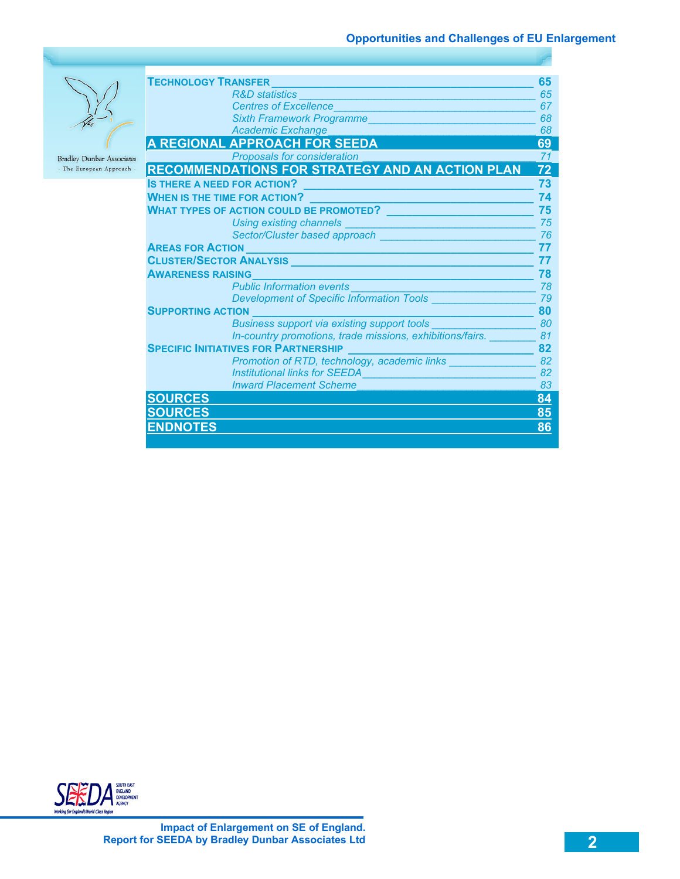| | |
|---|---|
| **TECHNOLOGY TRANSFER** | **65** |
| *R&D statistics* | *65* |
| *Centres of Excellence* | *67* |
| *Sixth Framework Programme* | *68* |
| *Academic Exchange* | *68* |
| **A REGIONAL APPROACH FOR SEEDA** | **69** |
| *Proposals for consideration* | *71* |
| **RECOMMENDATIONS FOR STRATEGY AND AN ACTION PLAN** | **72** |
| **IS THERE A NEED FOR ACTION?** | **73** |
| **WHEN IS THE TIME FOR ACTION?** | **74** |
| **WHAT TYPES OF ACTION COULD BE PROMOTED?** | **75** |
| *Using existing channels* | *75* |
| *Sector/Cluster based approach* | *76* |
| **AREAS FOR ACTION** | **77** |
| **CLUSTER/SECTOR ANALYSIS** | **77** |
| **AWARENESS RAISING** | **78** |
| *Public Information events* | *78* |
| *Development of Specific Information Tools* | *79* |
| **SUPPORTING ACTION** | **80** |
| *Business support via existing support tools* | *80* |
| *In-country promotions, trade missions, exhibitions/fairs.* | *81* |
| **SPECIFIC INITIATIVES FOR PARTNERSHIP** | **82** |
| *Promotion of RTD, technology, academic links* | *82* |
| *Institutional links for SEEDA* | *82* |
| *Inward Placement Scheme* | *83* |
| **SOURCES** | **84** |
| **SOURCES** | **85** |
| **ENDNOTES** | **86** |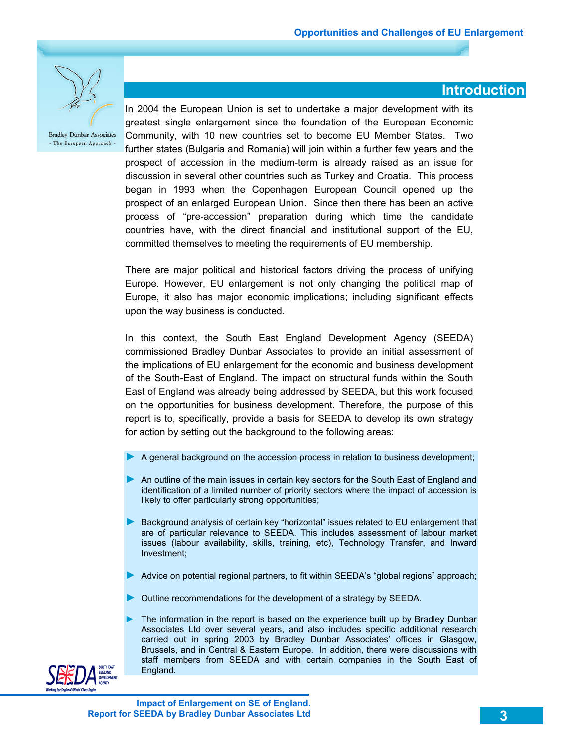## Introduction

In 2004 the European Union is set to undertake a major development with its greatest single enlargement since the foundation of the European Economic Community, with 10 new countries set to become EU Member States. Two further states (Bulgaria and Romania) will join within a further few years and the prospect of accession in the medium-term is already raised as an issue for discussion in several other countries such as Turkey and Croatia. This process began in 1993 when the Copenhagen European Council opened up the prospect of an enlarged European Union. Since then there has been an active process of "pre-accession" preparation during which time the candidate countries have, with the direct financial and institutional support of the EU, committed themselves to meeting the requirements of EU membership.

There are major political and historical factors driving the process of unifying Europe. However, EU enlargement is not only changing the political map of Europe, it also has major economic implications; including significant effects upon the way business is conducted.

In this context, the South East England Development Agency (SEEDA) commissioned Bradley Dunbar Associates to provide an initial assessment of the implications of EU enlargement for the economic and business development of the South-East of England. The impact on structural funds within the South East of England was already being addressed by SEEDA, but this work focused on the opportunities for business development. Therefore, the purpose of this report is to, specifically, provide a basis for SEEDA to develop its own strategy for action by setting out the background to the following areas:

- A general background on the accession process in relation to business development;
- An outline of the main issues in certain key sectors for the South East of England and identification of a limited number of priority sectors where the impact of accession is likely to offer particularly strong opportunities;
- Background analysis of certain key "horizontal" issues related to EU enlargement that are of particular relevance to SEEDA. This includes assessment of labour market issues (labour availability, skills, training, etc), Technology Transfer, and Inward Investment;
- Advice on potential regional partners, to fit within SEEDA's "global regions" approach;
- Outline recommendations for the development of a strategy by SEEDA.
- The information in the report is based on the experience built up by Bradley Dunbar Associates Ltd over several years, and also includes specific additional research carried out in spring 2003 by Bradley Dunbar Associates' offices in Glasgow, Brussels, and in Central & Eastern Europe. In addition, there were discussions with staff members from SEEDA and with certain companies in the South East of England.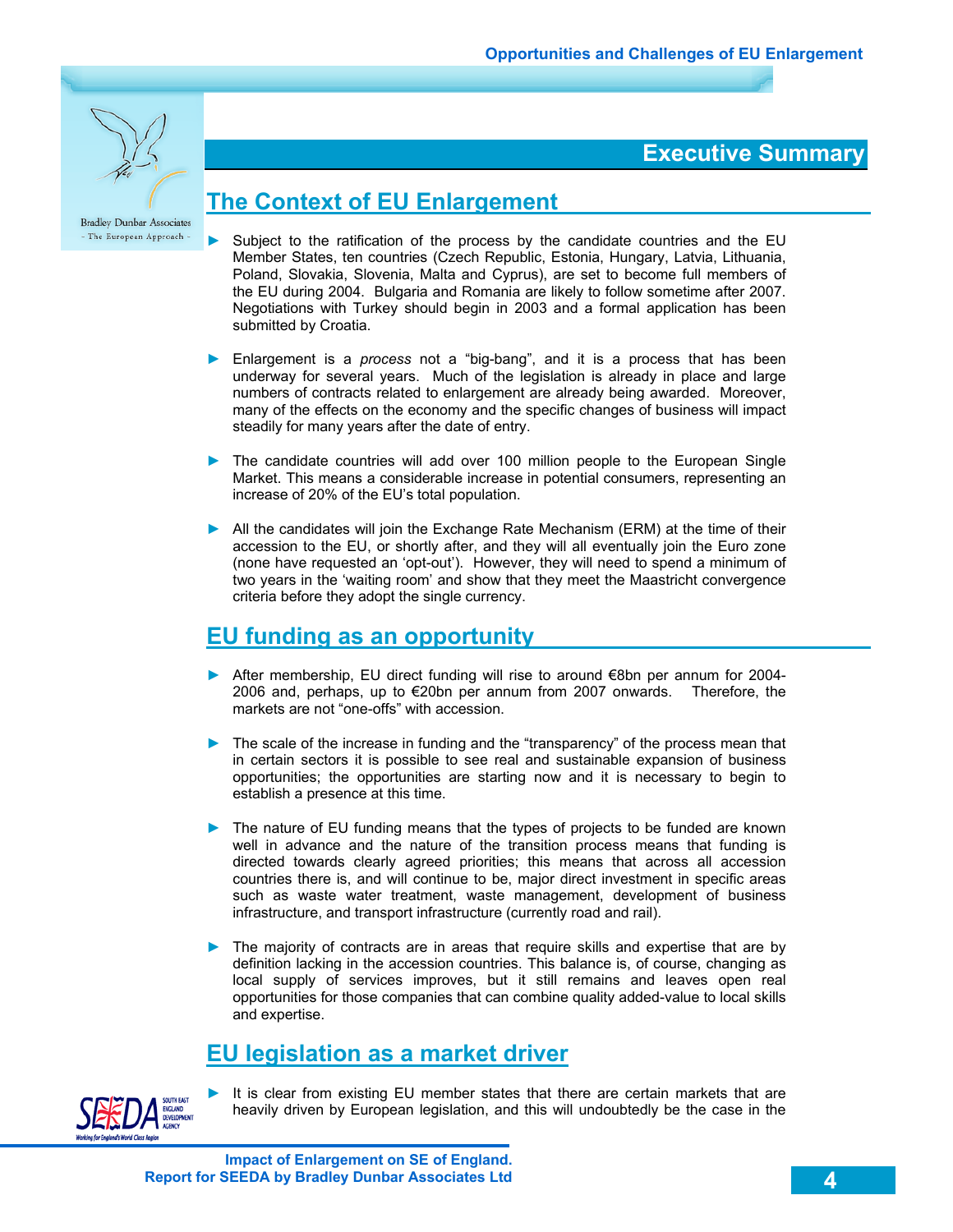# Executive Summary

## The Context of EU Enlargement

- Subject to the ratification of the process by the candidate countries and the EU Member States, ten countries (Czech Republic, Estonia, Hungary, Latvia, Lithuania, Poland, Slovakia, Slovenia, Malta and Cyprus), are set to become full members of the EU during 2004. Bulgaria and Romania are likely to follow sometime after 2007. Negotiations with Turkey should begin in 2003 and a formal application has been submitted by Croatia.

- Enlargement is a *process* not a "big-bang", and it is a process that has been underway for several years. Much of the legislation is already in place and large numbers of contracts related to enlargement are already being awarded. Moreover, many of the effects on the economy and the specific changes of business will impact steadily for many years after the date of entry.

- The candidate countries will add over 100 million people to the European Single Market. This means a considerable increase in potential consumers, representing an increase of 20% of the EU's total population.

- All the candidates will join the Exchange Rate Mechanism (ERM) at the time of their accession to the EU, or shortly after, and they will all eventually join the Euro zone (none have requested an 'opt-out'). However, they will need to spend a minimum of two years in the 'waiting room' and show that they meet the Maastricht convergence criteria before they adopt the single currency.

## EU funding as an opportunity

- After membership, EU direct funding will rise to around €8bn per annum for 2004-2006 and, perhaps, up to €20bn per annum from 2007 onwards. Therefore, the markets are not "one-offs" with accession.

- The scale of the increase in funding and the "transparency" of the process mean that in certain sectors it is possible to see real and sustainable expansion of business opportunities; the opportunities are starting now and it is necessary to begin to establish a presence at this time.

- The nature of EU funding means that the types of projects to be funded are known well in advance and the nature of the transition process means that funding is directed towards clearly agreed priorities; this means that across all accession countries there is, and will continue to be, major direct investment in specific areas such as waste water treatment, waste management, development of business infrastructure, and transport infrastructure (currently road and rail).

- The majority of contracts are in areas that require skills and expertise that are by definition lacking in the accession countries. This balance is, of course, changing as local supply of services improves, but it still remains and leaves open real opportunities for those companies that can combine quality added-value to local skills and expertise.

## EU legislation as a market driver

- It is clear from existing EU member states that there are certain markets that are heavily driven by European legislation, and this will undoubtedly be the case in the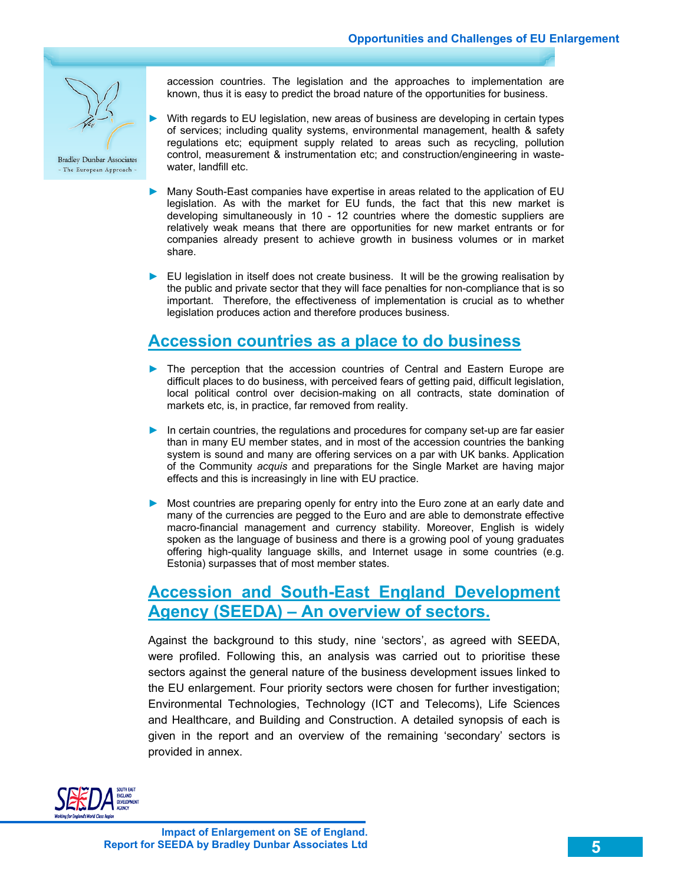accession countries. The legislation and the approaches to implementation are known, thus it is easy to predict the broad nature of the opportunities for business.

- With regards to EU legislation, new areas of business are developing in certain types of services; including quality systems, environmental management, health & safety regulations etc; equipment supply related to areas such as recycling, pollution control, measurement & instrumentation etc; and construction/engineering in waste-water, landfill etc.

- Many South-East companies have expertise in areas related to the application of EU legislation. As with the market for EU funds, the fact that this new market is developing simultaneously in 10 - 12 countries where the domestic suppliers are relatively weak means that there are opportunities for new market entrants or for companies already present to achieve growth in business volumes or in market share.

- EU legislation in itself does not create business. It will be the growing realisation by the public and private sector that they will face penalties for non-compliance that is so important. Therefore, the effectiveness of implementation is crucial as to whether legislation produces action and therefore produces business.

## Accession countries as a place to do business

- The perception that the accession countries of Central and Eastern Europe are difficult places to do business, with perceived fears of getting paid, difficult legislation, local political control over decision-making on all contracts, state domination of markets etc, is, in practice, far removed from reality.

- In certain countries, the regulations and procedures for company set-up are far easier than in many EU member states, and in most of the accession countries the banking system is sound and many are offering services on a par with UK banks. Application of the Community *acquis* and preparations for the Single Market are having major effects and this is increasingly in line with EU practice.

- Most countries are preparing openly for entry into the Euro zone at an early date and many of the currencies are pegged to the Euro and are able to demonstrate effective macro-financial management and currency stability. Moreover, English is widely spoken as the language of business and there is a growing pool of young graduates offering high-quality language skills, and Internet usage in some countries (e.g. Estonia) surpasses that of most member states.

## Accession and South-East England Development Agency (SEEDA) – An overview of sectors.

Against the background to this study, nine 'sectors', as agreed with SEEDA, were profiled. Following this, an analysis was carried out to prioritise these sectors against the general nature of the business development issues linked to the EU enlargement. Four priority sectors were chosen for further investigation; Environmental Technologies, Technology (ICT and Telecoms), Life Sciences and Healthcare, and Building and Construction. A detailed synopsis of each is given in the report and an overview of the remaining 'secondary' sectors is provided in annex.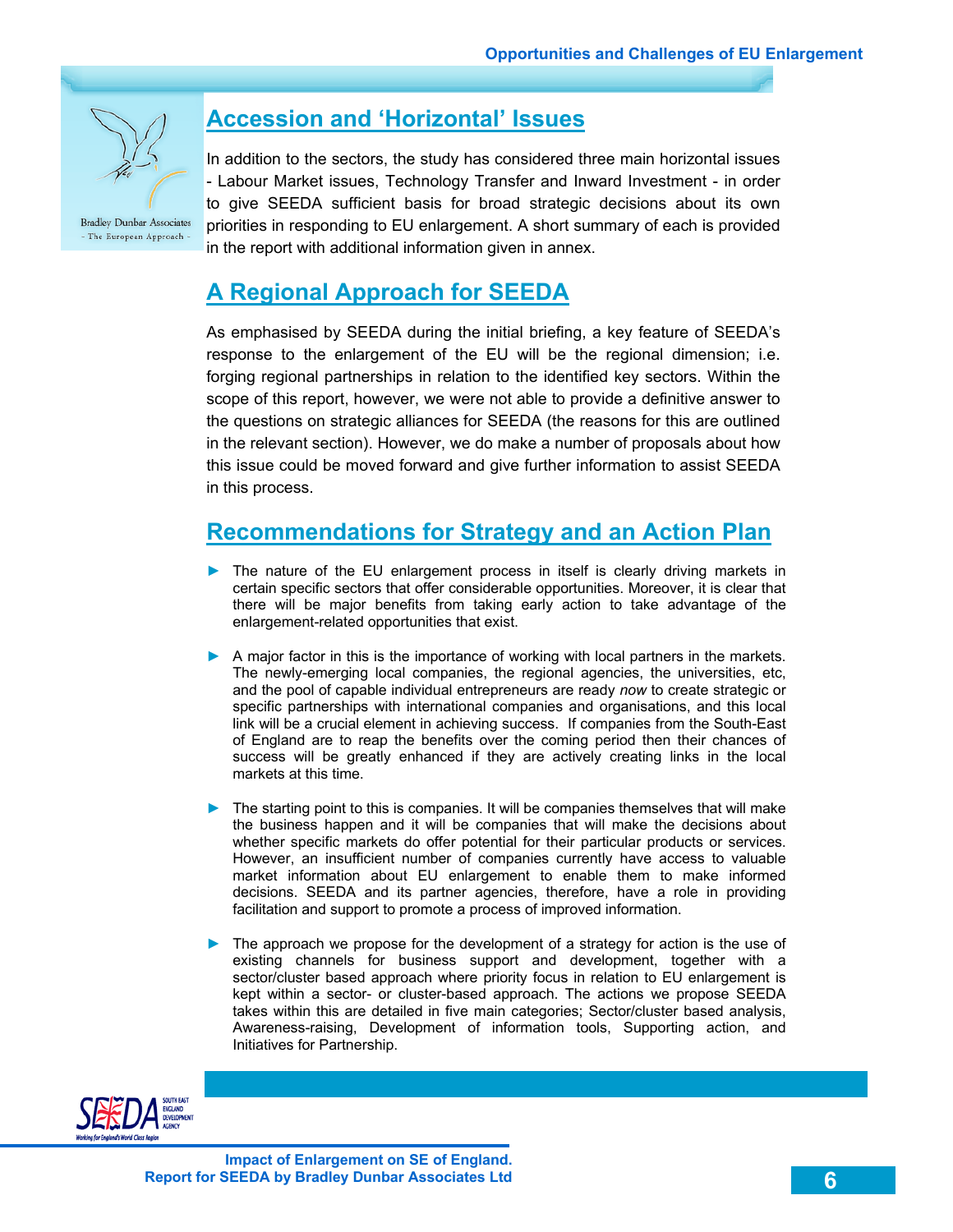## Accession and 'Horizontal' Issues

In addition to the sectors, the study has considered three main horizontal issues - Labour Market issues, Technology Transfer and Inward Investment - in order to give SEEDA sufficient basis for broad strategic decisions about its own priorities in responding to EU enlargement. A short summary of each is provided in the report with additional information given in annex.

## A Regional Approach for SEEDA

As emphasised by SEEDA during the initial briefing, a key feature of SEEDA's response to the enlargement of the EU will be the regional dimension; i.e. forging regional partnerships in relation to the identified key sectors. Within the scope of this report, however, we were not able to provide a definitive answer to the questions on strategic alliances for SEEDA (the reasons for this are outlined in the relevant section). However, we do make a number of proposals about how this issue could be moved forward and give further information to assist SEEDA in this process.

## Recommendations for Strategy and an Action Plan

- The nature of the EU enlargement process in itself is clearly driving markets in certain specific sectors that offer considerable opportunities. Moreover, it is clear that there will be major benefits from taking early action to take advantage of the enlargement-related opportunities that exist.

- A major factor in this is the importance of working with local partners in the markets. The newly-emerging local companies, the regional agencies, the universities, etc, and the pool of capable individual entrepreneurs are ready *now* to create strategic or specific partnerships with international companies and organisations, and this local link will be a crucial element in achieving success. If companies from the South-East of England are to reap the benefits over the coming period then their chances of success will be greatly enhanced if they are actively creating links in the local markets at this time.

- The starting point to this is companies. It will be companies themselves that will make the business happen and it will be companies that will make the decisions about whether specific markets do offer potential for their particular products or services. However, an insufficient number of companies currently have access to valuable market information about EU enlargement to enable them to make informed decisions. SEEDA and its partner agencies, therefore, have a role in providing facilitation and support to promote a process of improved information.

- The approach we propose for the development of a strategy for action is the use of existing channels for business support and development, together with a sector/cluster based approach where priority focus in relation to EU enlargement is kept within a sector- or cluster-based approach. The actions we propose SEEDA takes within this are detailed in five main categories; Sector/cluster based analysis, Awareness-raising, Development of information tools, Supporting action, and Initiatives for Partnership.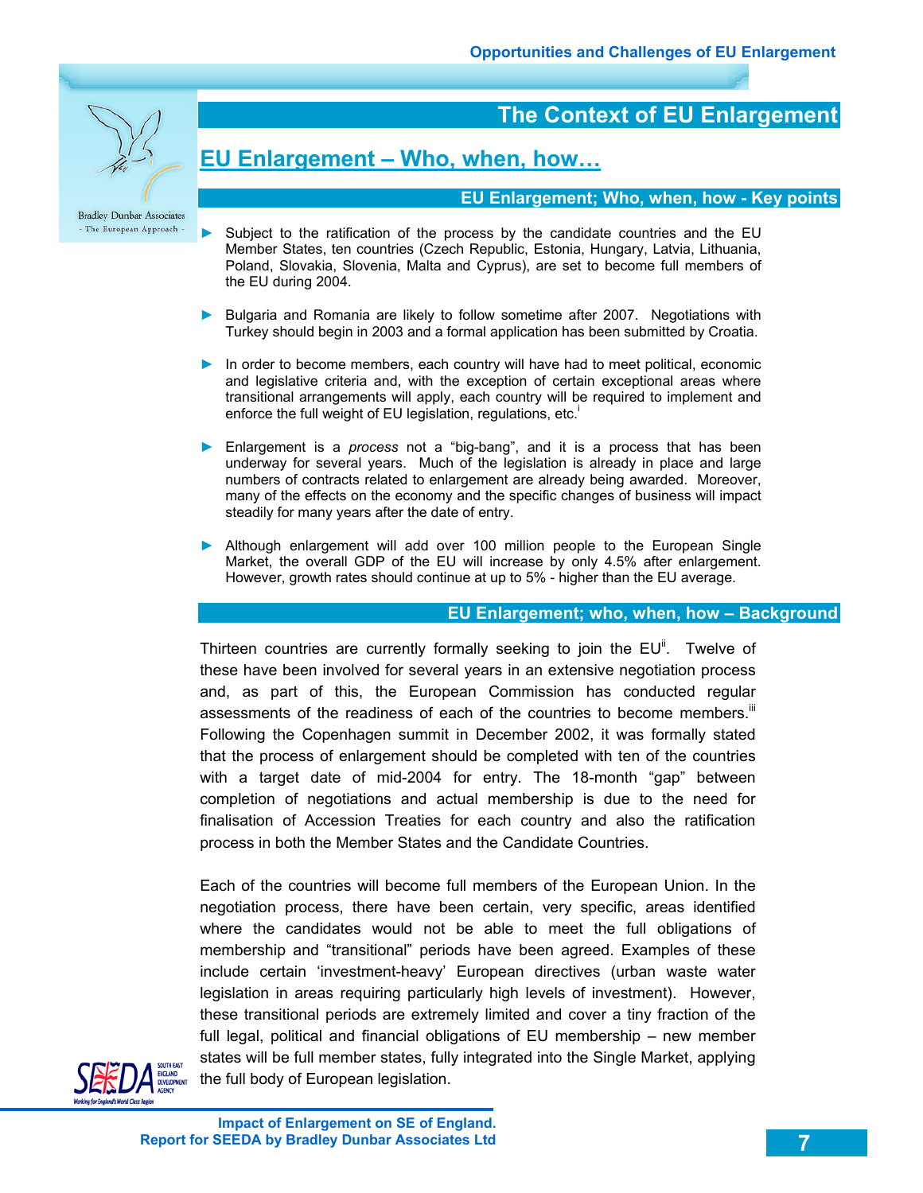# The Context of EU Enlargement

## EU Enlargement – Who, when, how…

### EU Enlargement; Who, when, how - Key points

- Subject to the ratification of the process by the candidate countries and the EU Member States, ten countries (Czech Republic, Estonia, Hungary, Latvia, Lithuania, Poland, Slovakia, Slovenia, Malta and Cyprus), are set to become full members of the EU during 2004.
- Bulgaria and Romania are likely to follow sometime after 2007. Negotiations with Turkey should begin in 2003 and a formal application has been submitted by Croatia.
- In order to become members, each country will have had to meet political, economic and legislative criteria and, with the exception of certain exceptional areas where transitional arrangements will apply, each country will be required to implement and enforce the full weight of EU legislation, regulations, etc.[i]
- Enlargement is a *process* not a "big-bang", and it is a process that has been underway for several years. Much of the legislation is already in place and large numbers of contracts related to enlargement are already being awarded. Moreover, many of the effects on the economy and the specific changes of business will impact steadily for many years after the date of entry.
- Although enlargement will add over 100 million people to the European Single Market, the overall GDP of the EU will increase by only 4.5% after enlargement. However, growth rates should continue at up to 5% - higher than the EU average.

### EU Enlargement; who, when, how – Background

Thirteen countries are currently formally seeking to join the EU[ii]. Twelve of these have been involved for several years in an extensive negotiation process and, as part of this, the European Commission has conducted regular assessments of the readiness of each of the countries to become members.[iii] Following the Copenhagen summit in December 2002, it was formally stated that the process of enlargement should be completed with ten of the countries with a target date of mid-2004 for entry. The 18-month "gap" between completion of negotiations and actual membership is due to the need for finalisation of Accession Treaties for each country and also the ratification process in both the Member States and the Candidate Countries.

Each of the countries will become full members of the European Union. In the negotiation process, there have been certain, very specific, areas identified where the candidates would not be able to meet the full obligations of membership and "transitional" periods have been agreed. Examples of these include certain 'investment-heavy' European directives (urban waste water legislation in areas requiring particularly high levels of investment). However, these transitional periods are extremely limited and cover a tiny fraction of the full legal, political and financial obligations of EU membership – new member states will be full member states, fully integrated into the Single Market, applying the full body of European legislation.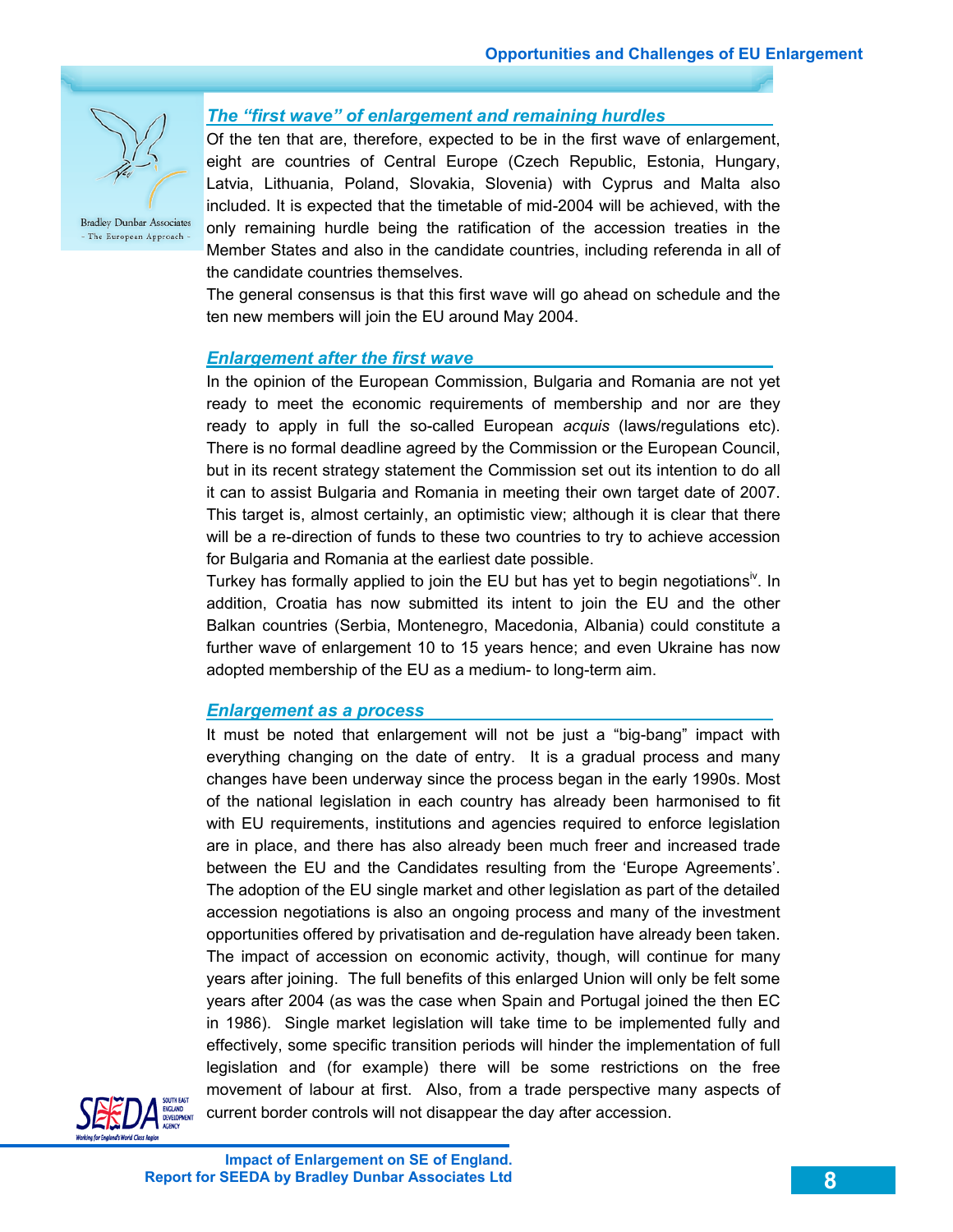## *The "first wave" of enlargement and remaining hurdles*

Of the ten that are, therefore, expected to be in the first wave of enlargement, eight are countries of Central Europe (Czech Republic, Estonia, Hungary, Latvia, Lithuania, Poland, Slovakia, Slovenia) with Cyprus and Malta also included. It is expected that the timetable of mid-2004 will be achieved, with the only remaining hurdle being the ratification of the accession treaties in the Member States and also in the candidate countries, including referenda in all of the candidate countries themselves.

The general consensus is that this first wave will go ahead on schedule and the ten new members will join the EU around May 2004.

## *Enlargement after the first wave*

In the opinion of the European Commission, Bulgaria and Romania are not yet ready to meet the economic requirements of membership and nor are they ready to apply in full the so-called European *acquis* (laws/regulations etc). There is no formal deadline agreed by the Commission or the European Council, but in its recent strategy statement the Commission set out its intention to do all it can to assist Bulgaria and Romania in meeting their own target date of 2007. This target is, almost certainly, an optimistic view; although it is clear that there will be a re-direction of funds to these two countries to try to achieve accession for Bulgaria and Romania at the earliest date possible.

Turkey has formally applied to join the EU but has yet to begin negotiations[iv]. In addition, Croatia has now submitted its intent to join the EU and the other Balkan countries (Serbia, Montenegro, Macedonia, Albania) could constitute a further wave of enlargement 10 to 15 years hence; and even Ukraine has now adopted membership of the EU as a medium- to long-term aim.

## *Enlargement as a process*

It must be noted that enlargement will not be just a "big-bang" impact with everything changing on the date of entry. It is a gradual process and many changes have been underway since the process began in the early 1990s. Most of the national legislation in each country has already been harmonised to fit with EU requirements, institutions and agencies required to enforce legislation are in place, and there has also already been much freer and increased trade between the EU and the Candidates resulting from the 'Europe Agreements'. The adoption of the EU single market and other legislation as part of the detailed accession negotiations is also an ongoing process and many of the investment opportunities offered by privatisation and de-regulation have already been taken. The impact of accession on economic activity, though, will continue for many years after joining. The full benefits of this enlarged Union will only be felt some years after 2004 (as was the case when Spain and Portugal joined the then EC in 1986). Single market legislation will take time to be implemented fully and effectively, some specific transition periods will hinder the implementation of full legislation and (for example) there will be some restrictions on the free movement of labour at first. Also, from a trade perspective many aspects of current border controls will not disappear the day after accession.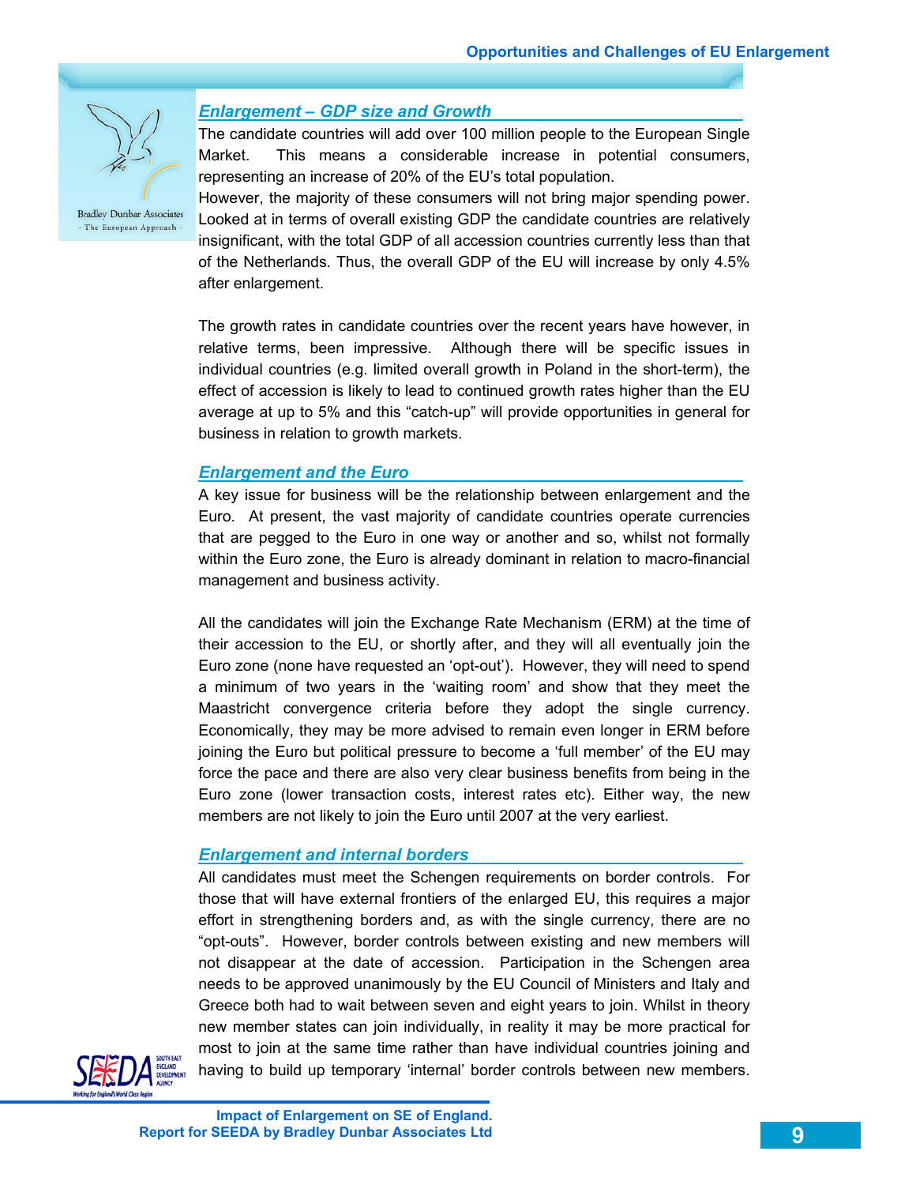## *Enlargement – GDP size and Growth*

The candidate countries will add over 100 million people to the European Single Market. This means a considerable increase in potential consumers, representing an increase of 20% of the EU's total population.
However, the majority of these consumers will not bring major spending power. Looked at in terms of overall existing GDP the candidate countries are relatively insignificant, with the total GDP of all accession countries currently less than that of the Netherlands. Thus, the overall GDP of the EU will increase by only 4.5% after enlargement.

The growth rates in candidate countries over the recent years have however, in relative terms, been impressive. Although there will be specific issues in individual countries (e.g. limited overall growth in Poland in the short-term), the effect of accession is likely to lead to continued growth rates higher than the EU average at up to 5% and this "catch-up" will provide opportunities in general for business in relation to growth markets.

## *Enlargement and the Euro*

A key issue for business will be the relationship between enlargement and the Euro. At present, the vast majority of candidate countries operate currencies that are pegged to the Euro in one way or another and so, whilst not formally within the Euro zone, the Euro is already dominant in relation to macro-financial management and business activity.

All the candidates will join the Exchange Rate Mechanism (ERM) at the time of their accession to the EU, or shortly after, and they will all eventually join the Euro zone (none have requested an 'opt-out'). However, they will need to spend a minimum of two years in the 'waiting room' and show that they meet the Maastricht convergence criteria before they adopt the single currency. Economically, they may be more advised to remain even longer in ERM before joining the Euro but political pressure to become a 'full member' of the EU may force the pace and there are also very clear business benefits from being in the Euro zone (lower transaction costs, interest rates etc). Either way, the new members are not likely to join the Euro until 2007 at the very earliest.

## *Enlargement and internal borders*

All candidates must meet the Schengen requirements on border controls. For those that will have external frontiers of the enlarged EU, this requires a major effort in strengthening borders and, as with the single currency, there are no "opt-outs". However, border controls between existing and new members will not disappear at the date of accession. Participation in the Schengen area needs to be approved unanimously by the EU Council of Ministers and Italy and Greece both had to wait between seven and eight years to join. Whilst in theory new member states can join individually, in reality it may be more practical for most to join at the same time rather than have individual countries joining and having to build up temporary 'internal' border controls between new members.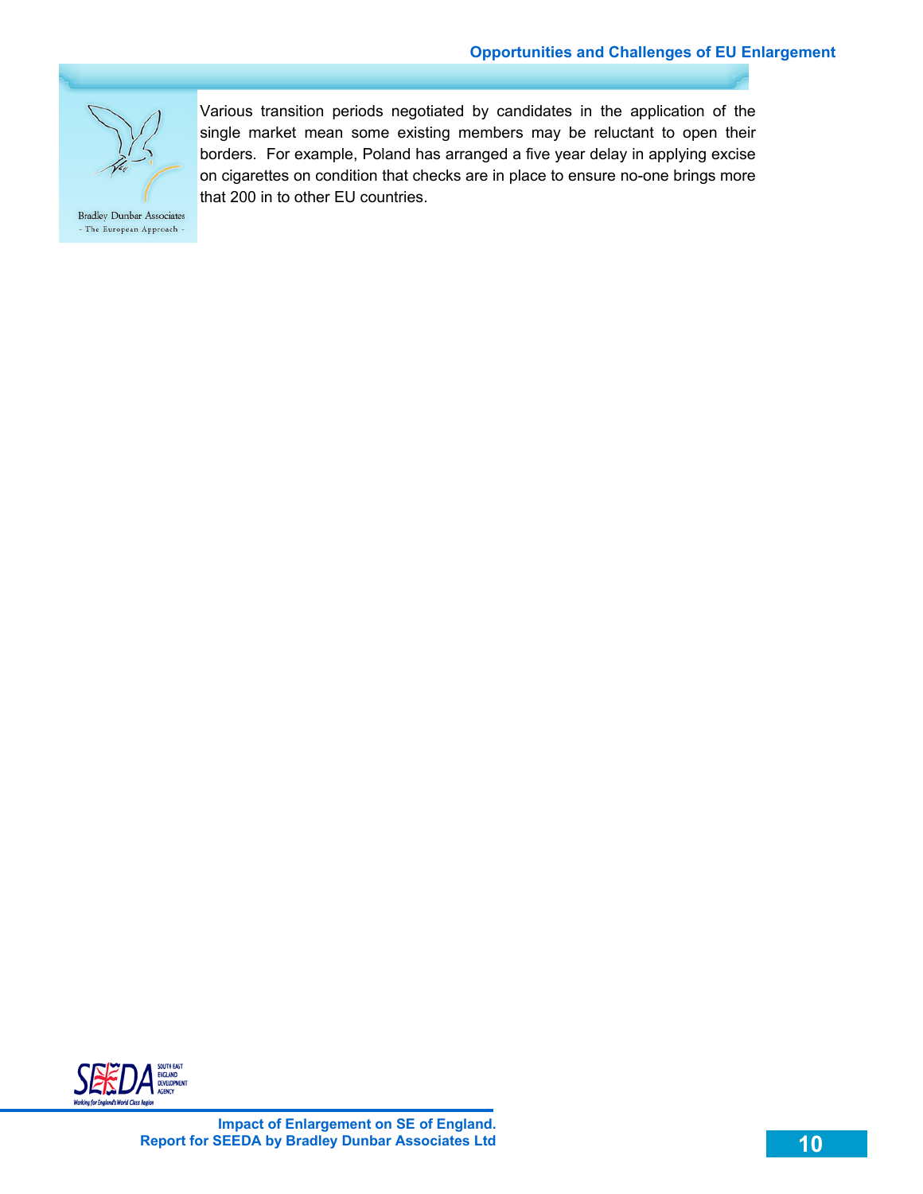Various transition periods negotiated by candidates in the application of the single market mean some existing members may be reluctant to open their borders.  For example, Poland has arranged a five year delay in applying excise on cigarettes on condition that checks are in place to ensure no-one brings more that 200 in to other EU countries.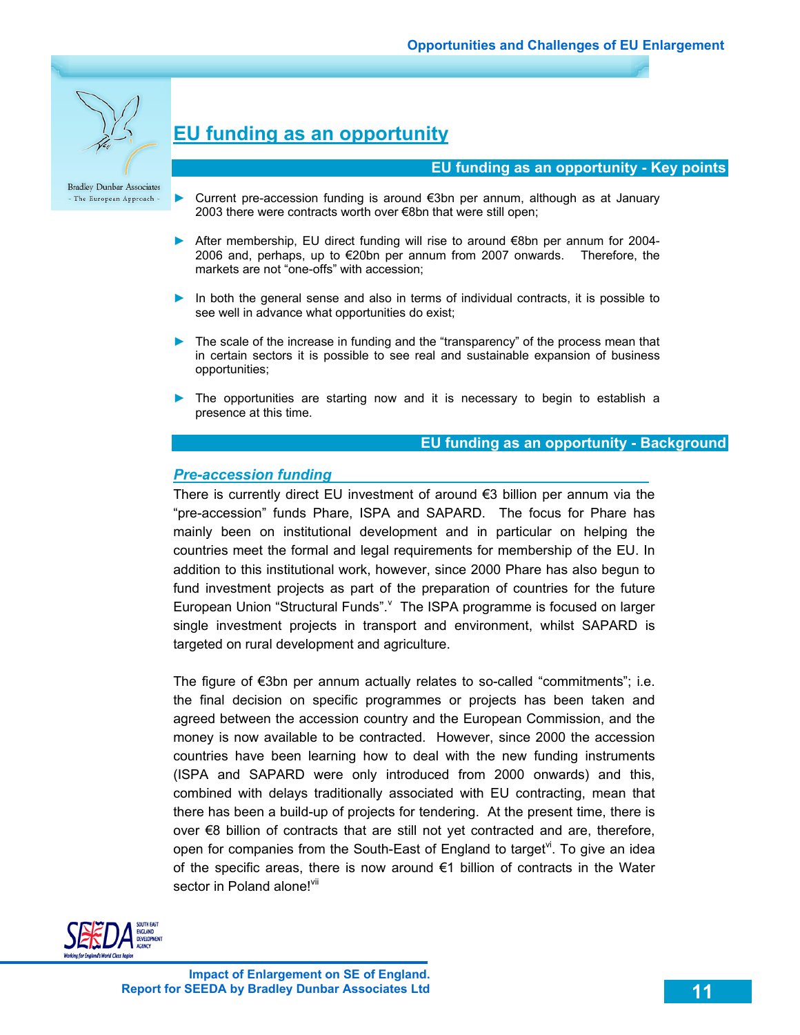# EU funding as an opportunity

## EU funding as an opportunity - Key points

- Current pre-accession funding is around €3bn per annum, although as at January 2003 there were contracts worth over €8bn that were still open;
- After membership, EU direct funding will rise to around €8bn per annum for 2004-2006 and, perhaps, up to €20bn per annum from 2007 onwards. Therefore, the markets are not "one-offs" with accession;
- In both the general sense and also in terms of individual contracts, it is possible to see well in advance what opportunities do exist;
- The scale of the increase in funding and the "transparency" of the process mean that in certain sectors it is possible to see real and sustainable expansion of business opportunities;
- The opportunities are starting now and it is necessary to begin to establish a presence at this time.

## EU funding as an opportunity - Background

### *Pre-accession funding*

There is currently direct EU investment of around €3 billion per annum via the "pre-accession" funds Phare, ISPA and SAPARD. The focus for Phare has mainly been on institutional development and in particular on helping the countries meet the formal and legal requirements for membership of the EU. In addition to this institutional work, however, since 2000 Phare has also begun to fund investment projects as part of the preparation of countries for the future European Union "Structural Funds".[v] The ISPA programme is focused on larger single investment projects in transport and environment, whilst SAPARD is targeted on rural development and agriculture.

The figure of €3bn per annum actually relates to so-called "commitments"; i.e. the final decision on specific programmes or projects has been taken and agreed between the accession country and the European Commission, and the money is now available to be contracted. However, since 2000 the accession countries have been learning how to deal with the new funding instruments (ISPA and SAPARD were only introduced from 2000 onwards) and this, combined with delays traditionally associated with EU contracting, mean that there has been a build-up of projects for tendering. At the present time, there is over €8 billion of contracts that are still not yet contracted and are, therefore, open for companies from the South-East of England to target[vi]. To give an idea of the specific areas, there is now around €1 billion of contracts in the Water sector in Poland alone![vii]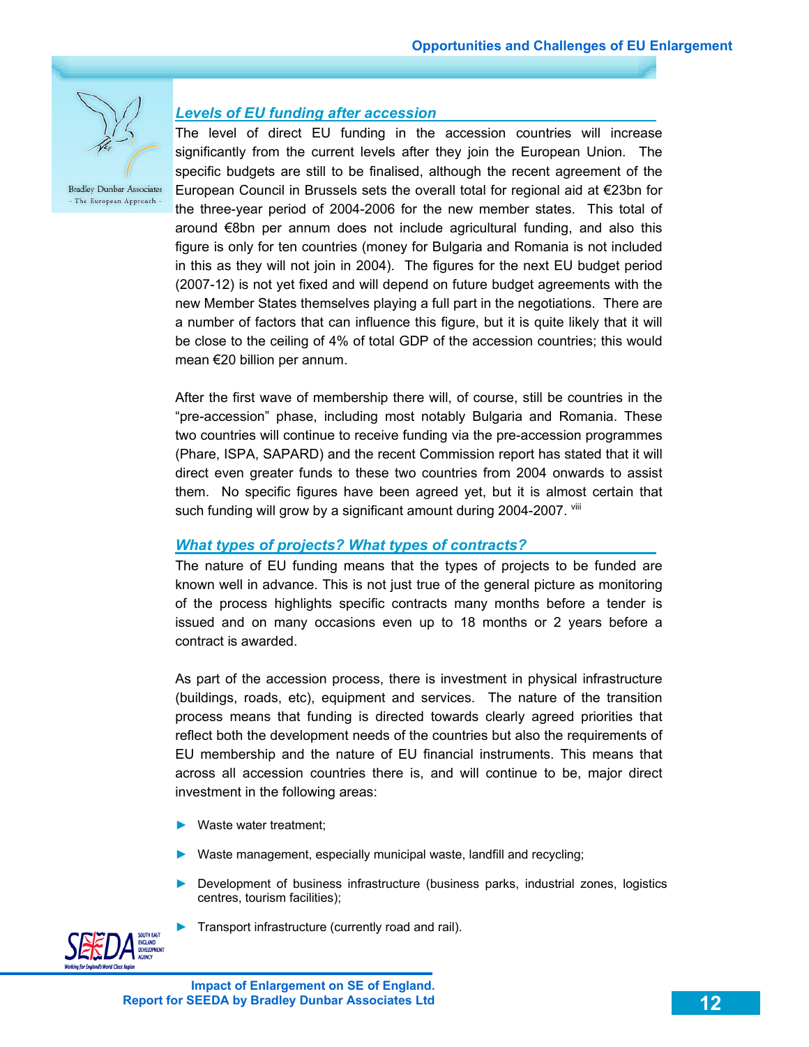### *Levels of EU funding after accession*

The level of direct EU funding in the accession countries will increase significantly from the current levels after they join the European Union. The specific budgets are still to be finalised, although the recent agreement of the European Council in Brussels sets the overall total for regional aid at €23bn for the three-year period of 2004-2006 for the new member states. This total of around €8bn per annum does not include agricultural funding, and also this figure is only for ten countries (money for Bulgaria and Romania is not included in this as they will not join in 2004). The figures for the next EU budget period (2007-12) is not yet fixed and will depend on future budget agreements with the new Member States themselves playing a full part in the negotiations. There are a number of factors that can influence this figure, but it is quite likely that it will be close to the ceiling of 4% of total GDP of the accession countries; this would mean €20 billion per annum.

After the first wave of membership there will, of course, still be countries in the "pre-accession" phase, including most notably Bulgaria and Romania. These two countries will continue to receive funding via the pre-accession programmes (Phare, ISPA, SAPARD) and the recent Commission report has stated that it will direct even greater funds to these two countries from 2004 onwards to assist them. No specific figures have been agreed yet, but it is almost certain that such funding will grow by a significant amount during 2004-2007. [viii]

### *What types of projects? What types of contracts?*

The nature of EU funding means that the types of projects to be funded are known well in advance. This is not just true of the general picture as monitoring of the process highlights specific contracts many months before a tender is issued and on many occasions even up to 18 months or 2 years before a contract is awarded.

As part of the accession process, there is investment in physical infrastructure (buildings, roads, etc), equipment and services. The nature of the transition process means that funding is directed towards clearly agreed priorities that reflect both the development needs of the countries but also the requirements of EU membership and the nature of EU financial instruments. This means that across all accession countries there is, and will continue to be, major direct investment in the following areas:

- Waste water treatment;
- Waste management, especially municipal waste, landfill and recycling;
- Development of business infrastructure (business parks, industrial zones, logistics centres, tourism facilities);
- Transport infrastructure (currently road and rail).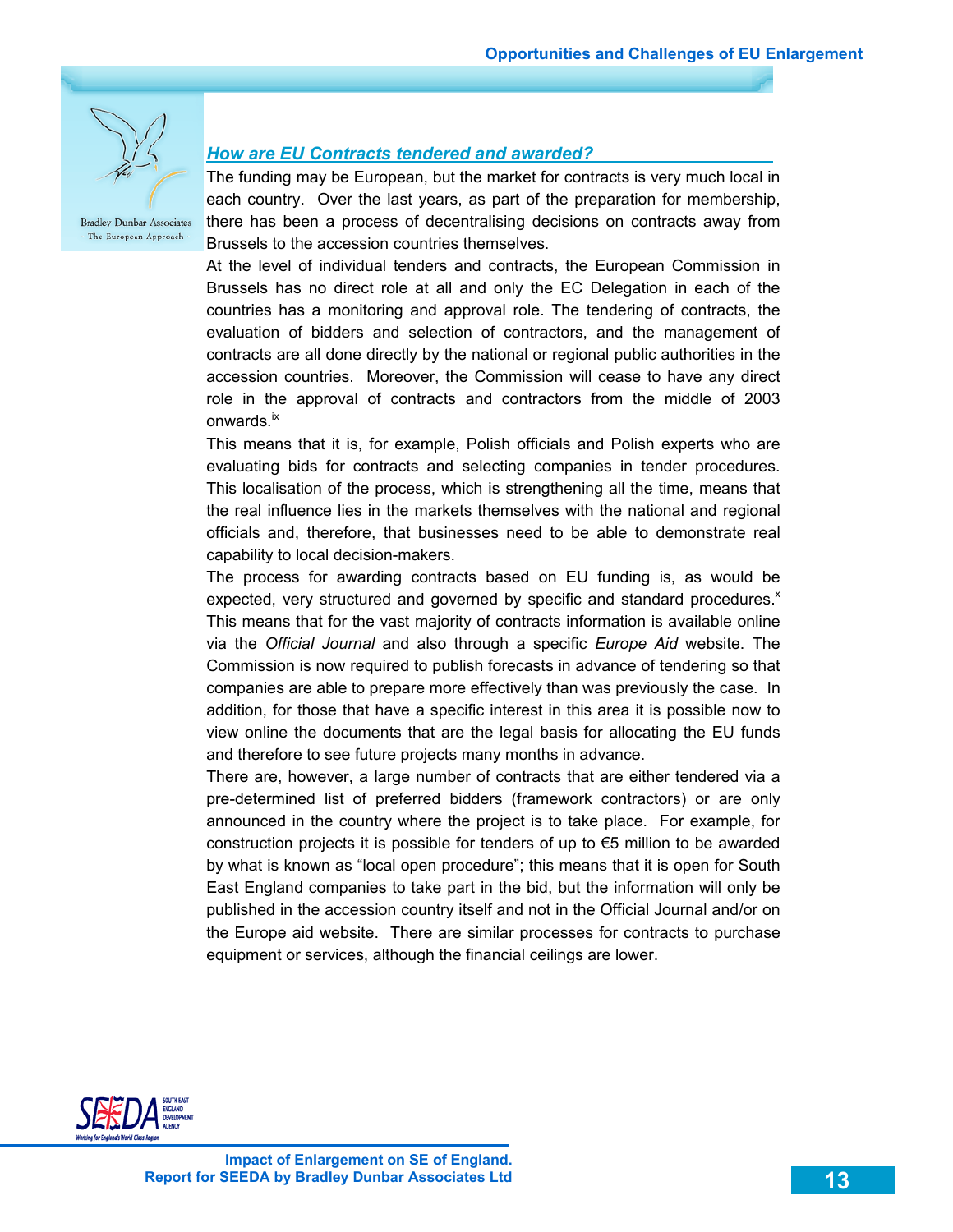### *How are EU Contracts tendered and awarded?*

The funding may be European, but the market for contracts is very much local in each country. Over the last years, as part of the preparation for membership, there has been a process of decentralising decisions on contracts away from Brussels to the accession countries themselves.

At the level of individual tenders and contracts, the European Commission in Brussels has no direct role at all and only the EC Delegation in each of the countries has a monitoring and approval role. The tendering of contracts, the evaluation of bidders and selection of contractors, and the management of contracts are all done directly by the national or regional public authorities in the accession countries. Moreover, the Commission will cease to have any direct role in the approval of contracts and contractors from the middle of 2003 onwards.[ix]

This means that it is, for example, Polish officials and Polish experts who are evaluating bids for contracts and selecting companies in tender procedures. This localisation of the process, which is strengthening all the time, means that the real influence lies in the markets themselves with the national and regional officials and, therefore, that businesses need to be able to demonstrate real capability to local decision-makers.

The process for awarding contracts based on EU funding is, as would be expected, very structured and governed by specific and standard procedures.[x] This means that for the vast majority of contracts information is available online via the *Official Journal* and also through a specific *Europe Aid* website. The Commission is now required to publish forecasts in advance of tendering so that companies are able to prepare more effectively than was previously the case. In addition, for those that have a specific interest in this area it is possible now to view online the documents that are the legal basis for allocating the EU funds and therefore to see future projects many months in advance.

There are, however, a large number of contracts that are either tendered via a pre-determined list of preferred bidders (framework contractors) or are only announced in the country where the project is to take place. For example, for construction projects it is possible for tenders of up to €5 million to be awarded by what is known as "local open procedure"; this means that it is open for South East England companies to take part in the bid, but the information will only be published in the accession country itself and not in the Official Journal and/or on the Europe aid website. There are similar processes for contracts to purchase equipment or services, although the financial ceilings are lower.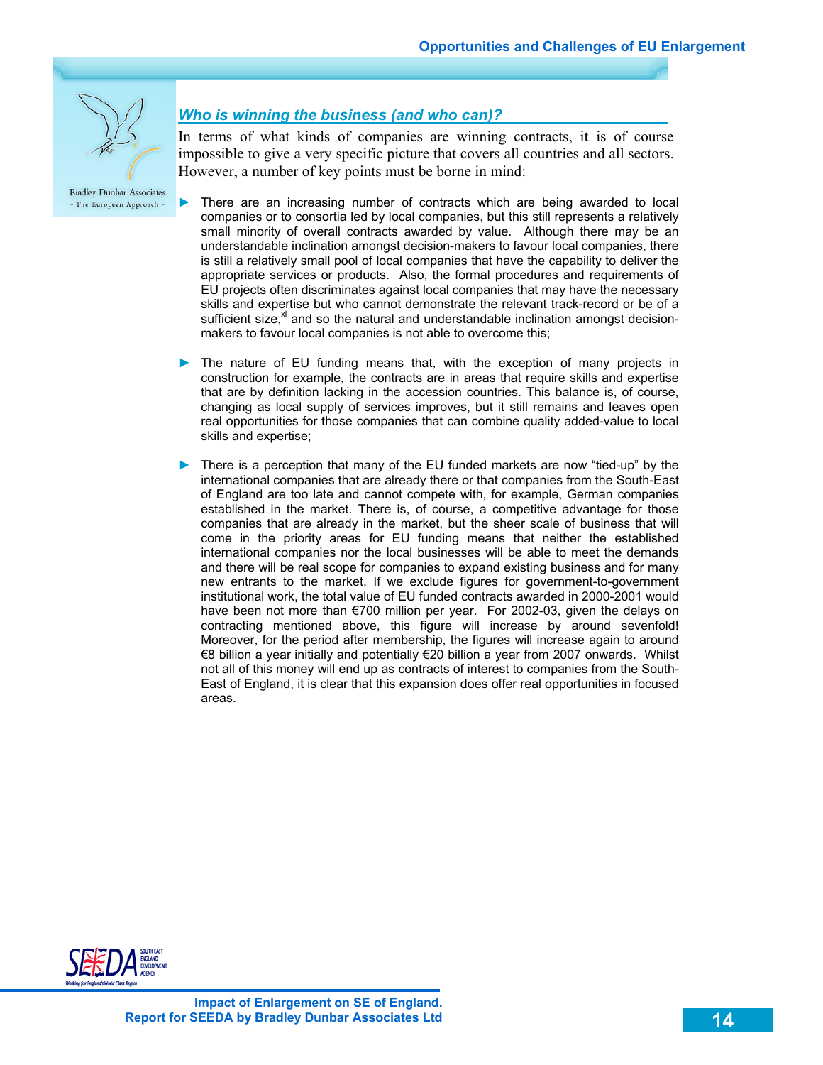## *Who is winning the business (and who can)?*

In terms of what kinds of companies are winning contracts, it is of course impossible to give a very specific picture that covers all countries and all sectors. However, a number of key points must be borne in mind:

- There are an increasing number of contracts which are being awarded to local companies or to consortia led by local companies, but this still represents a relatively small minority of overall contracts awarded by value. Although there may be an understandable inclination amongst decision-makers to favour local companies, there is still a relatively small pool of local companies that have the capability to deliver the appropriate services or products. Also, the formal procedures and requirements of EU projects often discriminates against local companies that may have the necessary skills and expertise but who cannot demonstrate the relevant track-record or be of a sufficient size,[xi] and so the natural and understandable inclination amongst decision-makers to favour local companies is not able to overcome this;

- The nature of EU funding means that, with the exception of many projects in construction for example, the contracts are in areas that require skills and expertise that are by definition lacking in the accession countries. This balance is, of course, changing as local supply of services improves, but it still remains and leaves open real opportunities for those companies that can combine quality added-value to local skills and expertise;

- There is a perception that many of the EU funded markets are now "tied-up" by the international companies that are already there or that companies from the South-East of England are too late and cannot compete with, for example, German companies established in the market. There is, of course, a competitive advantage for those companies that are already in the market, but the sheer scale of business that will come in the priority areas for EU funding means that neither the established international companies nor the local businesses will be able to meet the demands and there will be real scope for companies to expand existing business and for many new entrants to the market. If we exclude figures for government-to-government institutional work, the total value of EU funded contracts awarded in 2000-2001 would have been not more than €700 million per year. For 2002-03, given the delays on contracting mentioned above, this figure will increase by around sevenfold! Moreover, for the period after membership, the figures will increase again to around €8 billion a year initially and potentially €20 billion a year from 2007 onwards. Whilst not all of this money will end up as contracts of interest to companies from the South-East of England, it is clear that this expansion does offer real opportunities in focused areas.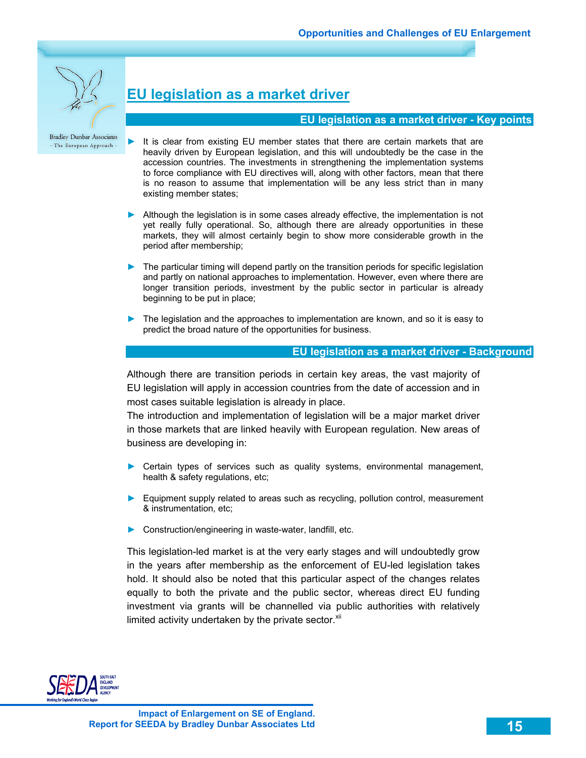## EU legislation as a market driver

### EU legislation as a market driver - Key points

- It is clear from existing EU member states that there are certain markets that are heavily driven by European legislation, and this will undoubtedly be the case in the accession countries. The investments in strengthening the implementation systems to force compliance with EU directives will, along with other factors, mean that there is no reason to assume that implementation will be any less strict than in many existing member states;

- Although the legislation is in some cases already effective, the implementation is not yet really fully operational. So, although there are already opportunities in these markets, they will almost certainly begin to show more considerable growth in the period after membership;

- The particular timing will depend partly on the transition periods for specific legislation and partly on national approaches to implementation. However, even where there are longer transition periods, investment by the public sector in particular is already beginning to be put in place;

- The legislation and the approaches to implementation are known, and so it is easy to predict the broad nature of the opportunities for business.

### EU legislation as a market driver - Background

Although there are transition periods in certain key areas, the vast majority of EU legislation will apply in accession countries from the date of accession and in most cases suitable legislation is already in place.

The introduction and implementation of legislation will be a major market driver in those markets that are linked heavily with European regulation. New areas of business are developing in:

- Certain types of services such as quality systems, environmental management, health & safety regulations, etc;

- Equipment supply related to areas such as recycling, pollution control, measurement & instrumentation, etc;

- Construction/engineering in waste-water, landfill, etc.

This legislation-led market is at the very early stages and will undoubtedly grow in the years after membership as the enforcement of EU-led legislation takes hold. It should also be noted that this particular aspect of the changes relates equally to both the private and the public sector, whereas direct EU funding investment via grants will be channelled via public authorities with relatively limited activity undertaken by the private sector.[xii]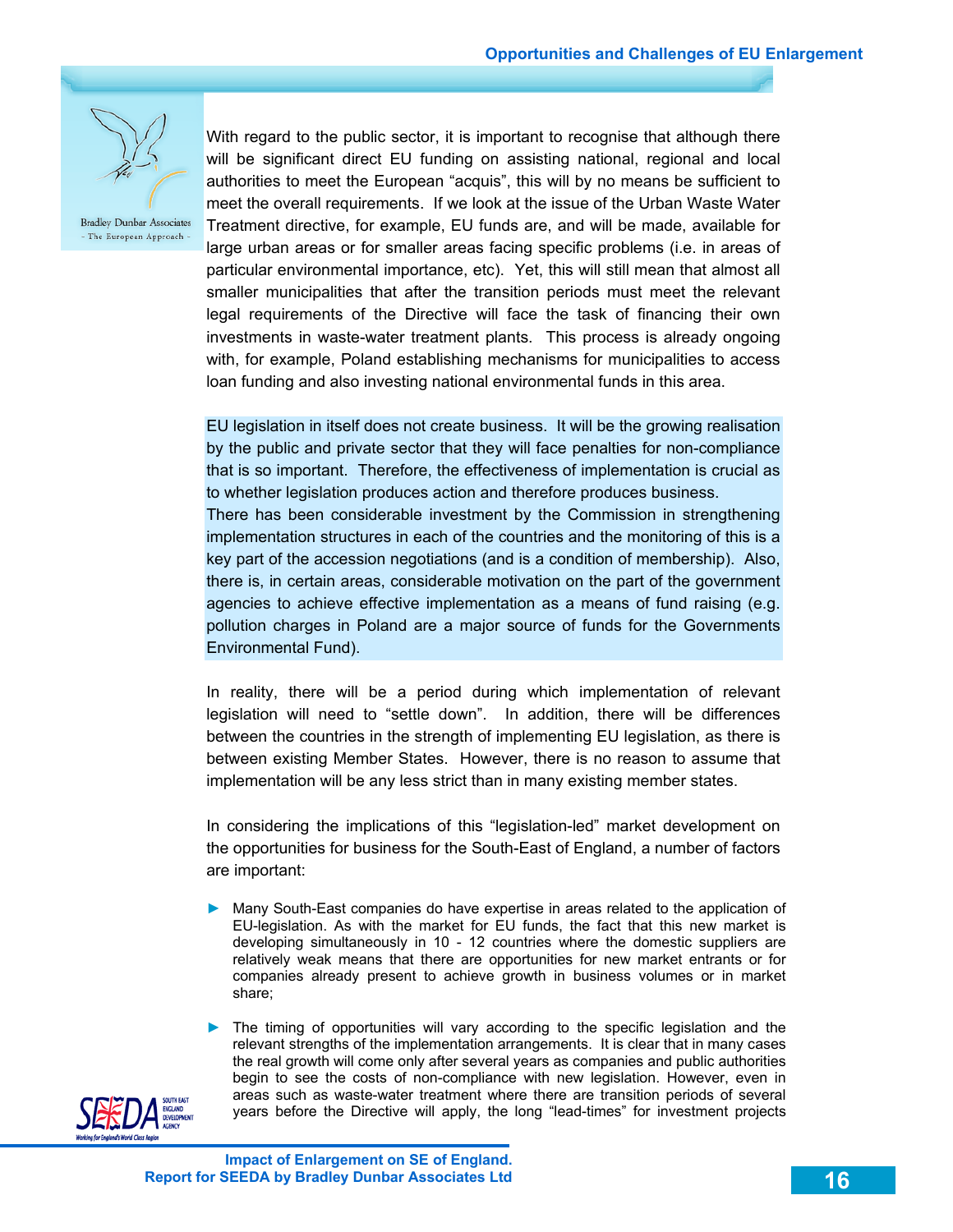With regard to the public sector, it is important to recognise that although there will be significant direct EU funding on assisting national, regional and local authorities to meet the European "acquis", this will by no means be sufficient to meet the overall requirements. If we look at the issue of the Urban Waste Water Treatment directive, for example, EU funds are, and will be made, available for large urban areas or for smaller areas facing specific problems (i.e. in areas of particular environmental importance, etc). Yet, this will still mean that almost all smaller municipalities that after the transition periods must meet the relevant legal requirements of the Directive will face the task of financing their own investments in waste-water treatment plants. This process is already ongoing with, for example, Poland establishing mechanisms for municipalities to access loan funding and also investing national environmental funds in this area.

EU legislation in itself does not create business. It will be the growing realisation by the public and private sector that they will face penalties for non-compliance that is so important. Therefore, the effectiveness of implementation is crucial as to whether legislation produces action and therefore produces business.
There has been considerable investment by the Commission in strengthening implementation structures in each of the countries and the monitoring of this is a key part of the accession negotiations (and is a condition of membership). Also, there is, in certain areas, considerable motivation on the part of the government agencies to achieve effective implementation as a means of fund raising (e.g. pollution charges in Poland are a major source of funds for the Governments Environmental Fund).

In reality, there will be a period during which implementation of relevant legislation will need to "settle down". In addition, there will be differences between the countries in the strength of implementing EU legislation, as there is between existing Member States. However, there is no reason to assume that implementation will be any less strict than in many existing member states.

In considering the implications of this "legislation-led" market development on the opportunities for business for the South-East of England, a number of factors are important:

- Many South-East companies do have expertise in areas related to the application of EU-legislation. As with the market for EU funds, the fact that this new market is developing simultaneously in 10 - 12 countries where the domestic suppliers are relatively weak means that there are opportunities for new market entrants or for companies already present to achieve growth in business volumes or in market share;

- The timing of opportunities will vary according to the specific legislation and the relevant strengths of the implementation arrangements. It is clear that in many cases the real growth will come only after several years as companies and public authorities begin to see the costs of non-compliance with new legislation. However, even in areas such as waste-water treatment where there are transition periods of several years before the Directive will apply, the long "lead-times" for investment projects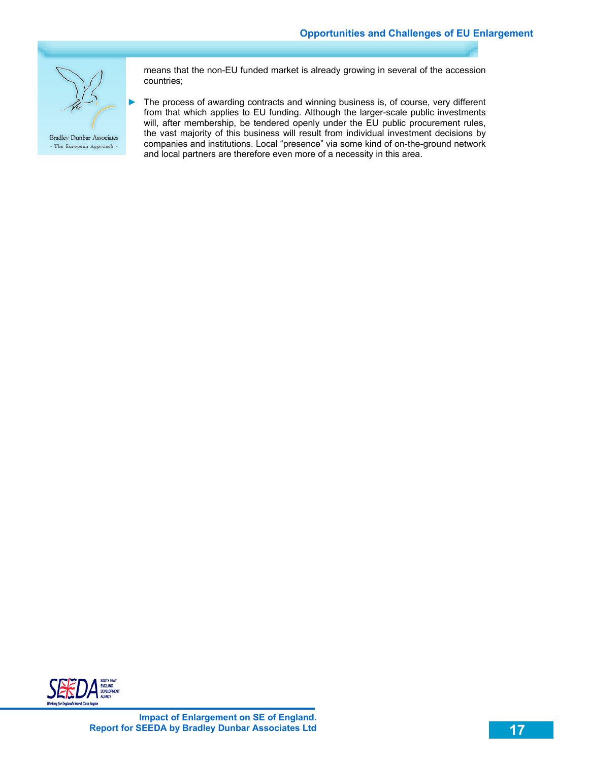means that the non-EU funded market is already growing in several of the accession countries;

- The process of awarding contracts and winning business is, of course, very different from that which applies to EU funding. Although the larger-scale public investments will, after membership, be tendered openly under the EU public procurement rules, the vast majority of this business will result from individual investment decisions by companies and institutions. Local "presence" via some kind of on-the-ground network and local partners are therefore even more of a necessity in this area.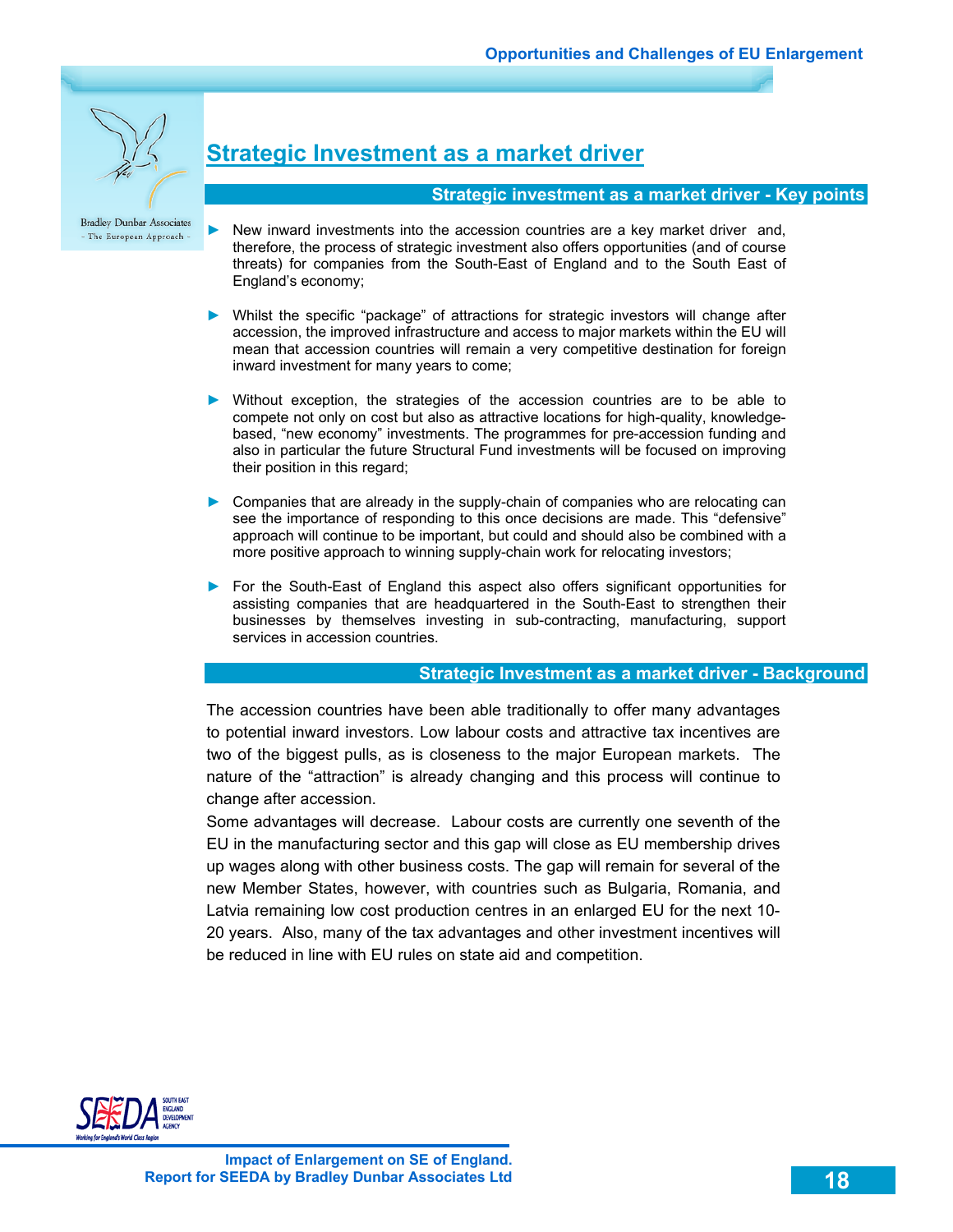## Strategic Investment as a market driver

### Strategic investment as a market driver - Key points

- New inward investments into the accession countries are a key market driver and, therefore, the process of strategic investment also offers opportunities (and of course threats) for companies from the South-East of England and to the South East of England's economy;

- Whilst the specific "package" of attractions for strategic investors will change after accession, the improved infrastructure and access to major markets within the EU will mean that accession countries will remain a very competitive destination for foreign inward investment for many years to come;

- Without exception, the strategies of the accession countries are to be able to compete not only on cost but also as attractive locations for high-quality, knowledge-based, "new economy" investments. The programmes for pre-accession funding and also in particular the future Structural Fund investments will be focused on improving their position in this regard;

- Companies that are already in the supply-chain of companies who are relocating can see the importance of responding to this once decisions are made. This "defensive" approach will continue to be important, but could and should also be combined with a more positive approach to winning supply-chain work for relocating investors;

- For the South-East of England this aspect also offers significant opportunities for assisting companies that are headquartered in the South-East to strengthen their businesses by themselves investing in sub-contracting, manufacturing, support services in accession countries.

### Strategic Investment as a market driver - Background

The accession countries have been able traditionally to offer many advantages to potential inward investors. Low labour costs and attractive tax incentives are two of the biggest pulls, as is closeness to the major European markets. The nature of the "attraction" is already changing and this process will continue to change after accession.

Some advantages will decrease. Labour costs are currently one seventh of the EU in the manufacturing sector and this gap will close as EU membership drives up wages along with other business costs. The gap will remain for several of the new Member States, however, with countries such as Bulgaria, Romania, and Latvia remaining low cost production centres in an enlarged EU for the next 10-20 years. Also, many of the tax advantages and other investment incentives will be reduced in line with EU rules on state aid and competition.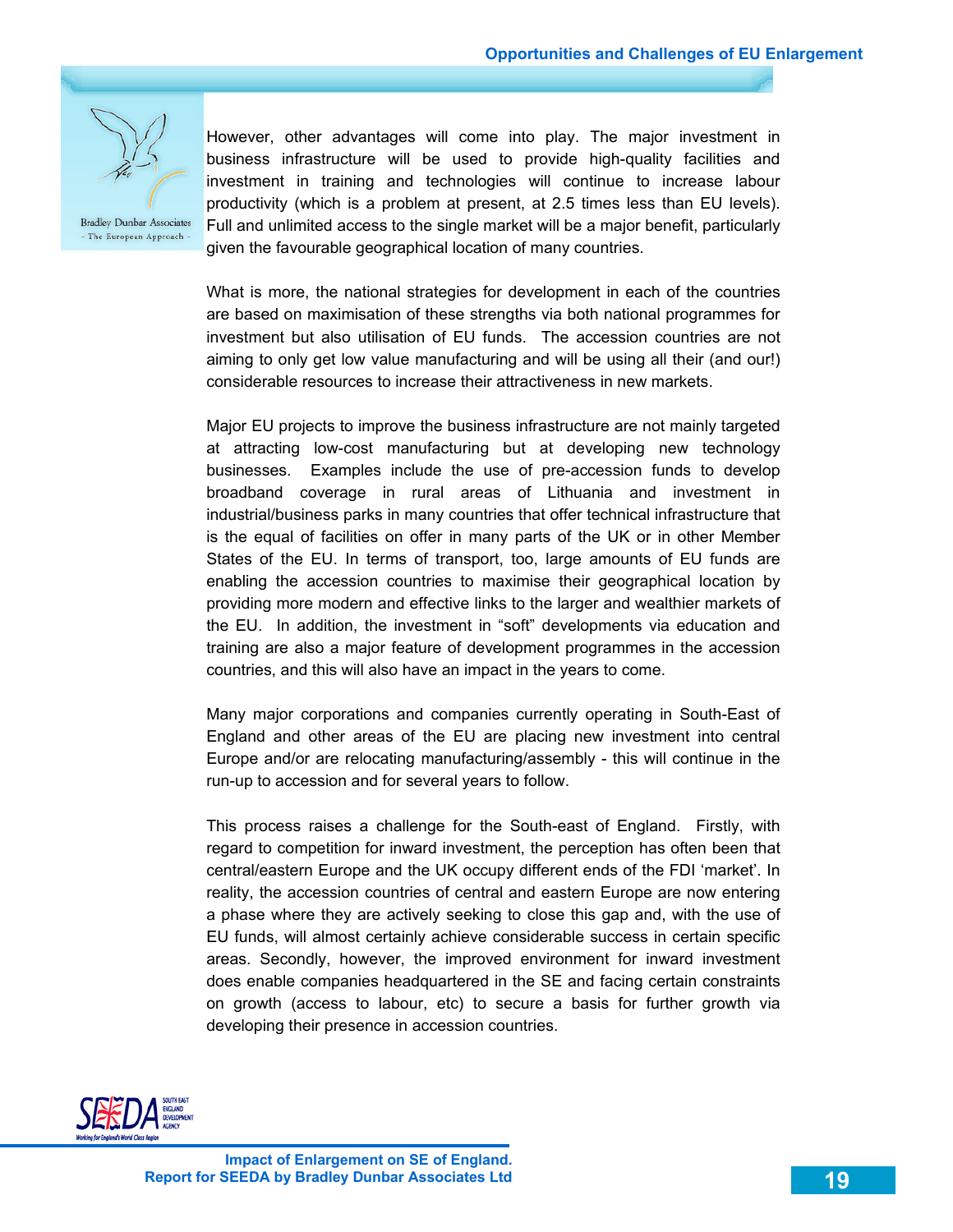However, other advantages will come into play. The major investment in business infrastructure will be used to provide high-quality facilities and investment in training and technologies will continue to increase labour productivity (which is a problem at present, at 2.5 times less than EU levels). Full and unlimited access to the single market will be a major benefit, particularly given the favourable geographical location of many countries.

What is more, the national strategies for development in each of the countries are based on maximisation of these strengths via both national programmes for investment but also utilisation of EU funds. The accession countries are not aiming to only get low value manufacturing and will be using all their (and our!) considerable resources to increase their attractiveness in new markets.

Major EU projects to improve the business infrastructure are not mainly targeted at attracting low-cost manufacturing but at developing new technology businesses. Examples include the use of pre-accession funds to develop broadband coverage in rural areas of Lithuania and investment in industrial/business parks in many countries that offer technical infrastructure that is the equal of facilities on offer in many parts of the UK or in other Member States of the EU. In terms of transport, too, large amounts of EU funds are enabling the accession countries to maximise their geographical location by providing more modern and effective links to the larger and wealthier markets of the EU. In addition, the investment in "soft" developments via education and training are also a major feature of development programmes in the accession countries, and this will also have an impact in the years to come.

Many major corporations and companies currently operating in South-East of England and other areas of the EU are placing new investment into central Europe and/or are relocating manufacturing/assembly - this will continue in the run-up to accession and for several years to follow.

This process raises a challenge for the South-east of England. Firstly, with regard to competition for inward investment, the perception has often been that central/eastern Europe and the UK occupy different ends of the FDI 'market'. In reality, the accession countries of central and eastern Europe are now entering a phase where they are actively seeking to close this gap and, with the use of EU funds, will almost certainly achieve considerable success in certain specific areas. Secondly, however, the improved environment for inward investment does enable companies headquartered in the SE and facing certain constraints on growth (access to labour, etc) to secure a basis for further growth via developing their presence in accession countries.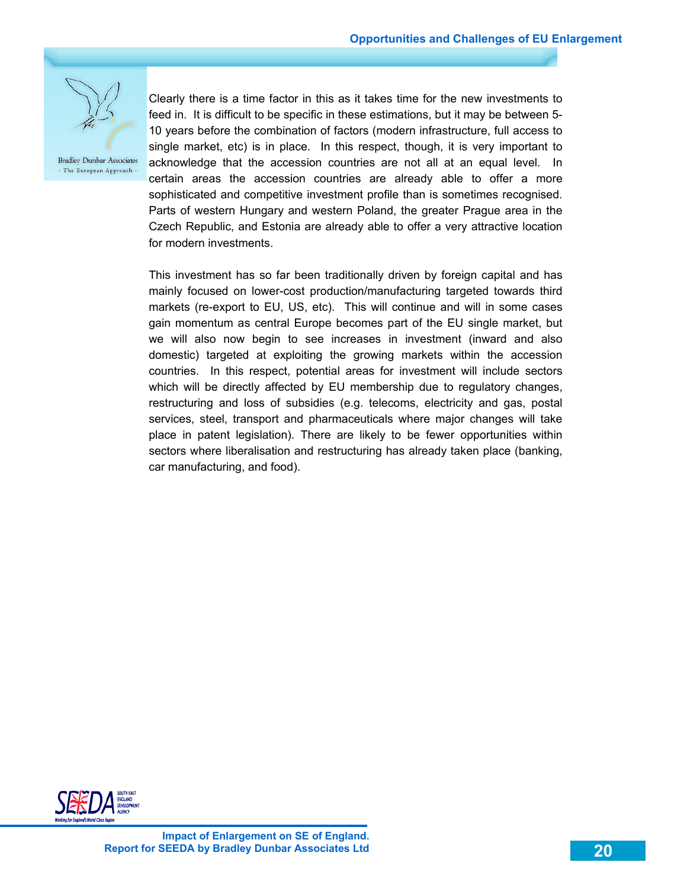Clearly there is a time factor in this as it takes time for the new investments to feed in. It is difficult to be specific in these estimations, but it may be between 5-10 years before the combination of factors (modern infrastructure, full access to single market, etc) is in place. In this respect, though, it is very important to acknowledge that the accession countries are not all at an equal level. In certain areas the accession countries are already able to offer a more sophisticated and competitive investment profile than is sometimes recognised. Parts of western Hungary and western Poland, the greater Prague area in the Czech Republic, and Estonia are already able to offer a very attractive location for modern investments.

This investment has so far been traditionally driven by foreign capital and has mainly focused on lower-cost production/manufacturing targeted towards third markets (re-export to EU, US, etc). This will continue and will in some cases gain momentum as central Europe becomes part of the EU single market, but we will also now begin to see increases in investment (inward and also domestic) targeted at exploiting the growing markets within the accession countries. In this respect, potential areas for investment will include sectors which will be directly affected by EU membership due to regulatory changes, restructuring and loss of subsidies (e.g. telecoms, electricity and gas, postal services, steel, transport and pharmaceuticals where major changes will take place in patent legislation). There are likely to be fewer opportunities within sectors where liberalisation and restructuring has already taken place (banking, car manufacturing, and food).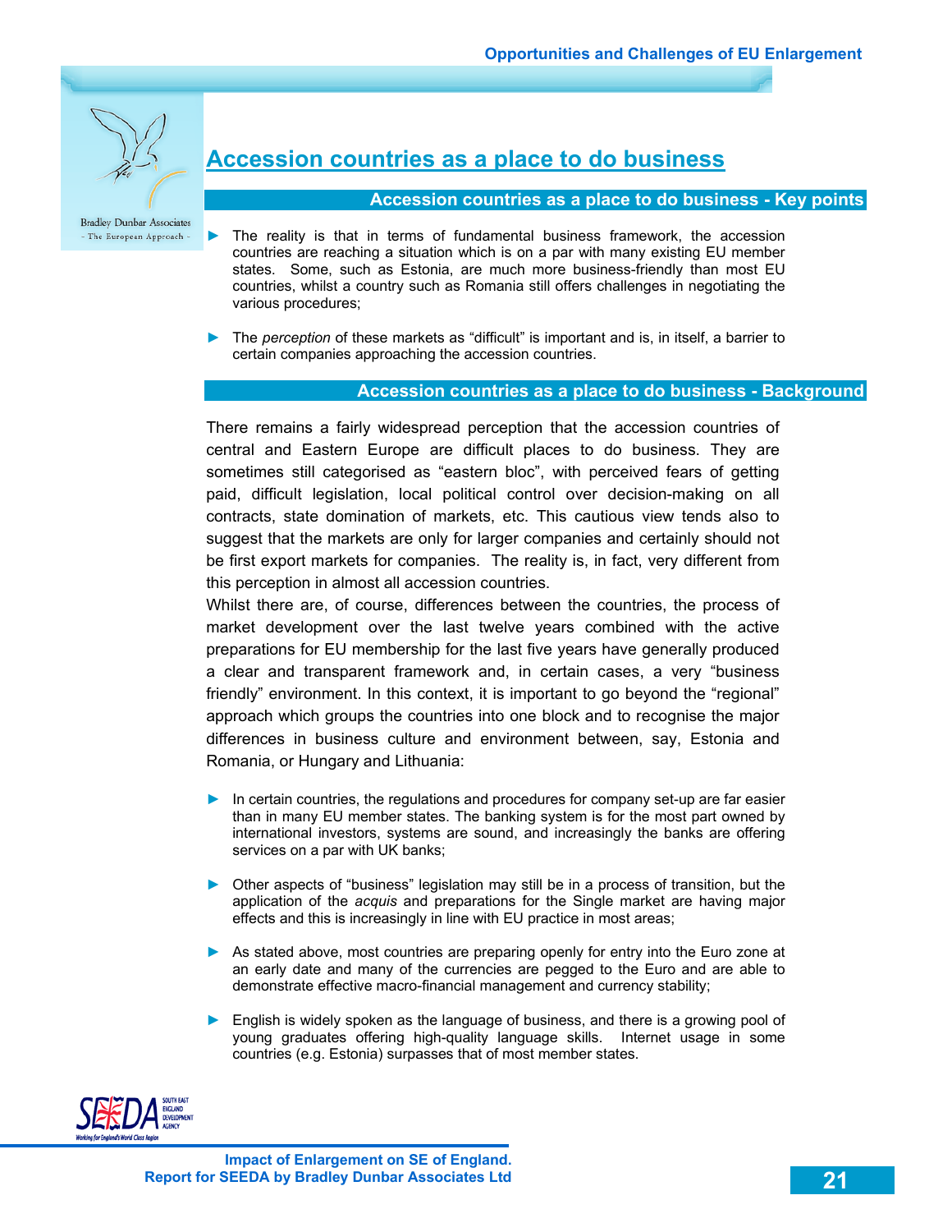# Accession countries as a place to do business

## Accession countries as a place to do business - Key points

- The reality is that in terms of fundamental business framework, the accession countries are reaching a situation which is on a par with many existing EU member states. Some, such as Estonia, are much more business-friendly than most EU countries, whilst a country such as Romania still offers challenges in negotiating the various procedures;
- The *perception* of these markets as "difficult" is important and is, in itself, a barrier to certain companies approaching the accession countries.

## Accession countries as a place to do business - Background

There remains a fairly widespread perception that the accession countries of central and Eastern Europe are difficult places to do business. They are sometimes still categorised as "eastern bloc", with perceived fears of getting paid, difficult legislation, local political control over decision-making on all contracts, state domination of markets, etc. This cautious view tends also to suggest that the markets are only for larger companies and certainly should not be first export markets for companies. The reality is, in fact, very different from this perception in almost all accession countries.

Whilst there are, of course, differences between the countries, the process of market development over the last twelve years combined with the active preparations for EU membership for the last five years have generally produced a clear and transparent framework and, in certain cases, a very "business friendly" environment. In this context, it is important to go beyond the "regional" approach which groups the countries into one block and to recognise the major differences in business culture and environment between, say, Estonia and Romania, or Hungary and Lithuania:

- In certain countries, the regulations and procedures for company set-up are far easier than in many EU member states. The banking system is for the most part owned by international investors, systems are sound, and increasingly the banks are offering services on a par with UK banks;
- Other aspects of "business" legislation may still be in a process of transition, but the application of the *acquis* and preparations for the Single market are having major effects and this is increasingly in line with EU practice in most areas;
- As stated above, most countries are preparing openly for entry into the Euro zone at an early date and many of the currencies are pegged to the Euro and are able to demonstrate effective macro-financial management and currency stability;
- English is widely spoken as the language of business, and there is a growing pool of young graduates offering high-quality language skills. Internet usage in some countries (e.g. Estonia) surpasses that of most member states.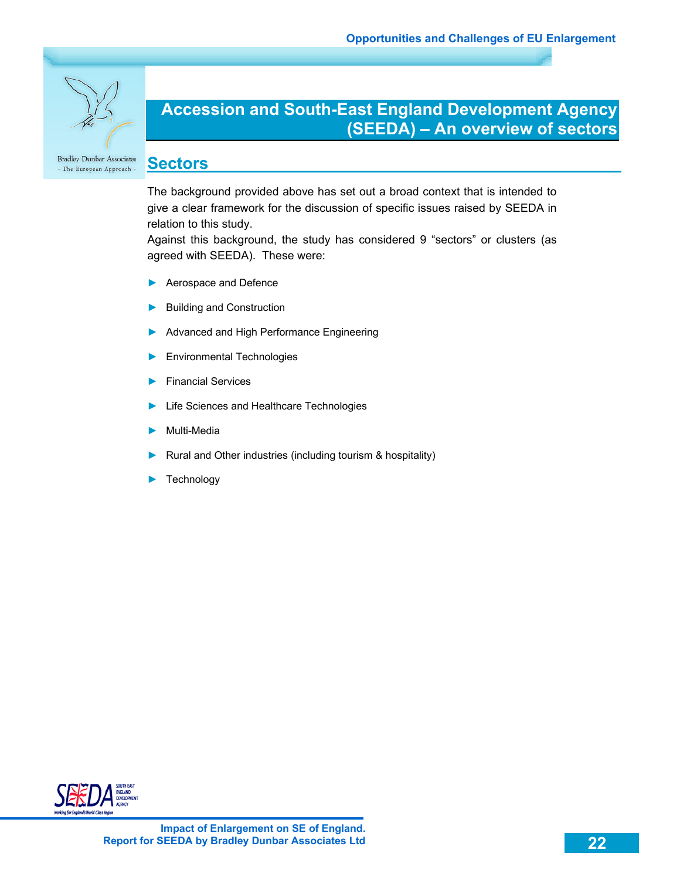# Accession and South-East England Development Agency (SEEDA) – An overview of sectors

## Sectors

The background provided above has set out a broad context that is intended to give a clear framework for the discussion of specific issues raised by SEEDA in relation to this study.

Against this background, the study has considered 9 "sectors" or clusters (as agreed with SEEDA). These were:

- Aerospace and Defence
- Building and Construction
- Advanced and High Performance Engineering
- Environmental Technologies
- Financial Services
- Life Sciences and Healthcare Technologies
- Multi-Media
- Rural and Other industries (including tourism & hospitality)
- Technology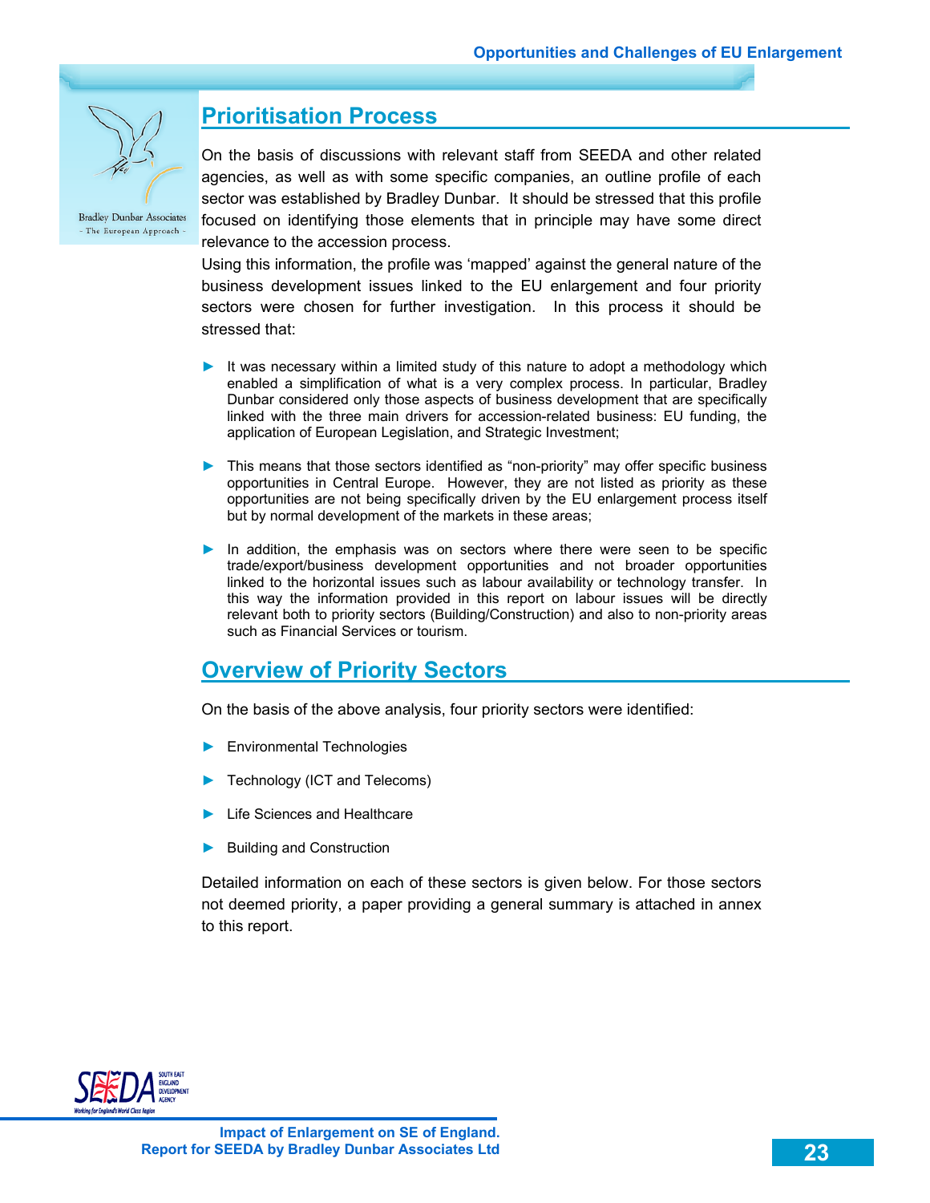## Prioritisation Process

On the basis of discussions with relevant staff from SEEDA and other related agencies, as well as with some specific companies, an outline profile of each sector was established by Bradley Dunbar. It should be stressed that this profile focused on identifying those elements that in principle may have some direct relevance to the accession process.

Using this information, the profile was 'mapped' against the general nature of the business development issues linked to the EU enlargement and four priority sectors were chosen for further investigation. In this process it should be stressed that:

- It was necessary within a limited study of this nature to adopt a methodology which enabled a simplification of what is a very complex process. In particular, Bradley Dunbar considered only those aspects of business development that are specifically linked with the three main drivers for accession-related business: EU funding, the application of European Legislation, and Strategic Investment;
- This means that those sectors identified as "non-priority" may offer specific business opportunities in Central Europe. However, they are not listed as priority as these opportunities are not being specifically driven by the EU enlargement process itself but by normal development of the markets in these areas;
- In addition, the emphasis was on sectors where there were seen to be specific trade/export/business development opportunities and not broader opportunities linked to the horizontal issues such as labour availability or technology transfer. In this way the information provided in this report on labour issues will be directly relevant both to priority sectors (Building/Construction) and also to non-priority areas such as Financial Services or tourism.

## Overview of Priority Sectors

On the basis of the above analysis, four priority sectors were identified:

- Environmental Technologies
- Technology (ICT and Telecoms)
- Life Sciences and Healthcare
- Building and Construction

Detailed information on each of these sectors is given below. For those sectors not deemed priority, a paper providing a general summary is attached in annex to this report.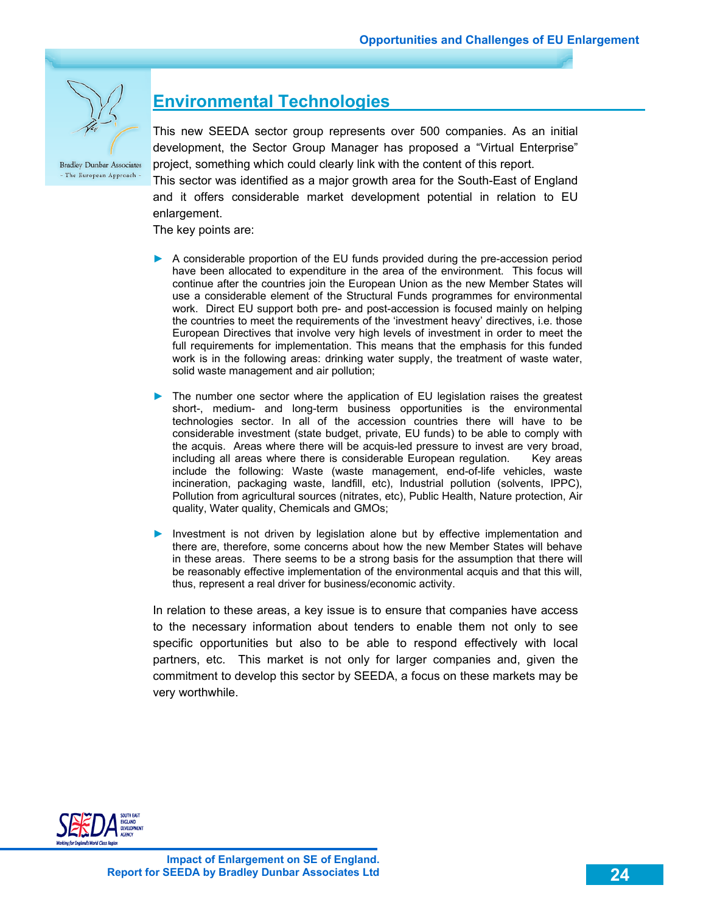## Environmental Technologies

This new SEEDA sector group represents over 500 companies. As an initial development, the Sector Group Manager has proposed a "Virtual Enterprise" project, something which could clearly link with the content of this report.

This sector was identified as a major growth area for the South-East of England and it offers considerable market development potential in relation to EU enlargement.

The key points are:

- A considerable proportion of the EU funds provided during the pre-accession period have been allocated to expenditure in the area of the environment. This focus will continue after the countries join the European Union as the new Member States will use a considerable element of the Structural Funds programmes for environmental work. Direct EU support both pre- and post-accession is focused mainly on helping the countries to meet the requirements of the 'investment heavy' directives, i.e. those European Directives that involve very high levels of investment in order to meet the full requirements for implementation. This means that the emphasis for this funded work is in the following areas: drinking water supply, the treatment of waste water, solid waste management and air pollution;

- The number one sector where the application of EU legislation raises the greatest short-, medium- and long-term business opportunities is the environmental technologies sector. In all of the accession countries there will have to be considerable investment (state budget, private, EU funds) to be able to comply with the acquis. Areas where there will be acquis-led pressure to invest are very broad, including all areas where there is considerable European regulation. Key areas include the following: Waste (waste management, end-of-life vehicles, waste incineration, packaging waste, landfill, etc), Industrial pollution (solvents, IPPC), Pollution from agricultural sources (nitrates, etc), Public Health, Nature protection, Air quality, Water quality, Chemicals and GMOs;

- Investment is not driven by legislation alone but by effective implementation and there are, therefore, some concerns about how the new Member States will behave in these areas. There seems to be a strong basis for the assumption that there will be reasonably effective implementation of the environmental acquis and that this will, thus, represent a real driver for business/economic activity.

In relation to these areas, a key issue is to ensure that companies have access to the necessary information about tenders to enable them not only to see specific opportunities but also to be able to respond effectively with local partners, etc. This market is not only for larger companies and, given the commitment to develop this sector by SEEDA, a focus on these markets may be very worthwhile.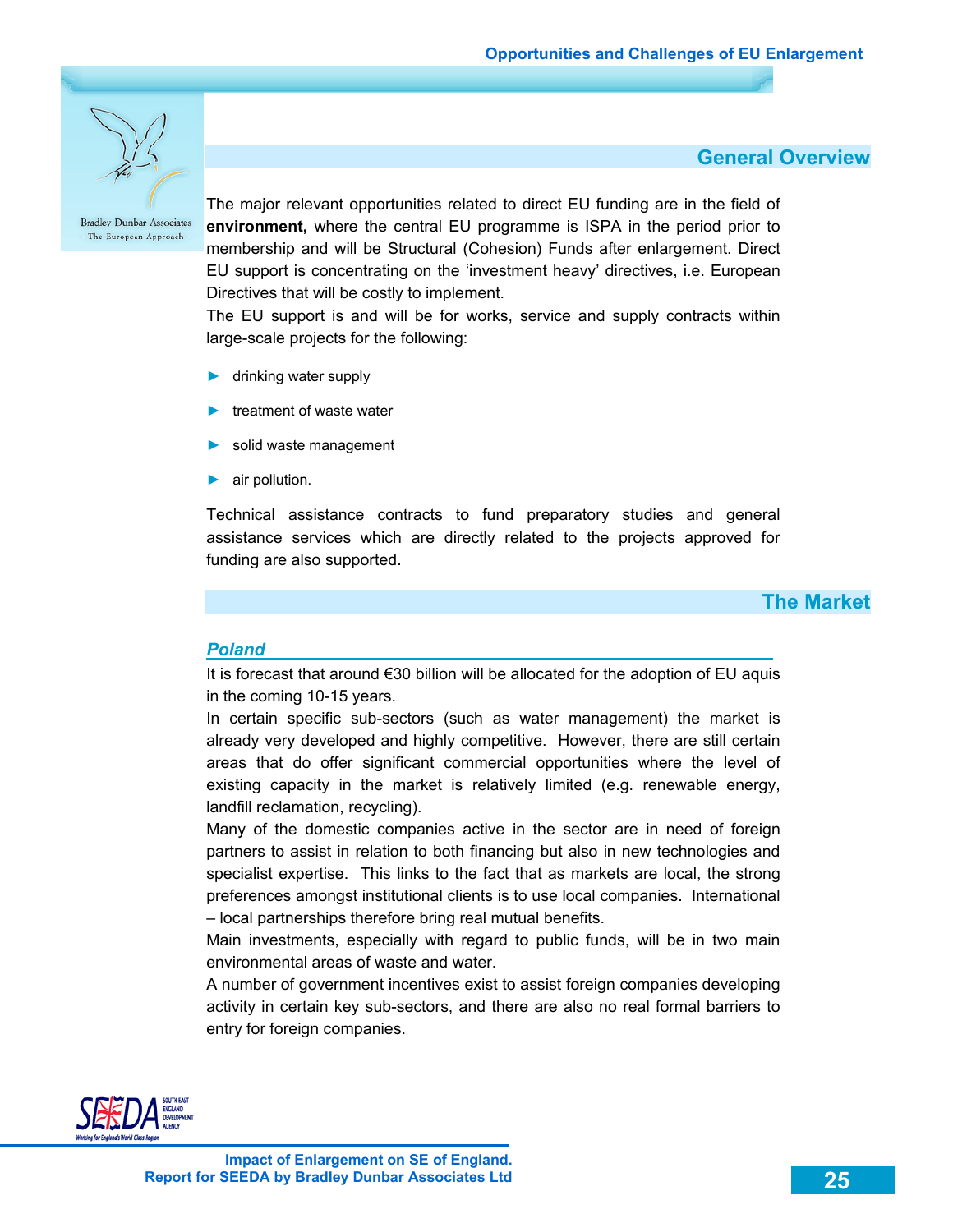## General Overview

The major relevant opportunities related to direct EU funding are in the field of **environment,** where the central EU programme is ISPA in the period prior to membership and will be Structural (Cohesion) Funds after enlargement. Direct EU support is concentrating on the 'investment heavy' directives, i.e. European Directives that will be costly to implement.

The EU support is and will be for works, service and supply contracts within large-scale projects for the following:

- drinking water supply
- treatment of waste water
- solid waste management
- air pollution.

Technical assistance contracts to fund preparatory studies and general assistance services which are directly related to the projects approved for funding are also supported.

## The Market

### *Poland*

It is forecast that around €30 billion will be allocated for the adoption of EU aquis in the coming 10-15 years.

In certain specific sub-sectors (such as water management) the market is already very developed and highly competitive. However, there are still certain areas that do offer significant commercial opportunities where the level of existing capacity in the market is relatively limited (e.g. renewable energy, landfill reclamation, recycling).

Many of the domestic companies active in the sector are in need of foreign partners to assist in relation to both financing but also in new technologies and specialist expertise. This links to the fact that as markets are local, the strong preferences amongst institutional clients is to use local companies. International – local partnerships therefore bring real mutual benefits.

Main investments, especially with regard to public funds, will be in two main environmental areas of waste and water.

A number of government incentives exist to assist foreign companies developing activity in certain key sub-sectors, and there are also no real formal barriers to entry for foreign companies.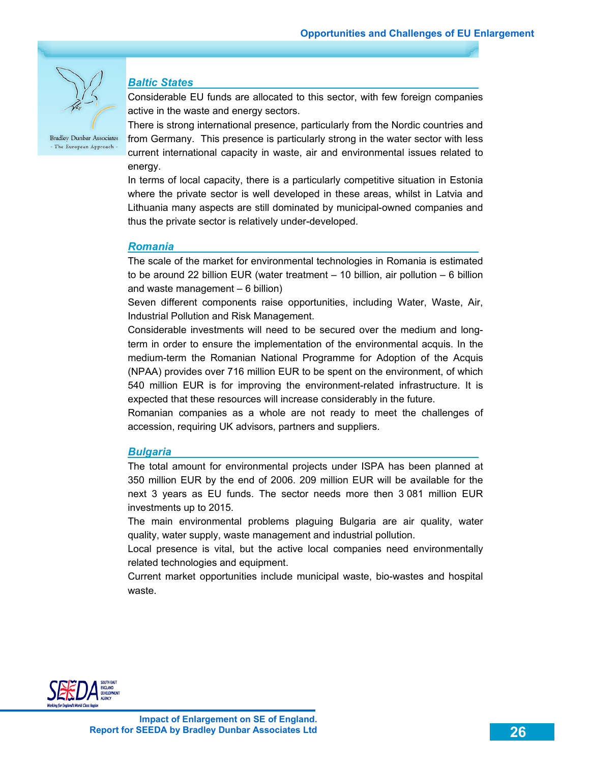## *Baltic States*

Considerable EU funds are allocated to this sector, with few foreign companies active in the waste and energy sectors.

There is strong international presence, particularly from the Nordic countries and from Germany. This presence is particularly strong in the water sector with less current international capacity in waste, air and environmental issues related to energy.

In terms of local capacity, there is a particularly competitive situation in Estonia where the private sector is well developed in these areas, whilst in Latvia and Lithuania many aspects are still dominated by municipal-owned companies and thus the private sector is relatively under-developed.

## *Romania*

The scale of the market for environmental technologies in Romania is estimated to be around 22 billion EUR (water treatment – 10 billion, air pollution – 6 billion and waste management – 6 billion)

Seven different components raise opportunities, including Water, Waste, Air, Industrial Pollution and Risk Management.

Considerable investments will need to be secured over the medium and long-term in order to ensure the implementation of the environmental acquis. In the medium-term the Romanian National Programme for Adoption of the Acquis (NPAA) provides over 716 million EUR to be spent on the environment, of which 540 million EUR is for improving the environment-related infrastructure. It is expected that these resources will increase considerably in the future.

Romanian companies as a whole are not ready to meet the challenges of accession, requiring UK advisors, partners and suppliers.

## *Bulgaria*

The total amount for environmental projects under ISPA has been planned at 350 million EUR by the end of 2006. 209 million EUR will be available for the next 3 years as EU funds. The sector needs more then 3 081 million EUR investments up to 2015.

The main environmental problems plaguing Bulgaria are air quality, water quality, water supply, waste management and industrial pollution.

Local presence is vital, but the active local companies need environmentally related technologies and equipment.

Current market opportunities include municipal waste, bio-wastes and hospital waste.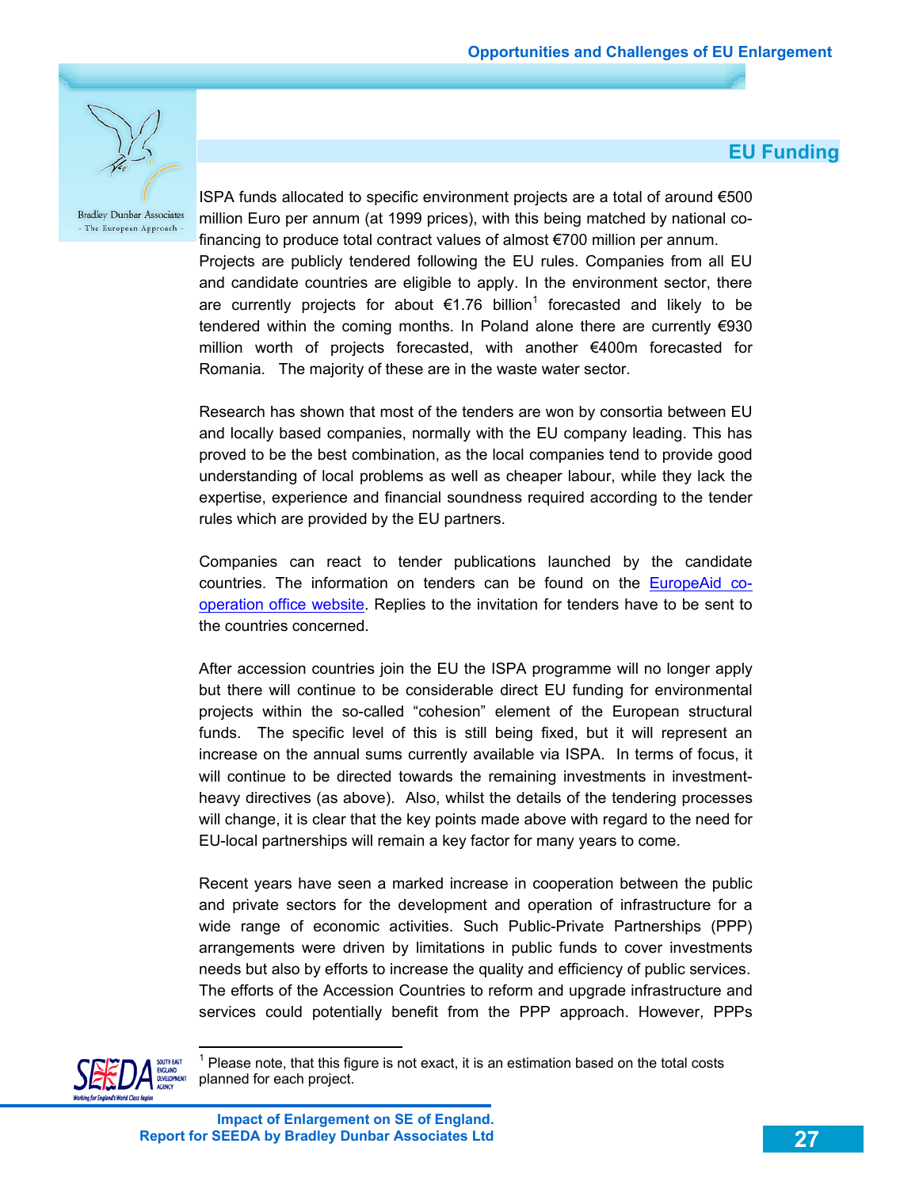## EU Funding

ISPA funds allocated to specific environment projects are a total of around €500 million Euro per annum (at 1999 prices), with this being matched by national co-financing to produce total contract values of almost €700 million per annum. Projects are publicly tendered following the EU rules. Companies from all EU and candidate countries are eligible to apply. In the environment sector, there are currently projects for about €1.76 billion[1] forecasted and likely to be tendered within the coming months. In Poland alone there are currently €930 million worth of projects forecasted, with another €400m forecasted for Romania. The majority of these are in the waste water sector.

Research has shown that most of the tenders are won by consortia between EU and locally based companies, normally with the EU company leading. This has proved to be the best combination, as the local companies tend to provide good understanding of local problems as well as cheaper labour, while they lack the expertise, experience and financial soundness required according to the tender rules which are provided by the EU partners.

Companies can react to tender publications launched by the candidate countries. The information on tenders can be found on the EuropeAid co-operation office website. Replies to the invitation for tenders have to be sent to the countries concerned.

After accession countries join the EU the ISPA programme will no longer apply but there will continue to be considerable direct EU funding for environmental projects within the so-called "cohesion" element of the European structural funds. The specific level of this is still being fixed, but it will represent an increase on the annual sums currently available via ISPA. In terms of focus, it will continue to be directed towards the remaining investments in investment-heavy directives (as above). Also, whilst the details of the tendering processes will change, it is clear that the key points made above with regard to the need for EU-local partnerships will remain a key factor for many years to come.

Recent years have seen a marked increase in cooperation between the public and private sectors for the development and operation of infrastructure for a wide range of economic activities. Such Public-Private Partnerships (PPP) arrangements were driven by limitations in public funds to cover investments needs but also by efforts to increase the quality and efficiency of public services. The efforts of the Accession Countries to reform and upgrade infrastructure and services could potentially benefit from the PPP approach. However, PPPs

[1] Please note, that this figure is not exact, it is an estimation based on the total costs planned for each project.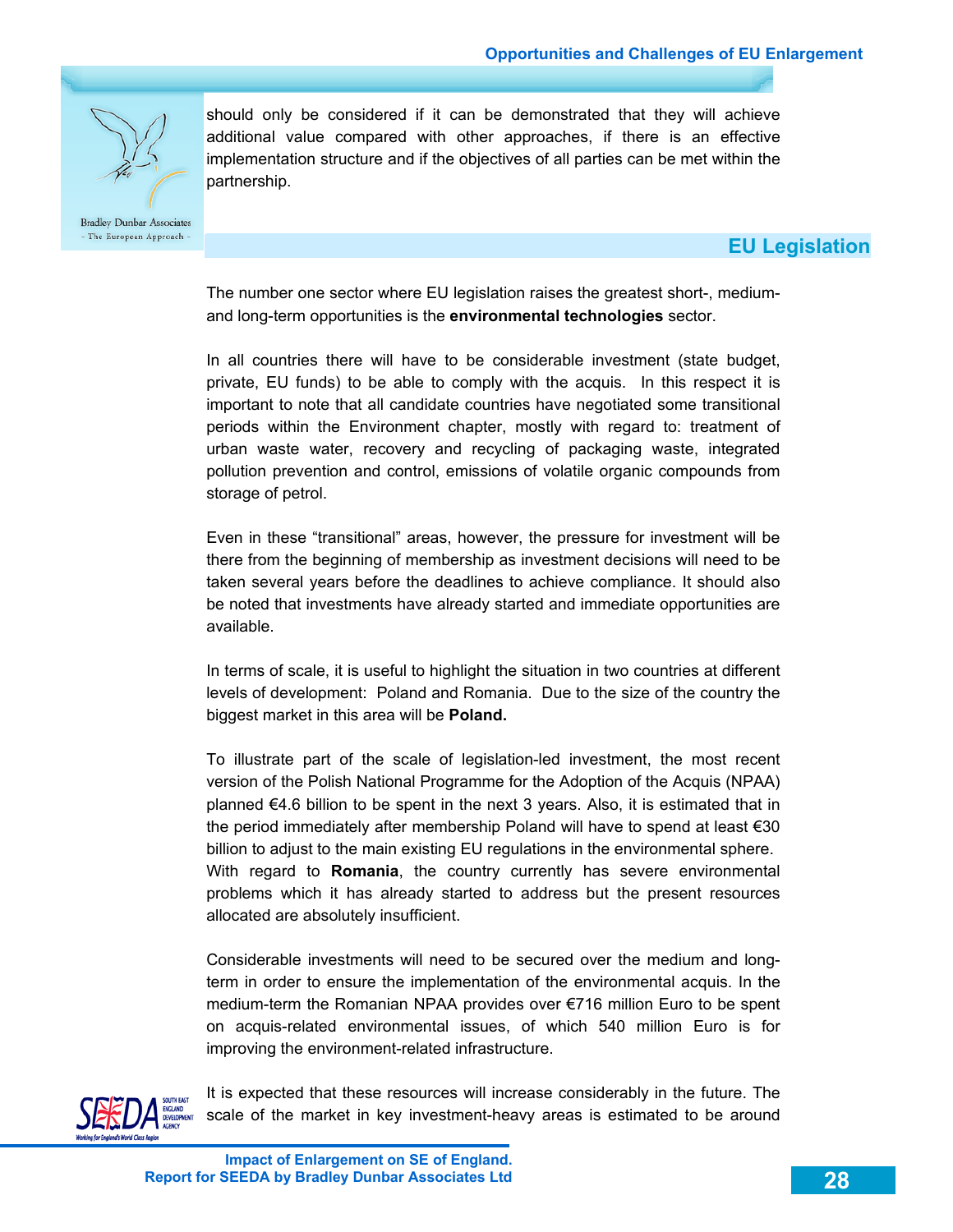should only be considered if it can be demonstrated that they will achieve additional value compared with other approaches, if there is an effective implementation structure and if the objectives of all parties can be met within the partnership.

## EU Legislation

The number one sector where EU legislation raises the greatest short-, medium- and long-term opportunities is the **environmental technologies** sector.

In all countries there will have to be considerable investment (state budget, private, EU funds) to be able to comply with the acquis. In this respect it is important to note that all candidate countries have negotiated some transitional periods within the Environment chapter, mostly with regard to: treatment of urban waste water, recovery and recycling of packaging waste, integrated pollution prevention and control, emissions of volatile organic compounds from storage of petrol.

Even in these “transitional” areas, however, the pressure for investment will be there from the beginning of membership as investment decisions will need to be taken several years before the deadlines to achieve compliance. It should also be noted that investments have already started and immediate opportunities are available.

In terms of scale, it is useful to highlight the situation in two countries at different levels of development: Poland and Romania. Due to the size of the country the biggest market in this area will be **Poland.**

To illustrate part of the scale of legislation-led investment, the most recent version of the Polish National Programme for the Adoption of the Acquis (NPAA) planned €4.6 billion to be spent in the next 3 years. Also, it is estimated that in the period immediately after membership Poland will have to spend at least €30 billion to adjust to the main existing EU regulations in the environmental sphere.
With regard to **Romania**, the country currently has severe environmental problems which it has already started to address but the present resources allocated are absolutely insufficient.

Considerable investments will need to be secured over the medium and long-term in order to ensure the implementation of the environmental acquis. In the medium-term the Romanian NPAA provides over €716 million Euro to be spent on acquis-related environmental issues, of which 540 million Euro is for improving the environment-related infrastructure.

It is expected that these resources will increase considerably in the future. The scale of the market in key investment-heavy areas is estimated to be around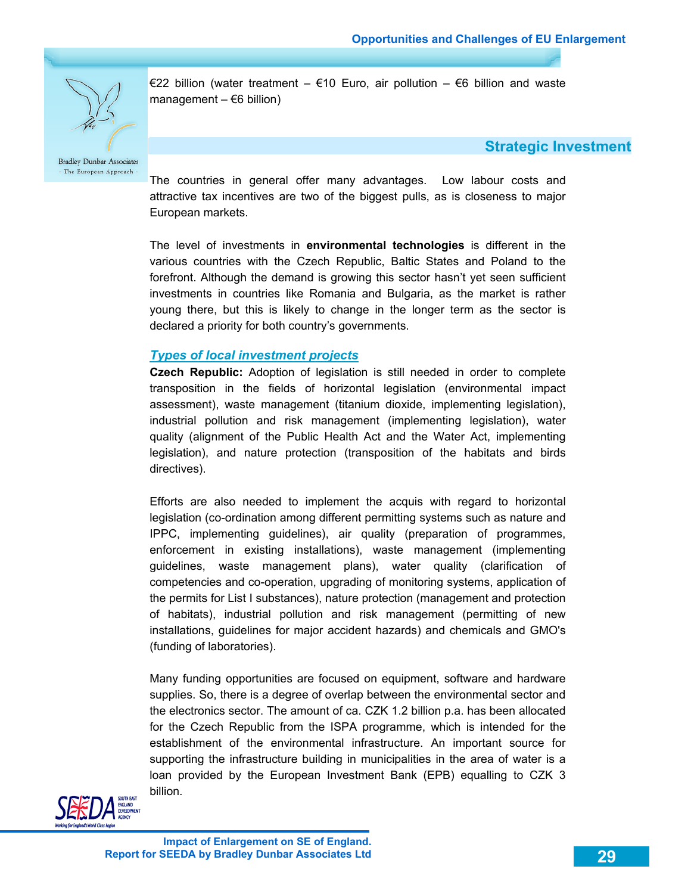€22 billion (water treatment – €10 Euro, air pollution – €6 billion and waste management – €6 billion)

## Strategic Investment

The countries in general offer many advantages. Low labour costs and attractive tax incentives are two of the biggest pulls, as is closeness to major European markets.

The level of investments in **environmental technologies** is different in the various countries with the Czech Republic, Baltic States and Poland to the forefront. Although the demand is growing this sector hasn't yet seen sufficient investments in countries like Romania and Bulgaria, as the market is rather young there, but this is likely to change in the longer term as the sector is declared a priority for both country's governments.

### *Types of local investment projects*

**Czech Republic:** Adoption of legislation is still needed in order to complete transposition in the fields of horizontal legislation (environmental impact assessment), waste management (titanium dioxide, implementing legislation), industrial pollution and risk management (implementing legislation), water quality (alignment of the Public Health Act and the Water Act, implementing legislation), and nature protection (transposition of the habitats and birds directives).

Efforts are also needed to implement the acquis with regard to horizontal legislation (co-ordination among different permitting systems such as nature and IPPC, implementing guidelines), air quality (preparation of programmes, enforcement in existing installations), waste management (implementing guidelines, waste management plans), water quality (clarification of competencies and co-operation, upgrading of monitoring systems, application of the permits for List I substances), nature protection (management and protection of habitats), industrial pollution and risk management (permitting of new installations, guidelines for major accident hazards) and chemicals and GMO's (funding of laboratories).

Many funding opportunities are focused on equipment, software and hardware supplies. So, there is a degree of overlap between the environmental sector and the electronics sector. The amount of ca. CZK 1.2 billion p.a. has been allocated for the Czech Republic from the ISPA programme, which is intended for the establishment of the environmental infrastructure. An important source for supporting the infrastructure building in municipalities in the area of water is a loan provided by the European Investment Bank (EPB) equalling to CZK 3 billion.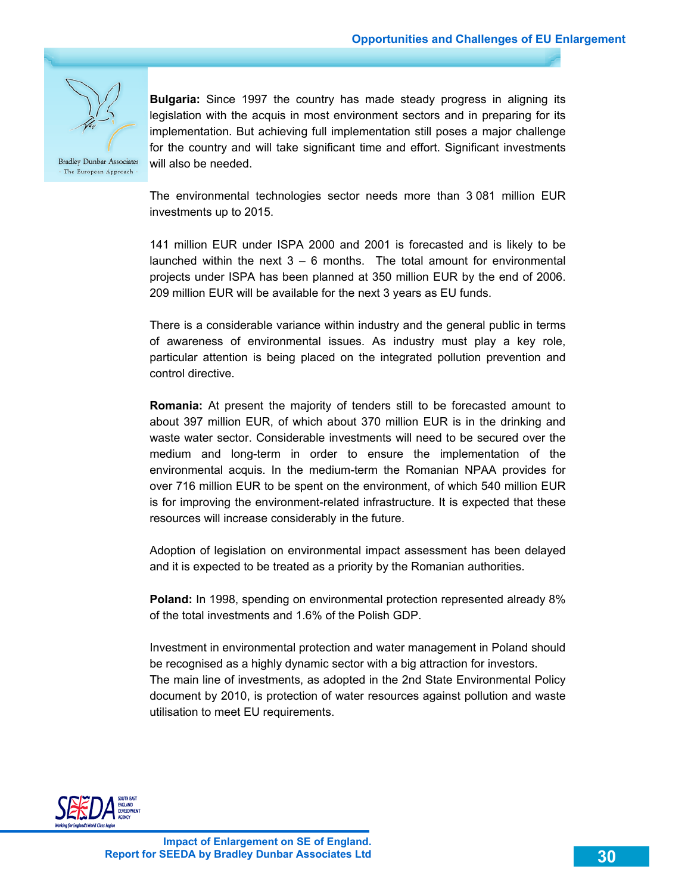**Bulgaria:** Since 1997 the country has made steady progress in aligning its legislation with the acquis in most environment sectors and in preparing for its implementation. But achieving full implementation still poses a major challenge for the country and will take significant time and effort. Significant investments will also be needed.

The environmental technologies sector needs more than 3 081 million EUR investments up to 2015.

141 million EUR under ISPA 2000 and 2001 is forecasted and is likely to be launched within the next 3 – 6 months. The total amount for environmental projects under ISPA has been planned at 350 million EUR by the end of 2006. 209 million EUR will be available for the next 3 years as EU funds.

There is a considerable variance within industry and the general public in terms of awareness of environmental issues. As industry must play a key role, particular attention is being placed on the integrated pollution prevention and control directive.

**Romania:** At present the majority of tenders still to be forecasted amount to about 397 million EUR, of which about 370 million EUR is in the drinking and waste water sector. Considerable investments will need to be secured over the medium and long-term in order to ensure the implementation of the environmental acquis. In the medium-term the Romanian NPAA provides for over 716 million EUR to be spent on the environment, of which 540 million EUR is for improving the environment-related infrastructure. It is expected that these resources will increase considerably in the future.

Adoption of legislation on environmental impact assessment has been delayed and it is expected to be treated as a priority by the Romanian authorities.

**Poland:** In 1998, spending on environmental protection represented already 8% of the total investments and 1.6% of the Polish GDP.

Investment in environmental protection and water management in Poland should be recognised as a highly dynamic sector with a big attraction for investors. The main line of investments, as adopted in the 2nd State Environmental Policy document by 2010, is protection of water resources against pollution and waste utilisation to meet EU requirements.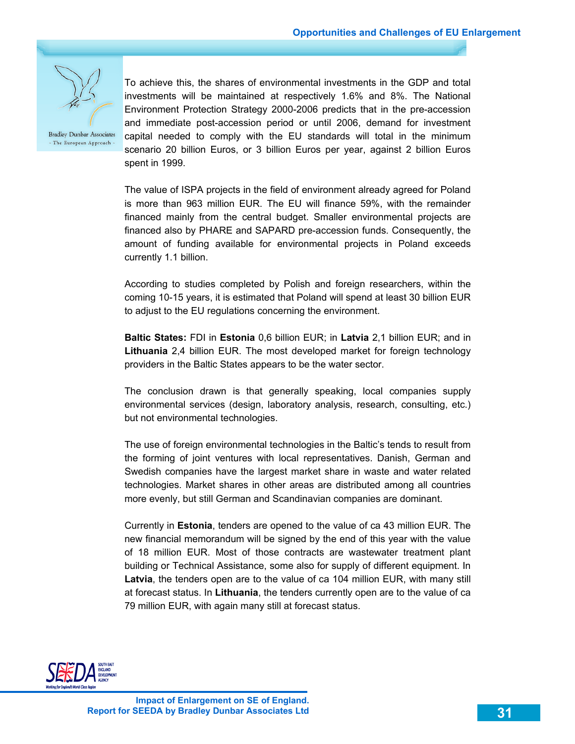To achieve this, the shares of environmental investments in the GDP and total investments will be maintained at respectively 1.6% and 8%. The National Environment Protection Strategy 2000-2006 predicts that in the pre-accession and immediate post-accession period or until 2006, demand for investment capital needed to comply with the EU standards will total in the minimum scenario 20 billion Euros, or 3 billion Euros per year, against 2 billion Euros spent in 1999.

The value of ISPA projects in the field of environment already agreed for Poland is more than 963 million EUR. The EU will finance 59%, with the remainder financed mainly from the central budget. Smaller environmental projects are financed also by PHARE and SAPARD pre-accession funds. Consequently, the amount of funding available for environmental projects in Poland exceeds currently 1.1 billion.

According to studies completed by Polish and foreign researchers, within the coming 10-15 years, it is estimated that Poland will spend at least 30 billion EUR to adjust to the EU regulations concerning the environment.

**Baltic States:** FDI in **Estonia** 0,6 billion EUR; in **Latvia** 2,1 billion EUR; and in **Lithuania** 2,4 billion EUR. The most developed market for foreign technology providers in the Baltic States appears to be the water sector.

The conclusion drawn is that generally speaking, local companies supply environmental services (design, laboratory analysis, research, consulting, etc.) but not environmental technologies.

The use of foreign environmental technologies in the Baltic's tends to result from the forming of joint ventures with local representatives. Danish, German and Swedish companies have the largest market share in waste and water related technologies. Market shares in other areas are distributed among all countries more evenly, but still German and Scandinavian companies are dominant.

Currently in **Estonia**, tenders are opened to the value of ca 43 million EUR. The new financial memorandum will be signed by the end of this year with the value of 18 million EUR. Most of those contracts are wastewater treatment plant building or Technical Assistance, some also for supply of different equipment. In **Latvia**, the tenders open are to the value of ca 104 million EUR, with many still at forecast status. In **Lithuania**, the tenders currently open are to the value of ca 79 million EUR, with again many still at forecast status.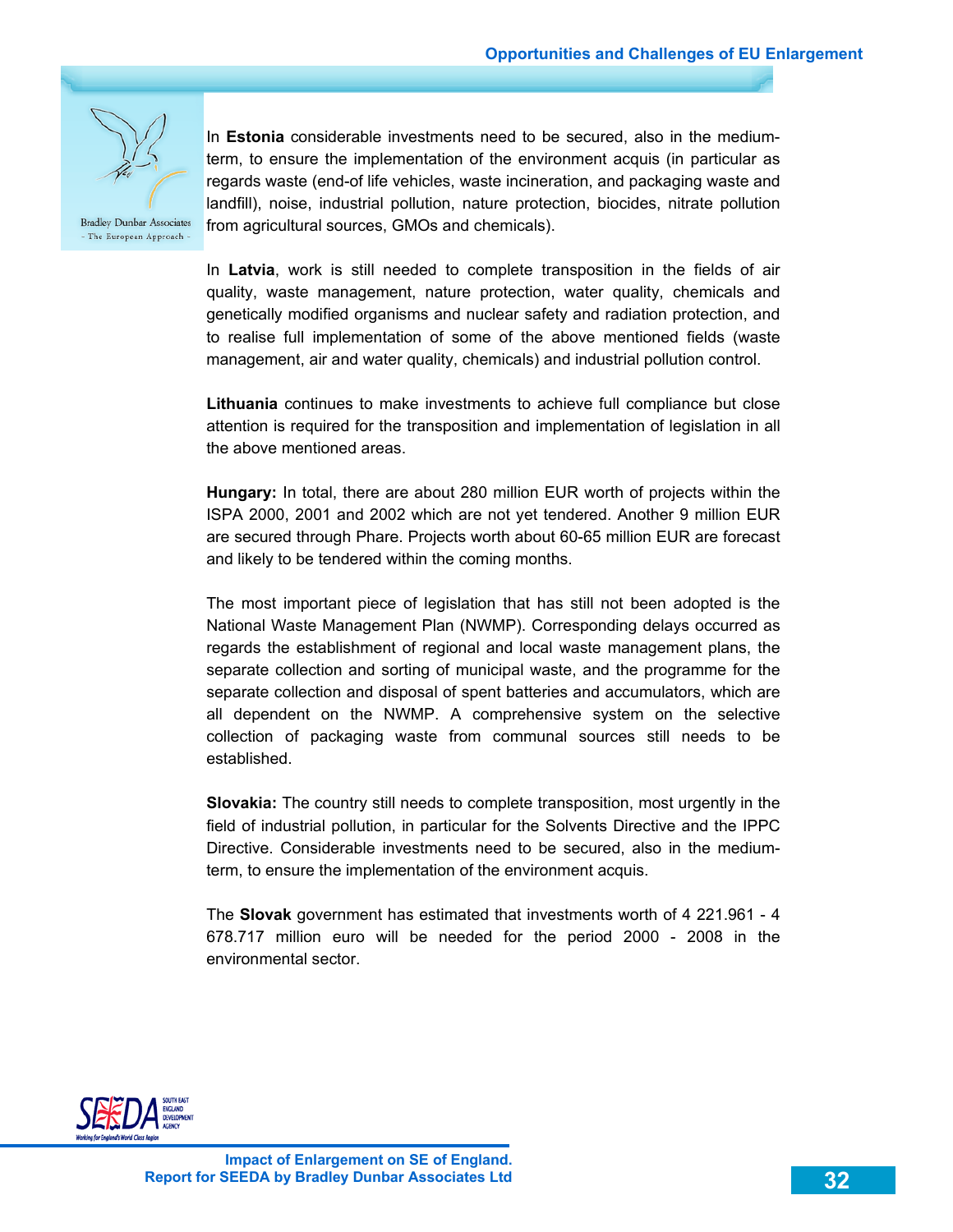In **Estonia** considerable investments need to be secured, also in the medium-term, to ensure the implementation of the environment acquis (in particular as regards waste (end-of life vehicles, waste incineration, and packaging waste and landfill), noise, industrial pollution, nature protection, biocides, nitrate pollution from agricultural sources, GMOs and chemicals).

In **Latvia**, work is still needed to complete transposition in the fields of air quality, waste management, nature protection, water quality, chemicals and genetically modified organisms and nuclear safety and radiation protection, and to realise full implementation of some of the above mentioned fields (waste management, air and water quality, chemicals) and industrial pollution control.

**Lithuania** continues to make investments to achieve full compliance but close attention is required for the transposition and implementation of legislation in all the above mentioned areas.

**Hungary:** In total, there are about 280 million EUR worth of projects within the ISPA 2000, 2001 and 2002 which are not yet tendered. Another 9 million EUR are secured through Phare. Projects worth about 60-65 million EUR are forecast and likely to be tendered within the coming months.

The most important piece of legislation that has still not been adopted is the National Waste Management Plan (NWMP). Corresponding delays occurred as regards the establishment of regional and local waste management plans, the separate collection and sorting of municipal waste, and the programme for the separate collection and disposal of spent batteries and accumulators, which are all dependent on the NWMP. A comprehensive system on the selective collection of packaging waste from communal sources still needs to be established.

**Slovakia:** The country still needs to complete transposition, most urgently in the field of industrial pollution, in particular for the Solvents Directive and the IPPC Directive. Considerable investments need to be secured, also in the medium-term, to ensure the implementation of the environment acquis.

The **Slovak** government has estimated that investments worth of 4 221.961 - 4 678.717 million euro will be needed for the period 2000 - 2008 in the environmental sector.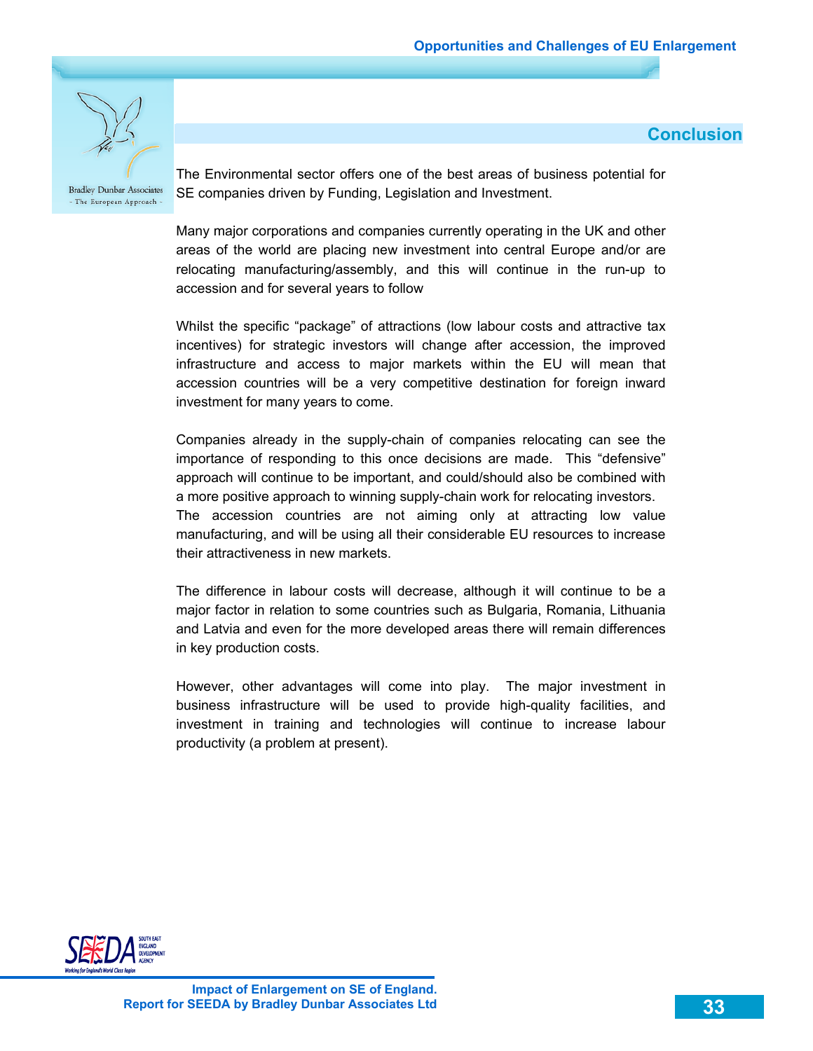## Conclusion

The Environmental sector offers one of the best areas of business potential for SE companies driven by Funding, Legislation and Investment.

Many major corporations and companies currently operating in the UK and other areas of the world are placing new investment into central Europe and/or are relocating manufacturing/assembly, and this will continue in the run-up to accession and for several years to follow

Whilst the specific “package” of attractions (low labour costs and attractive tax incentives) for strategic investors will change after accession, the improved infrastructure and access to major markets within the EU will mean that accession countries will be a very competitive destination for foreign inward investment for many years to come.

Companies already in the supply-chain of companies relocating can see the importance of responding to this once decisions are made. This “defensive” approach will continue to be important, and could/should also be combined with a more positive approach to winning supply-chain work for relocating investors. The accession countries are not aiming only at attracting low value manufacturing, and will be using all their considerable EU resources to increase their attractiveness in new markets.

The difference in labour costs will decrease, although it will continue to be a major factor in relation to some countries such as Bulgaria, Romania, Lithuania and Latvia and even for the more developed areas there will remain differences in key production costs.

However, other advantages will come into play. The major investment in business infrastructure will be used to provide high-quality facilities, and investment in training and technologies will continue to increase labour productivity (a problem at present).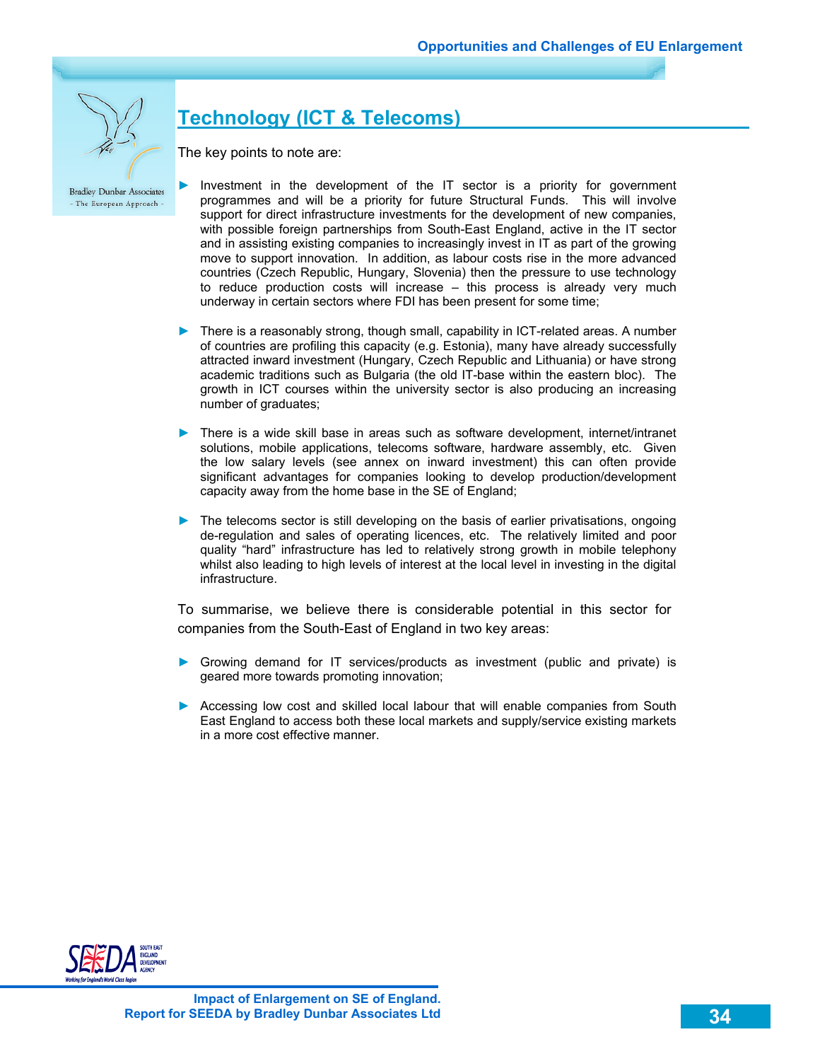## Technology (ICT & Telecoms)

The key points to note are:

- Investment in the development of the IT sector is a priority for government programmes and will be a priority for future Structural Funds. This will involve support for direct infrastructure investments for the development of new companies, with possible foreign partnerships from South-East England, active in the IT sector and in assisting existing companies to increasingly invest in IT as part of the growing move to support innovation. In addition, as labour costs rise in the more advanced countries (Czech Republic, Hungary, Slovenia) then the pressure to use technology to reduce production costs will increase – this process is already very much underway in certain sectors where FDI has been present for some time;

- There is a reasonably strong, though small, capability in ICT-related areas. A number of countries are profiling this capacity (e.g. Estonia), many have already successfully attracted inward investment (Hungary, Czech Republic and Lithuania) or have strong academic traditions such as Bulgaria (the old IT-base within the eastern bloc). The growth in ICT courses within the university sector is also producing an increasing number of graduates;

- There is a wide skill base in areas such as software development, internet/intranet solutions, mobile applications, telecoms software, hardware assembly, etc. Given the low salary levels (see annex on inward investment) this can often provide significant advantages for companies looking to develop production/development capacity away from the home base in the SE of England;

- The telecoms sector is still developing on the basis of earlier privatisations, ongoing de-regulation and sales of operating licences, etc. The relatively limited and poor quality "hard" infrastructure has led to relatively strong growth in mobile telephony whilst also leading to high levels of interest at the local level in investing in the digital infrastructure.

To summarise, we believe there is considerable potential in this sector for companies from the South-East of England in two key areas:

- Growing demand for IT services/products as investment (public and private) is geared more towards promoting innovation;

- Accessing low cost and skilled local labour that will enable companies from South East England to access both these local markets and supply/service existing markets in a more cost effective manner.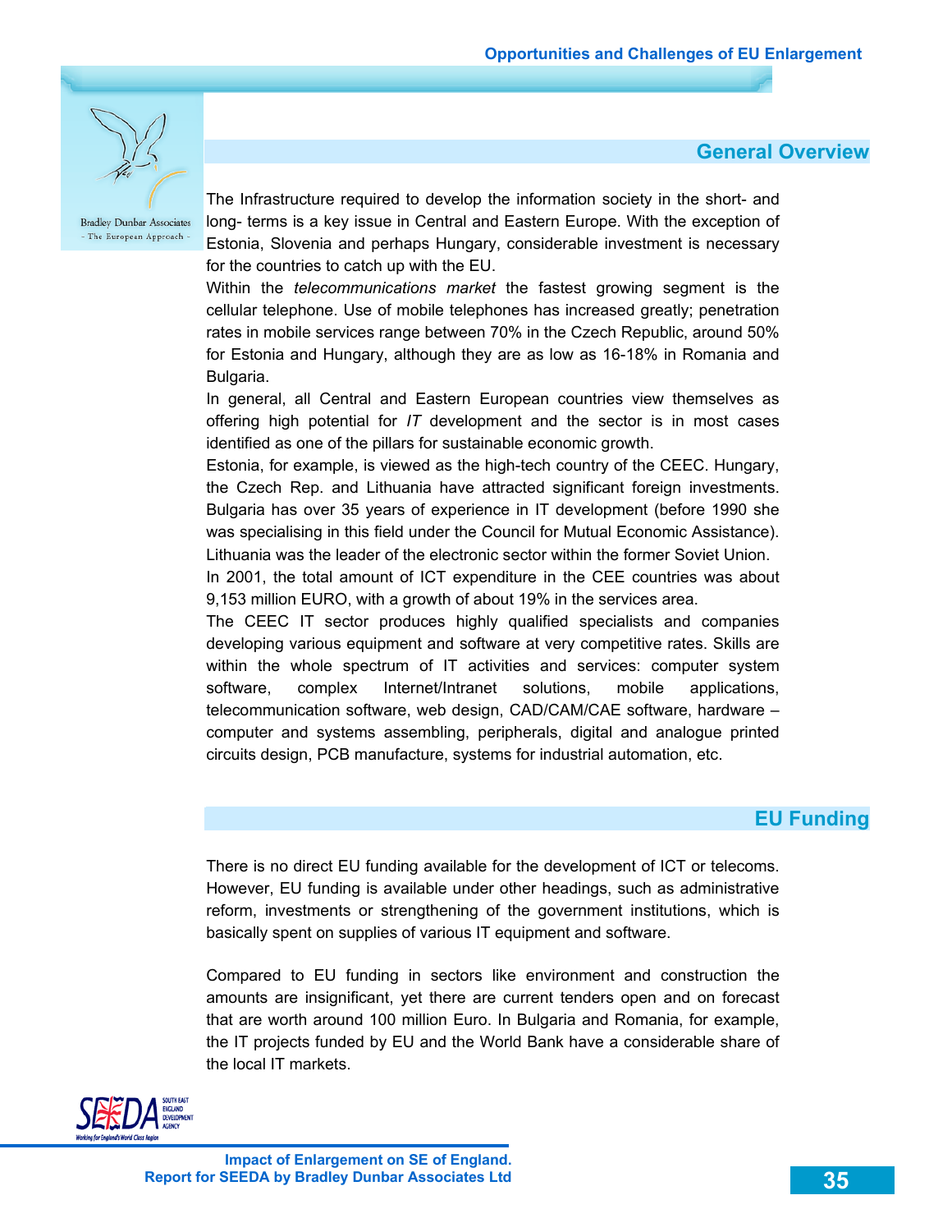## General Overview

The Infrastructure required to develop the information society in the short- and long- terms is a key issue in Central and Eastern Europe. With the exception of Estonia, Slovenia and perhaps Hungary, considerable investment is necessary for the countries to catch up with the EU.

Within the *telecommunications market* the fastest growing segment is the cellular telephone. Use of mobile telephones has increased greatly; penetration rates in mobile services range between 70% in the Czech Republic, around 50% for Estonia and Hungary, although they are as low as 16-18% in Romania and Bulgaria.

In general, all Central and Eastern European countries view themselves as offering high potential for *IT* development and the sector is in most cases identified as one of the pillars for sustainable economic growth.

Estonia, for example, is viewed as the high-tech country of the CEEC. Hungary, the Czech Rep. and Lithuania have attracted significant foreign investments. Bulgaria has over 35 years of experience in IT development (before 1990 she was specialising in this field under the Council for Mutual Economic Assistance). Lithuania was the leader of the electronic sector within the former Soviet Union.

In 2001, the total amount of ICT expenditure in the CEE countries was about 9,153 million EURO, with a growth of about 19% in the services area.

The CEEC IT sector produces highly qualified specialists and companies developing various equipment and software at very competitive rates. Skills are within the whole spectrum of IT activities and services: computer system software, complex Internet/Intranet solutions, mobile applications, telecommunication software, web design, CAD/CAM/CAE software, hardware – computer and systems assembling, peripherals, digital and analogue printed circuits design, PCB manufacture, systems for industrial automation, etc.

## EU Funding

There is no direct EU funding available for the development of ICT or telecoms. However, EU funding is available under other headings, such as administrative reform, investments or strengthening of the government institutions, which is basically spent on supplies of various IT equipment and software.

Compared to EU funding in sectors like environment and construction the amounts are insignificant, yet there are current tenders open and on forecast that are worth around 100 million Euro. In Bulgaria and Romania, for example, the IT projects funded by EU and the World Bank have a considerable share of the local IT markets.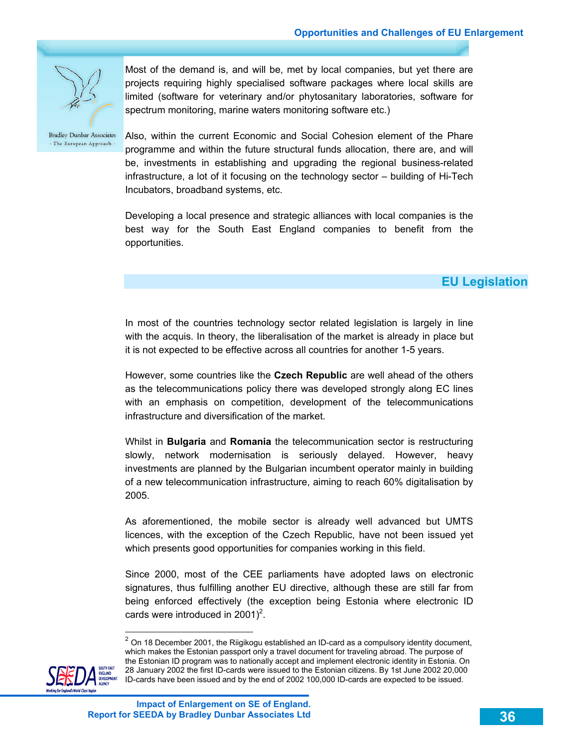Most of the demand is, and will be, met by local companies, but yet there are projects requiring highly specialised software packages where local skills are limited (software for veterinary and/or phytosanitary laboratories, software for spectrum monitoring, marine waters monitoring software etc.)

Also, within the current Economic and Social Cohesion element of the Phare programme and within the future structural funds allocation, there are, and will be, investments in establishing and upgrading the regional business-related infrastructure, a lot of it focusing on the technology sector – building of Hi-Tech Incubators, broadband systems, etc.

Developing a local presence and strategic alliances with local companies is the best way for the South East England companies to benefit from the opportunities.

## EU Legislation

In most of the countries technology sector related legislation is largely in line with the acquis. In theory, the liberalisation of the market is already in place but it is not expected to be effective across all countries for another 1-5 years.

However, some countries like the **Czech Republic** are well ahead of the others as the telecommunications policy there was developed strongly along EC lines with an emphasis on competition, development of the telecommunications infrastructure and diversification of the market.

Whilst in **Bulgaria** and **Romania** the telecommunication sector is restructuring slowly, network modernisation is seriously delayed. However, heavy investments are planned by the Bulgarian incumbent operator mainly in building of a new telecommunication infrastructure, aiming to reach 60% digitalisation by 2005.

As aforementioned, the mobile sector is already well advanced but UMTS licences, with the exception of the Czech Republic, have not been issued yet which presents good opportunities for companies working in this field.

Since 2000, most of the CEE parliaments have adopted laws on electronic signatures, thus fulfilling another EU directive, although these are still far from being enforced effectively (the exception being Estonia where electronic ID cards were introduced in 2001)[2].

[2] On 18 December 2001, the Riigikogu established an ID-card as a compulsory identity document, which makes the Estonian passport only a travel document for traveling abroad. The purpose of the Estonian ID program was to nationally accept and implement electronic identity in Estonia. On 28 January 2002 the first ID-cards were issued to the Estonian citizens. By 1st June 2002 20,000 ID-cards have been issued and by the end of 2002 100,000 ID-cards are expected to be issued.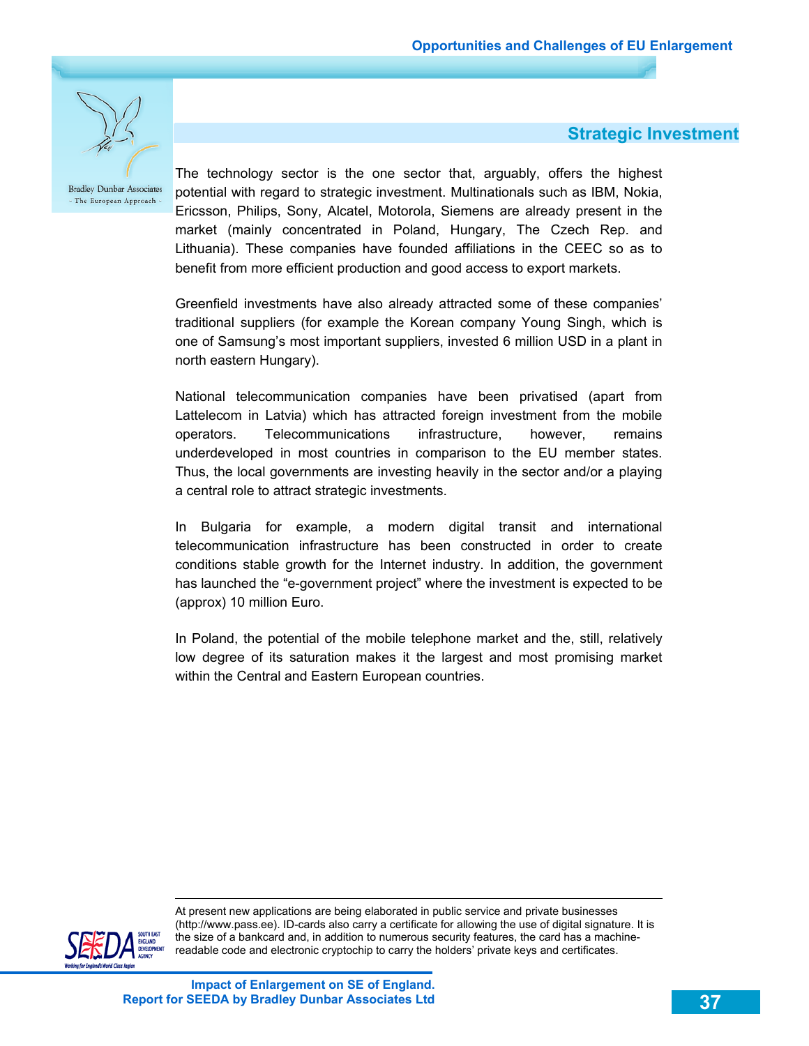## Strategic Investment

The technology sector is the one sector that, arguably, offers the highest potential with regard to strategic investment. Multinationals such as IBM, Nokia, Ericsson, Philips, Sony, Alcatel, Motorola, Siemens are already present in the market (mainly concentrated in Poland, Hungary, The Czech Rep. and Lithuania). These companies have founded affiliations in the CEEC so as to benefit from more efficient production and good access to export markets.

Greenfield investments have also already attracted some of these companies' traditional suppliers (for example the Korean company Young Singh, which is one of Samsung's most important suppliers, invested 6 million USD in a plant in north eastern Hungary).

National telecommunication companies have been privatised (apart from Lattelecom in Latvia) which has attracted foreign investment from the mobile operators. Telecommunications infrastructure, however, remains underdeveloped in most countries in comparison to the EU member states. Thus, the local governments are investing heavily in the sector and/or a playing a central role to attract strategic investments.

In Bulgaria for example, a modern digital transit and international telecommunication infrastructure has been constructed in order to create conditions stable growth for the Internet industry. In addition, the government has launched the "e-government project" where the investment is expected to be (approx) 10 million Euro.

In Poland, the potential of the mobile telephone market and the, still, relatively low degree of its saturation makes it the largest and most promising market within the Central and Eastern European countries.

---

At present new applications are being elaborated in public service and private businesses (http://www.pass.ee). ID-cards also carry a certificate for allowing the use of digital signature. It is the size of a bankcard and, in addition to numerous security features, the card has a machine-readable code and electronic cryptochip to carry the holders' private keys and certificates.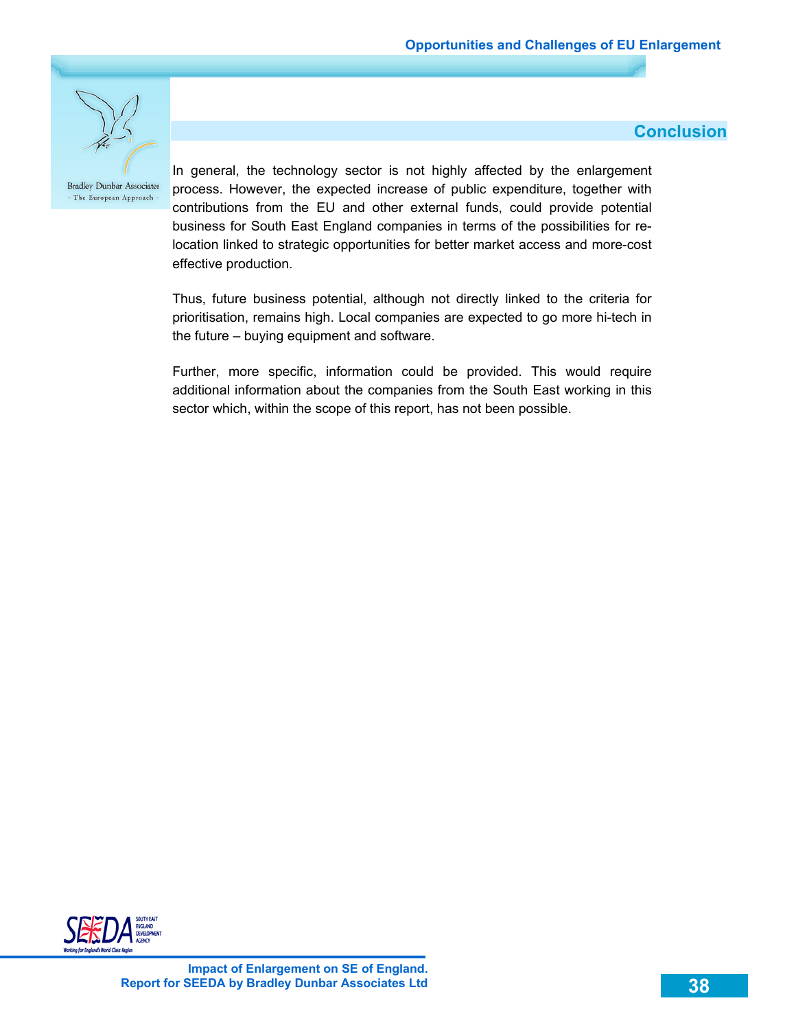## Conclusion

In general, the technology sector is not highly affected by the enlargement process. However, the expected increase of public expenditure, together with contributions from the EU and other external funds, could provide potential business for South East England companies in terms of the possibilities for re-location linked to strategic opportunities for better market access and more-cost effective production.

Thus, future business potential, although not directly linked to the criteria for prioritisation, remains high. Local companies are expected to go more hi-tech in the future – buying equipment and software.

Further, more specific, information could be provided. This would require additional information about the companies from the South East working in this sector which, within the scope of this report, has not been possible.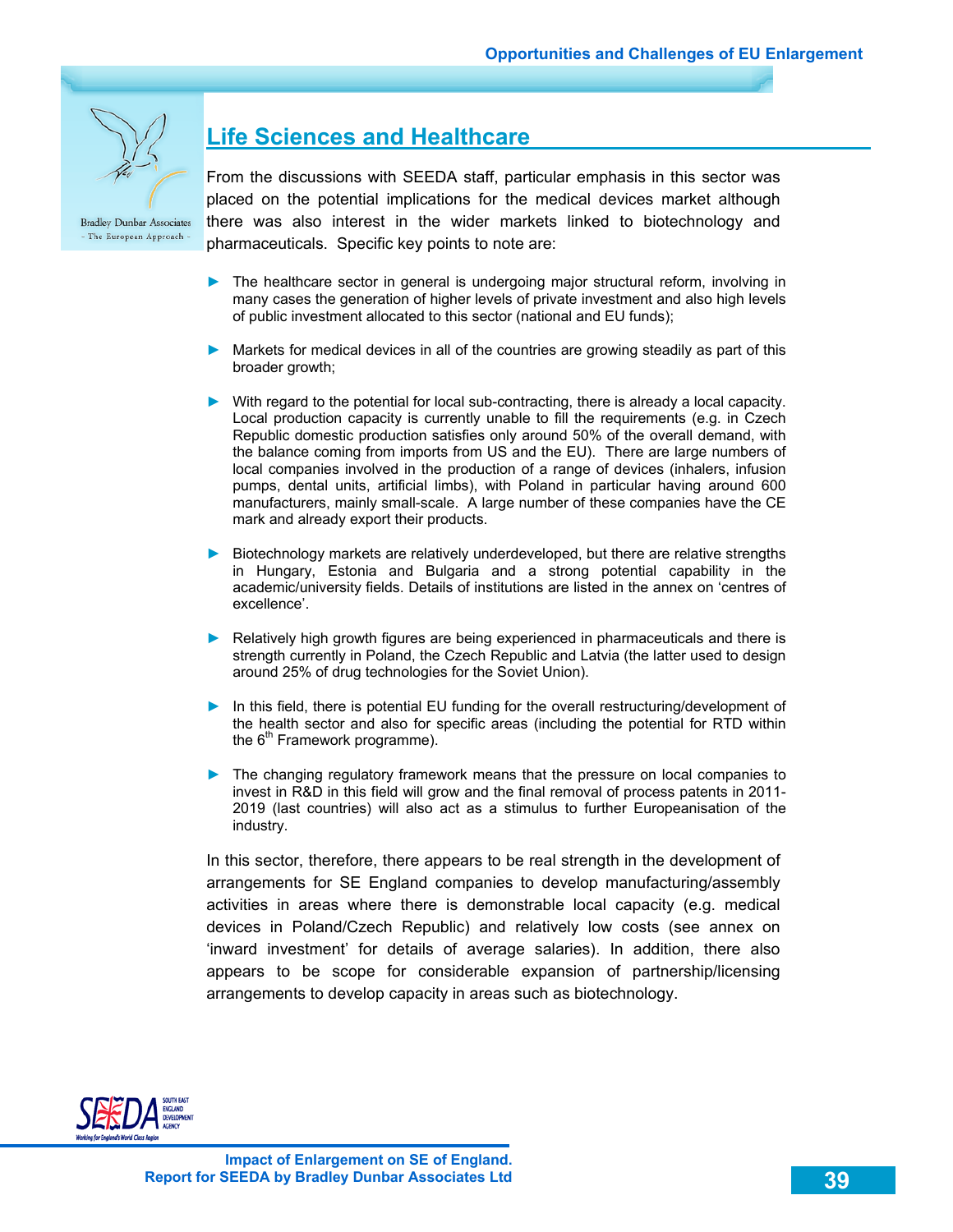## Life Sciences and Healthcare

From the discussions with SEEDA staff, particular emphasis in this sector was placed on the potential implications for the medical devices market although there was also interest in the wider markets linked to biotechnology and pharmaceuticals. Specific key points to note are:

- The healthcare sector in general is undergoing major structural reform, involving in many cases the generation of higher levels of private investment and also high levels of public investment allocated to this sector (national and EU funds);
- Markets for medical devices in all of the countries are growing steadily as part of this broader growth;
- With regard to the potential for local sub-contracting, there is already a local capacity. Local production capacity is currently unable to fill the requirements (e.g. in Czech Republic domestic production satisfies only around 50% of the overall demand, with the balance coming from imports from US and the EU). There are large numbers of local companies involved in the production of a range of devices (inhalers, infusion pumps, dental units, artificial limbs), with Poland in particular having around 600 manufacturers, mainly small-scale. A large number of these companies have the CE mark and already export their products.
- Biotechnology markets are relatively underdeveloped, but there are relative strengths in Hungary, Estonia and Bulgaria and a strong potential capability in the academic/university fields. Details of institutions are listed in the annex on 'centres of excellence'.
- Relatively high growth figures are being experienced in pharmaceuticals and there is strength currently in Poland, the Czech Republic and Latvia (the latter used to design around 25% of drug technologies for the Soviet Union).
- In this field, there is potential EU funding for the overall restructuring/development of the health sector and also for specific areas (including the potential for RTD within the 6th Framework programme).
- The changing regulatory framework means that the pressure on local companies to invest in R&D in this field will grow and the final removal of process patents in 2011-2019 (last countries) will also act as a stimulus to further Europeanisation of the industry.

In this sector, therefore, there appears to be real strength in the development of arrangements for SE England companies to develop manufacturing/assembly activities in areas where there is demonstrable local capacity (e.g. medical devices in Poland/Czech Republic) and relatively low costs (see annex on 'inward investment' for details of average salaries). In addition, there also appears to be scope for considerable expansion of partnership/licensing arrangements to develop capacity in areas such as biotechnology.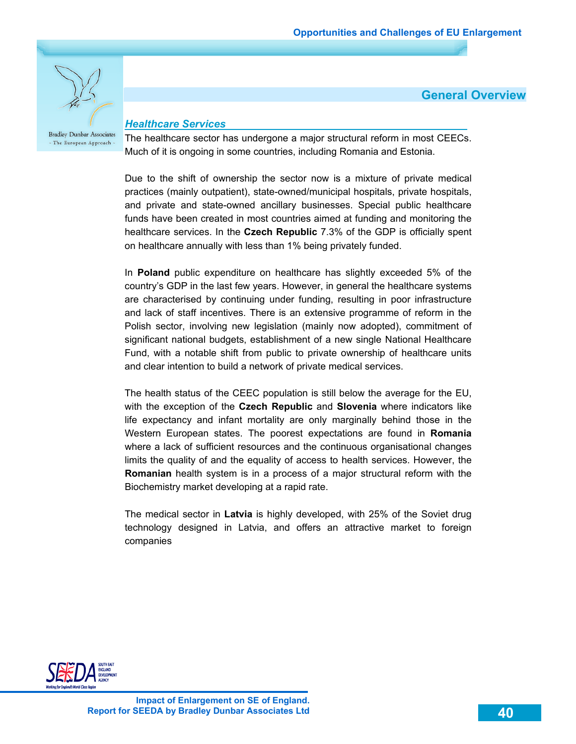## General Overview

### *Healthcare Services*

The healthcare sector has undergone a major structural reform in most CEECs. Much of it is ongoing in some countries, including Romania and Estonia.

Due to the shift of ownership the sector now is a mixture of private medical practices (mainly outpatient), state-owned/municipal hospitals, private hospitals, and private and state-owned ancillary businesses. Special public healthcare funds have been created in most countries aimed at funding and monitoring the healthcare services. In the **Czech Republic** 7.3% of the GDP is officially spent on healthcare annually with less than 1% being privately funded.

In **Poland** public expenditure on healthcare has slightly exceeded 5% of the country's GDP in the last few years. However, in general the healthcare systems are characterised by continuing under funding, resulting in poor infrastructure and lack of staff incentives. There is an extensive programme of reform in the Polish sector, involving new legislation (mainly now adopted), commitment of significant national budgets, establishment of a new single National Healthcare Fund, with a notable shift from public to private ownership of healthcare units and clear intention to build a network of private medical services.

The health status of the CEEC population is still below the average for the EU, with the exception of the **Czech Republic** and **Slovenia** where indicators like life expectancy and infant mortality are only marginally behind those in the Western European states. The poorest expectations are found in **Romania** where a lack of sufficient resources and the continuous organisational changes limits the quality of and the equality of access to health services. However, the **Romanian** health system is in a process of a major structural reform with the Biochemistry market developing at a rapid rate.

The medical sector in **Latvia** is highly developed, with 25% of the Soviet drug technology designed in Latvia, and offers an attractive market to foreign companies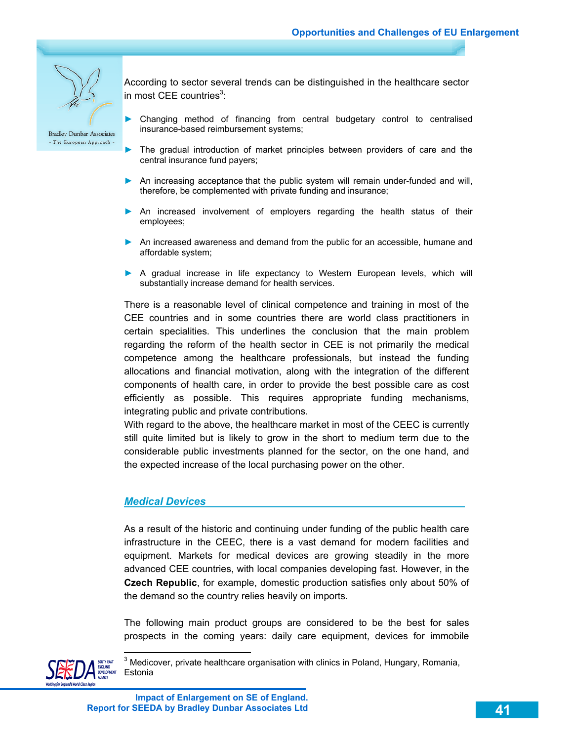According to sector several trends can be distinguished in the healthcare sector in most CEE countries[3]:

- Changing method of financing from central budgetary control to centralised insurance-based reimbursement systems;
- The gradual introduction of market principles between providers of care and the central insurance fund payers;
- An increasing acceptance that the public system will remain under-funded and will, therefore, be complemented with private funding and insurance;
- An increased involvement of employers regarding the health status of their employees;
- An increased awareness and demand from the public for an accessible, humane and affordable system;
- A gradual increase in life expectancy to Western European levels, which will substantially increase demand for health services.

There is a reasonable level of clinical competence and training in most of the CEE countries and in some countries there are world class practitioners in certain specialities. This underlines the conclusion that the main problem regarding the reform of the health sector in CEE is not primarily the medical competence among the healthcare professionals, but instead the funding allocations and financial motivation, along with the integration of the different components of health care, in order to provide the best possible care as cost efficiently as possible. This requires appropriate funding mechanisms, integrating public and private contributions.
With regard to the above, the healthcare market in most of the CEEC is currently still quite limited but is likely to grow in the short to medium term due to the considerable public investments planned for the sector, on the one hand, and the expected increase of the local purchasing power on the other.

## *Medical Devices*

As a result of the historic and continuing under funding of the public health care infrastructure in the CEEC, there is a vast demand for modern facilities and equipment. Markets for medical devices are growing steadily in the more advanced CEE countries, with local companies developing fast. However, in the **Czech Republic**, for example, domestic production satisfies only about 50% of the demand so the country relies heavily on imports.

The following main product groups are considered to be the best for sales prospects in the coming years: daily care equipment, devices for immobile

[3] Medicover, private healthcare organisation with clinics in Poland, Hungary, Romania, Estonia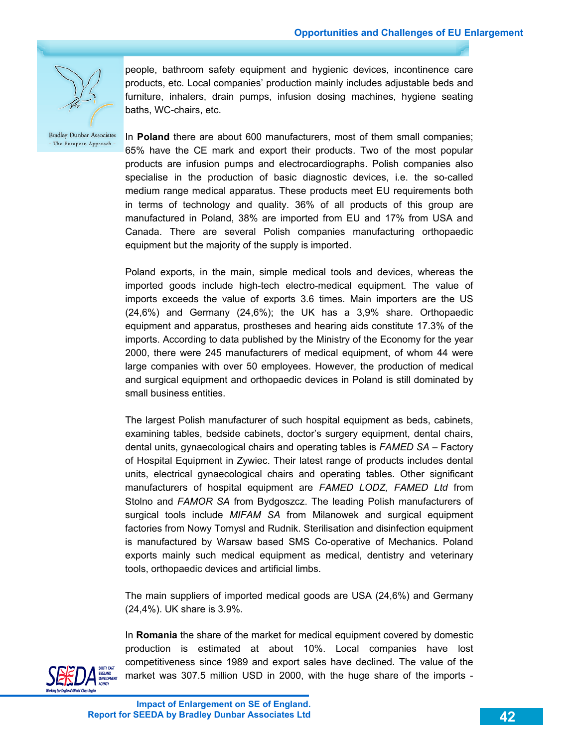people, bathroom safety equipment and hygienic devices, incontinence care products, etc. Local companies' production mainly includes adjustable beds and furniture, inhalers, drain pumps, infusion dosing machines, hygiene seating baths, WC-chairs, etc.

In **Poland** there are about 600 manufacturers, most of them small companies; 65% have the CE mark and export their products. Two of the most popular products are infusion pumps and electrocardiographs. Polish companies also specialise in the production of basic diagnostic devices, i.e. the so-called medium range medical apparatus. These products meet EU requirements both in terms of technology and quality. 36% of all products of this group are manufactured in Poland, 38% are imported from EU and 17% from USA and Canada. There are several Polish companies manufacturing orthopaedic equipment but the majority of the supply is imported.

Poland exports, in the main, simple medical tools and devices, whereas the imported goods include high-tech electro-medical equipment. The value of imports exceeds the value of exports 3.6 times. Main importers are the US (24,6%) and Germany (24,6%); the UK has a 3,9% share. Orthopaedic equipment and apparatus, prostheses and hearing aids constitute 17.3% of the imports. According to data published by the Ministry of the Economy for the year 2000, there were 245 manufacturers of medical equipment, of whom 44 were large companies with over 50 employees. However, the production of medical and surgical equipment and orthopaedic devices in Poland is still dominated by small business entities.

The largest Polish manufacturer of such hospital equipment as beds, cabinets, examining tables, bedside cabinets, doctor's surgery equipment, dental chairs, dental units, gynaecological chairs and operating tables is *FAMED SA* – Factory of Hospital Equipment in Zywiec. Their latest range of products includes dental units, electrical gynaecological chairs and operating tables. Other significant manufacturers of hospital equipment are *FAMED LODZ, FAMED Ltd* from Stolno and *FAMOR SA* from Bydgoszcz. The leading Polish manufacturers of surgical tools include *MIFAM SA* from Milanowek and surgical equipment factories from Nowy Tomysl and Rudnik. Sterilisation and disinfection equipment is manufactured by Warsaw based SMS Co-operative of Mechanics. Poland exports mainly such medical equipment as medical, dentistry and veterinary tools, orthopaedic devices and artificial limbs.

The main suppliers of imported medical goods are USA (24,6%) and Germany (24,4%). UK share is 3.9%.

In **Romania** the share of the market for medical equipment covered by domestic production is estimated at about 10%. Local companies have lost competitiveness since 1989 and export sales have declined. The value of the market was 307.5 million USD in 2000, with the huge share of the imports -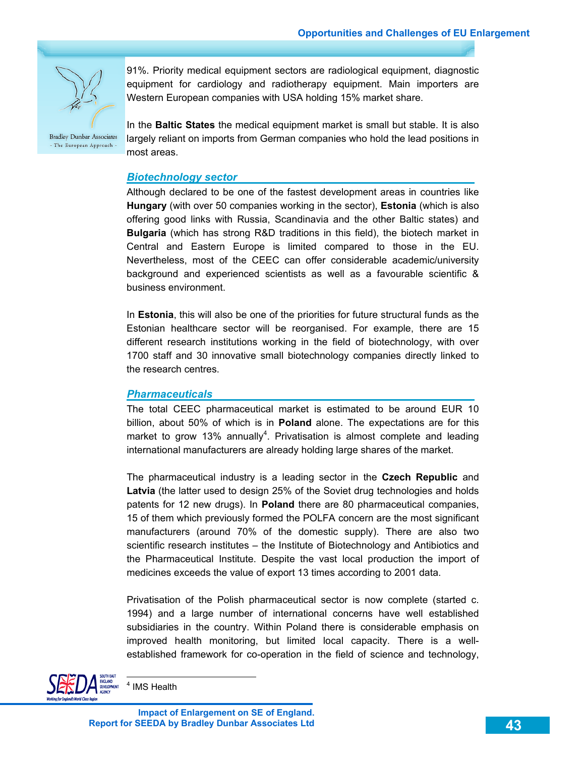91%. Priority medical equipment sectors are radiological equipment, diagnostic equipment for cardiology and radiotherapy equipment. Main importers are Western European companies with USA holding 15% market share.

In the **Baltic States** the medical equipment market is small but stable. It is also largely reliant on imports from German companies who hold the lead positions in most areas.

### *Biotechnology sector*

Although declared to be one of the fastest development areas in countries like **Hungary** (with over 50 companies working in the sector), **Estonia** (which is also offering good links with Russia, Scandinavia and the other Baltic states) and **Bulgaria** (which has strong R&D traditions in this field), the biotech market in Central and Eastern Europe is limited compared to those in the EU. Nevertheless, most of the CEEC can offer considerable academic/university background and experienced scientists as well as a favourable scientific & business environment.

In **Estonia**, this will also be one of the priorities for future structural funds as the Estonian healthcare sector will be reorganised. For example, there are 15 different research institutions working in the field of biotechnology, with over 1700 staff and 30 innovative small biotechnology companies directly linked to the research centres.

### *Pharmaceuticals*

The total CEEC pharmaceutical market is estimated to be around EUR 10 billion, about 50% of which is in **Poland** alone. The expectations are for this market to grow 13% annually[4]. Privatisation is almost complete and leading international manufacturers are already holding large shares of the market.

The pharmaceutical industry is a leading sector in the **Czech Republic** and **Latvia** (the latter used to design 25% of the Soviet drug technologies and holds patents for 12 new drugs). In **Poland** there are 80 pharmaceutical companies, 15 of them which previously formed the POLFA concern are the most significant manufacturers (around 70% of the domestic supply). There are also two scientific research institutes – the Institute of Biotechnology and Antibiotics and the Pharmaceutical Institute. Despite the vast local production the import of medicines exceeds the value of export 13 times according to 2001 data.

Privatisation of the Polish pharmaceutical sector is now complete (started c. 1994) and a large number of international concerns have well established subsidiaries in the country. Within Poland there is considerable emphasis on improved health monitoring, but limited local capacity. There is a well-established framework for co-operation in the field of science and technology,

[4] IMS Health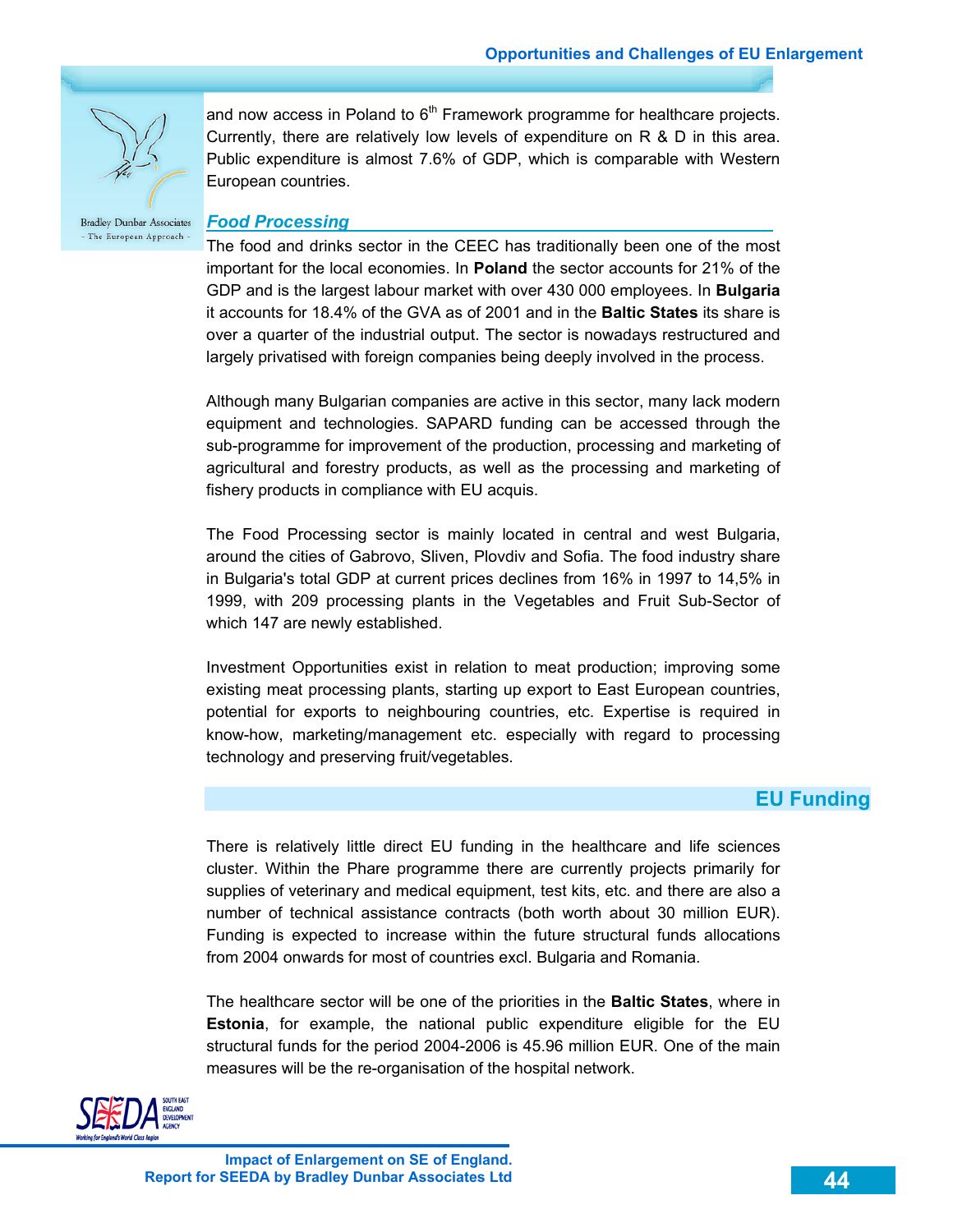and now access in Poland to 6th Framework programme for healthcare projects. Currently, there are relatively low levels of expenditure on R & D in this area. Public expenditure is almost 7.6% of GDP, which is comparable with Western European countries.

### *Food Processing*

The food and drinks sector in the CEEC has traditionally been one of the most important for the local economies. In **Poland** the sector accounts for 21% of the GDP and is the largest labour market with over 430 000 employees. In **Bulgaria** it accounts for 18.4% of the GVA as of 2001 and in the **Baltic States** its share is over a quarter of the industrial output. The sector is nowadays restructured and largely privatised with foreign companies being deeply involved in the process.

Although many Bulgarian companies are active in this sector, many lack modern equipment and technologies. SAPARD funding can be accessed through the sub-programme for improvement of the production, processing and marketing of agricultural and forestry products, as well as the processing and marketing of fishery products in compliance with EU acquis.

The Food Processing sector is mainly located in central and west Bulgaria, around the cities of Gabrovo, Sliven, Plovdiv and Sofia. The food industry share in Bulgaria's total GDP at current prices declines from 16% in 1997 to 14,5% in 1999, with 209 processing plants in the Vegetables and Fruit Sub-Sector of which 147 are newly established.

Investment Opportunities exist in relation to meat production; improving some existing meat processing plants, starting up export to East European countries, potential for exports to neighbouring countries, etc. Expertise is required in know-how, marketing/management etc. especially with regard to processing technology and preserving fruit/vegetables.

## EU Funding

There is relatively little direct EU funding in the healthcare and life sciences cluster. Within the Phare programme there are currently projects primarily for supplies of veterinary and medical equipment, test kits, etc. and there are also a number of technical assistance contracts (both worth about 30 million EUR). Funding is expected to increase within the future structural funds allocations from 2004 onwards for most of countries excl. Bulgaria and Romania.

The healthcare sector will be one of the priorities in the **Baltic States**, where in **Estonia**, for example, the national public expenditure eligible for the EU structural funds for the period 2004-2006 is 45.96 million EUR. One of the main measures will be the re-organisation of the hospital network.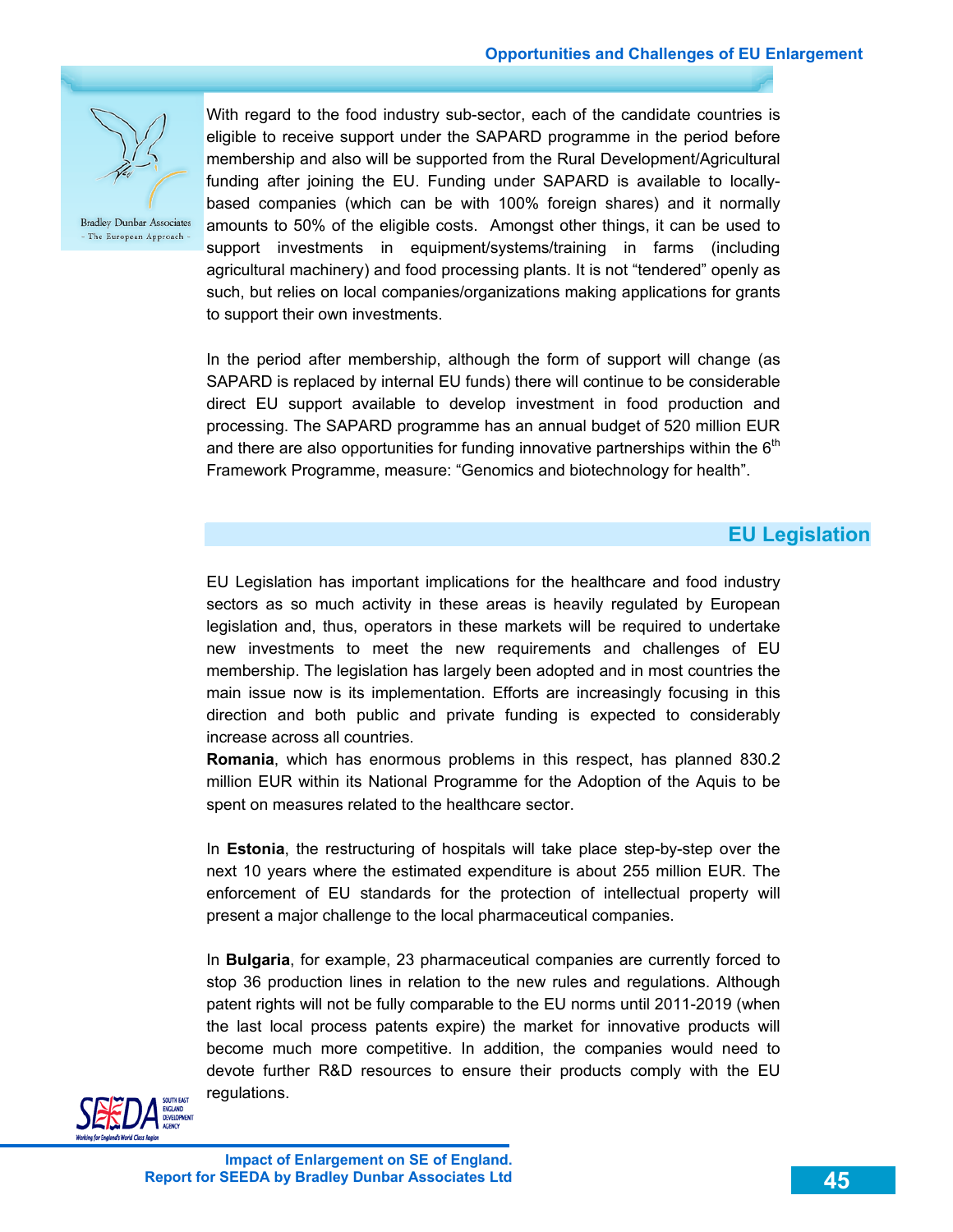With regard to the food industry sub-sector, each of the candidate countries is eligible to receive support under the SAPARD programme in the period before membership and also will be supported from the Rural Development/Agricultural funding after joining the EU. Funding under SAPARD is available to locally-based companies (which can be with 100% foreign shares) and it normally amounts to 50% of the eligible costs. Amongst other things, it can be used to support investments in equipment/systems/training in farms (including agricultural machinery) and food processing plants. It is not "tendered" openly as such, but relies on local companies/organizations making applications for grants to support their own investments.

In the period after membership, although the form of support will change (as SAPARD is replaced by internal EU funds) there will continue to be considerable direct EU support available to develop investment in food production and processing. The SAPARD programme has an annual budget of 520 million EUR and there are also opportunities for funding innovative partnerships within the 6th Framework Programme, measure: "Genomics and biotechnology for health".

## EU Legislation

EU Legislation has important implications for the healthcare and food industry sectors as so much activity in these areas is heavily regulated by European legislation and, thus, operators in these markets will be required to undertake new investments to meet the new requirements and challenges of EU membership. The legislation has largely been adopted and in most countries the main issue now is its implementation. Efforts are increasingly focusing in this direction and both public and private funding is expected to considerably increase across all countries.

**Romania**, which has enormous problems in this respect, has planned 830.2 million EUR within its National Programme for the Adoption of the Aquis to be spent on measures related to the healthcare sector.

In **Estonia**, the restructuring of hospitals will take place step-by-step over the next 10 years where the estimated expenditure is about 255 million EUR. The enforcement of EU standards for the protection of intellectual property will present a major challenge to the local pharmaceutical companies.

In **Bulgaria**, for example, 23 pharmaceutical companies are currently forced to stop 36 production lines in relation to the new rules and regulations. Although patent rights will not be fully comparable to the EU norms until 2011-2019 (when the last local process patents expire) the market for innovative products will become much more competitive. In addition, the companies would need to devote further R&D resources to ensure their products comply with the EU regulations.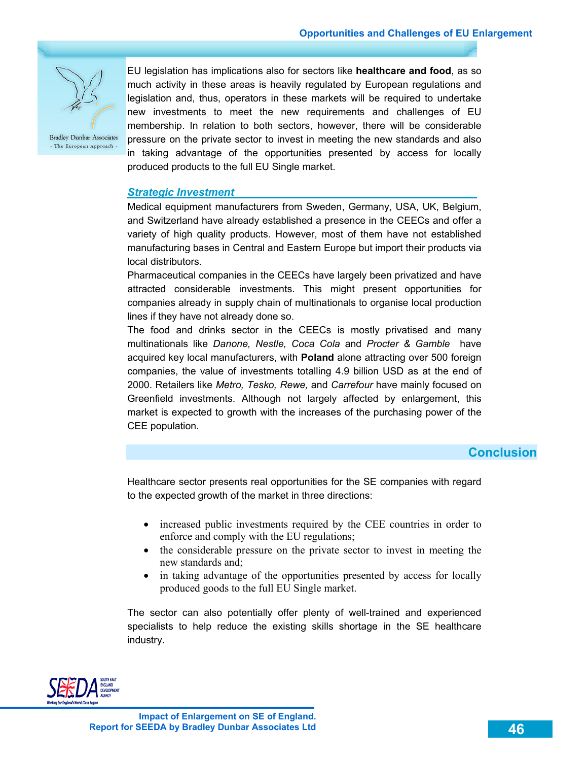EU legislation has implications also for sectors like **healthcare and food**, as so much activity in these areas is heavily regulated by European regulations and legislation and, thus, operators in these markets will be required to undertake new investments to meet the new requirements and challenges of EU membership. In relation to both sectors, however, there will be considerable pressure on the private sector to invest in meeting the new standards and also in taking advantage of the opportunities presented by access for locally produced products to the full EU Single market.

### *Strategic Investment*

Medical equipment manufacturers from Sweden, Germany, USA, UK, Belgium, and Switzerland have already established a presence in the CEECs and offer a variety of high quality products. However, most of them have not established manufacturing bases in Central and Eastern Europe but import their products via local distributors.

Pharmaceutical companies in the CEECs have largely been privatized and have attracted considerable investments. This might present opportunities for companies already in supply chain of multinationals to organise local production lines if they have not already done so.

The food and drinks sector in the CEECs is mostly privatised and many multinationals like *Danone, Nestle, Coca Cola* and *Procter & Gamble* have acquired key local manufacturers, with **Poland** alone attracting over 500 foreign companies, the value of investments totalling 4.9 billion USD as at the end of 2000. Retailers like *Metro, Tesko, Rewe,* and *Carrefour* have mainly focused on Greenfield investments. Although not largely affected by enlargement, this market is expected to growth with the increases of the purchasing power of the CEE population.

## Conclusion

Healthcare sector presents real opportunities for the SE companies with regard to the expected growth of the market in three directions:

- increased public investments required by the CEE countries in order to enforce and comply with the EU regulations;
- the considerable pressure on the private sector to invest in meeting the new standards and;
- in taking advantage of the opportunities presented by access for locally produced goods to the full EU Single market.

The sector can also potentially offer plenty of well-trained and experienced specialists to help reduce the existing skills shortage in the SE healthcare industry.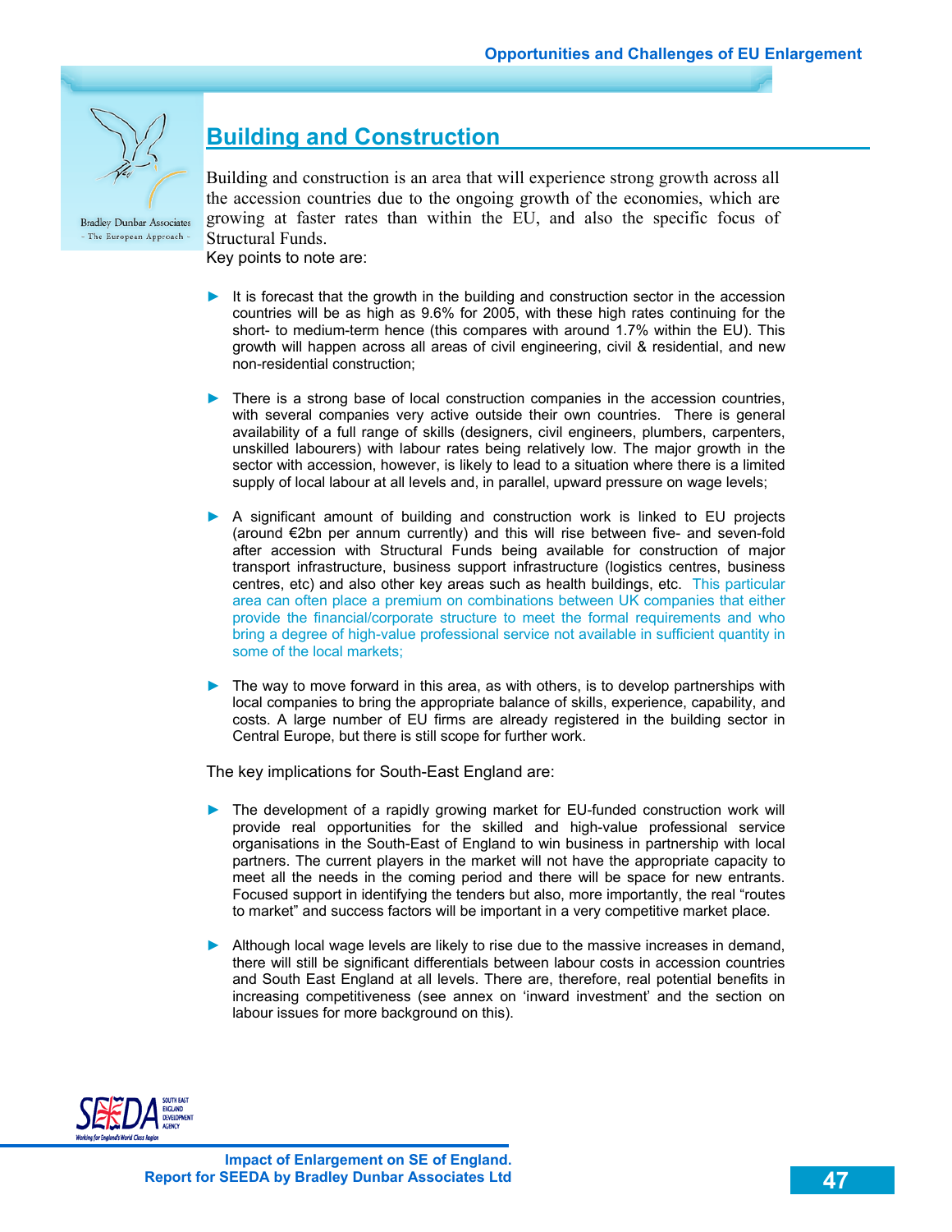## Building and Construction

Building and construction is an area that will experience strong growth across all the accession countries due to the ongoing growth of the economies, which are growing at faster rates than within the EU, and also the specific focus of Structural Funds.

Key points to note are:

- It is forecast that the growth in the building and construction sector in the accession countries will be as high as 9.6% for 2005, with these high rates continuing for the short- to medium-term hence (this compares with around 1.7% within the EU). This growth will happen across all areas of civil engineering, civil & residential, and new non-residential construction;

- There is a strong base of local construction companies in the accession countries, with several companies very active outside their own countries. There is general availability of a full range of skills (designers, civil engineers, plumbers, carpenters, unskilled labourers) with labour rates being relatively low. The major growth in the sector with accession, however, is likely to lead to a situation where there is a limited supply of local labour at all levels and, in parallel, upward pressure on wage levels;

- A significant amount of building and construction work is linked to EU projects (around €2bn per annum currently) and this will rise between five- and seven-fold after accession with Structural Funds being available for construction of major transport infrastructure, business support infrastructure (logistics centres, business centres, etc) and also other key areas such as health buildings, etc. This particular area can often place a premium on combinations between UK companies that either provide the financial/corporate structure to meet the formal requirements and who bring a degree of high-value professional service not available in sufficient quantity in some of the local markets;

- The way to move forward in this area, as with others, is to develop partnerships with local companies to bring the appropriate balance of skills, experience, capability, and costs. A large number of EU firms are already registered in the building sector in Central Europe, but there is still scope for further work.

The key implications for South-East England are:

- The development of a rapidly growing market for EU-funded construction work will provide real opportunities for the skilled and high-value professional service organisations in the South-East of England to win business in partnership with local partners. The current players in the market will not have the appropriate capacity to meet all the needs in the coming period and there will be space for new entrants. Focused support in identifying the tenders but also, more importantly, the real "routes to market" and success factors will be important in a very competitive market place.

- Although local wage levels are likely to rise due to the massive increases in demand, there will still be significant differentials between labour costs in accession countries and South East England at all levels. There are, therefore, real potential benefits in increasing competitiveness (see annex on 'inward investment' and the section on labour issues for more background on this).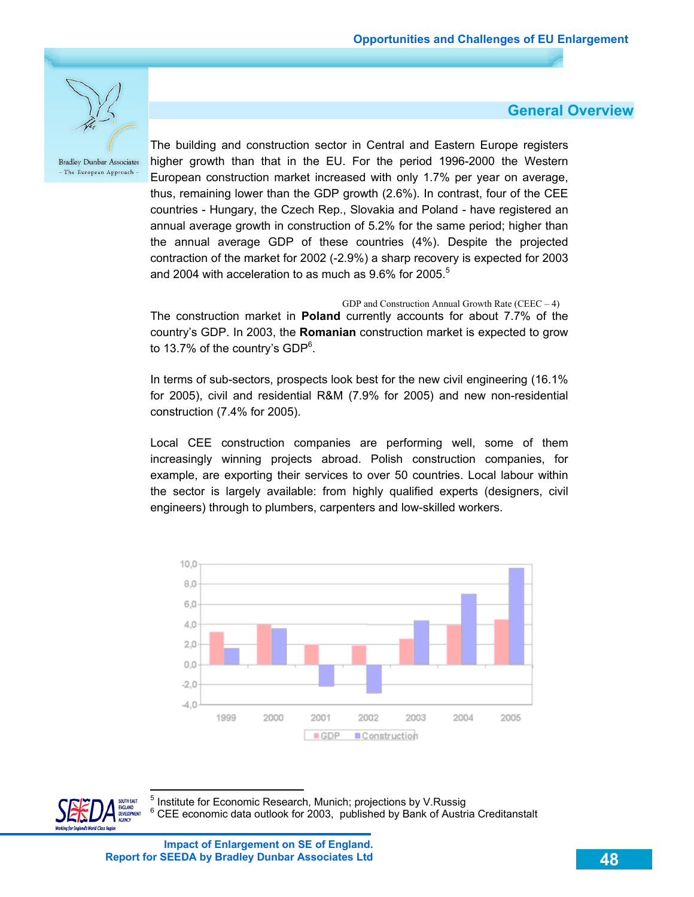## General Overview

The building and construction sector in Central and Eastern Europe registers higher growth than that in the EU. For the period 1996-2000 the Western European construction market increased with only 1.7% per year on average, thus, remaining lower than the GDP growth (2.6%). In contrast, four of the CEE countries - Hungary, the Czech Rep., Slovakia and Poland - have registered an annual average growth in construction of 5.2% for the same period; higher than the annual average GDP of these countries (4%). Despite the projected contraction of the market for 2002 (-2.9%) a sharp recovery is expected for 2003 and 2004 with acceleration to as much as 9.6% for 2005.[5]

GDP and Construction Annual Growth Rate (CEEC – 4)

The construction market in **Poland** currently accounts for about 7.7% of the country's GDP. In 2003, the **Romanian** construction market is expected to grow to 13.7% of the country's GDP[6].

In terms of sub-sectors, prospects look best for the new civil engineering (16.1% for 2005), civil and residential R&M (7.9% for 2005) and new non-residential construction (7.4% for 2005).

Local CEE construction companies are performing well, some of them increasingly winning projects abroad. Polish construction companies, for example, are exporting their services to over 50 countries. Local labour within the sector is largely available: from highly qualified experts (designers, civil engineers) through to plumbers, carpenters and low-skilled workers.

---

[5] Institute for Economic Research, Munich; projections by V.Russig

[6] CEE economic data outlook for 2003, published by Bank of Austria Creditanstalt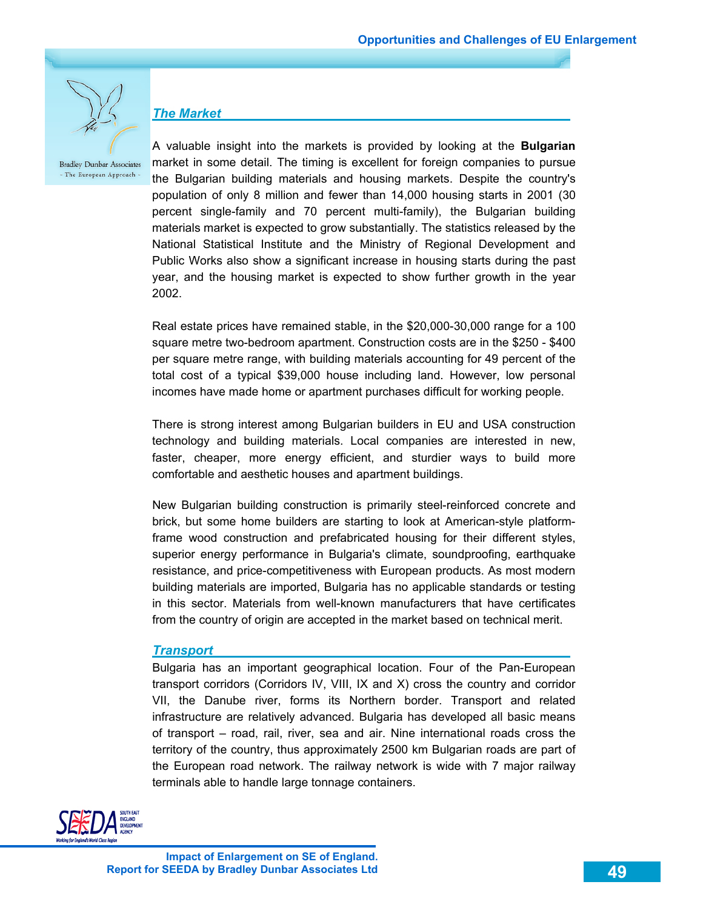## *The Market*

A valuable insight into the markets is provided by looking at the **Bulgarian** market in some detail. The timing is excellent for foreign companies to pursue the Bulgarian building materials and housing markets. Despite the country's population of only 8 million and fewer than 14,000 housing starts in 2001 (30 percent single-family and 70 percent multi-family), the Bulgarian building materials market is expected to grow substantially. The statistics released by the National Statistical Institute and the Ministry of Regional Development and Public Works also show a significant increase in housing starts during the past year, and the housing market is expected to show further growth in the year 2002.

Real estate prices have remained stable, in the $20,000-30,000 range for a 100 square metre two-bedroom apartment. Construction costs are in the $250 - $400 per square metre range, with building materials accounting for 49 percent of the total cost of a typical $39,000 house including land. However, low personal incomes have made home or apartment purchases difficult for working people.

There is strong interest among Bulgarian builders in EU and USA construction technology and building materials. Local companies are interested in new, faster, cheaper, more energy efficient, and sturdier ways to build more comfortable and aesthetic houses and apartment buildings.

New Bulgarian building construction is primarily steel-reinforced concrete and brick, but some home builders are starting to look at American-style platform-frame wood construction and prefabricated housing for their different styles, superior energy performance in Bulgaria's climate, soundproofing, earthquake resistance, and price-competitiveness with European products. As most modern building materials are imported, Bulgaria has no applicable standards or testing in this sector. Materials from well-known manufacturers that have certificates from the country of origin are accepted in the market based on technical merit.

## *Transport*

Bulgaria has an important geographical location. Four of the Pan-European transport corridors (Corridors IV, VIII, IX and X) cross the country and corridor VII, the Danube river, forms its Northern border. Transport and related infrastructure are relatively advanced. Bulgaria has developed all basic means of transport – road, rail, river, sea and air. Nine international roads cross the territory of the country, thus approximately 2500 km Bulgarian roads are part of the European road network. The railway network is wide with 7 major railway terminals able to handle large tonnage containers.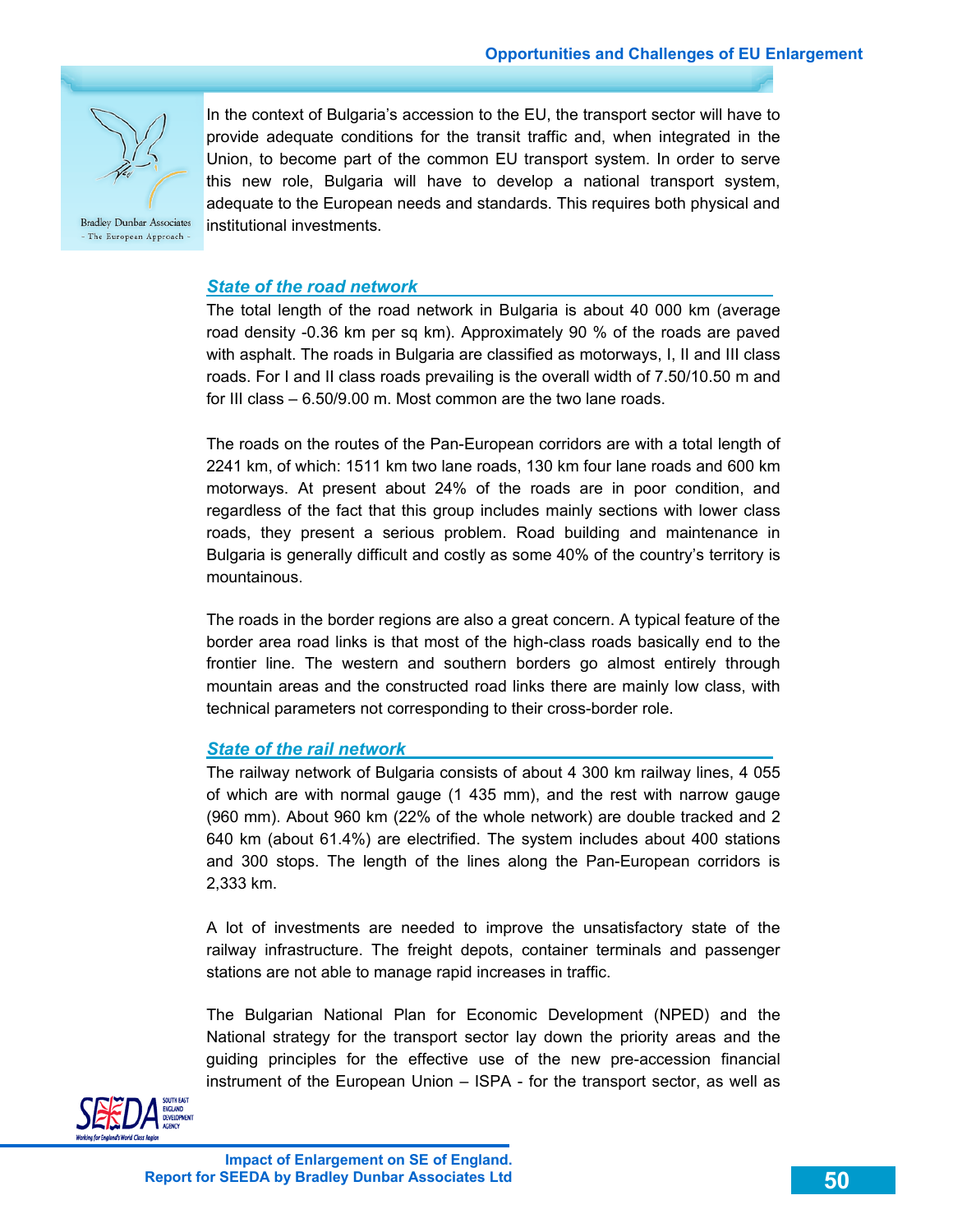In the context of Bulgaria's accession to the EU, the transport sector will have to provide adequate conditions for the transit traffic and, when integrated in the Union, to become part of the common EU transport system. In order to serve this new role, Bulgaria will have to develop a national transport system, adequate to the European needs and standards. This requires both physical and institutional investments.

### *State of the road network*

The total length of the road network in Bulgaria is about 40 000 km (average road density -0.36 km per sq km). Approximately 90 % of the roads are paved with asphalt. The roads in Bulgaria are classified as motorways, I, II and III class roads. For I and II class roads prevailing is the overall width of 7.50/10.50 m and for III class – 6.50/9.00 m. Most common are the two lane roads.

The roads on the routes of the Pan-European corridors are with a total length of 2241 km, of which: 1511 km two lane roads, 130 km four lane roads and 600 km motorways. At present about 24% of the roads are in poor condition, and regardless of the fact that this group includes mainly sections with lower class roads, they present a serious problem. Road building and maintenance in Bulgaria is generally difficult and costly as some 40% of the country's territory is mountainous.

The roads in the border regions are also a great concern. A typical feature of the border area road links is that most of the high-class roads basically end to the frontier line. The western and southern borders go almost entirely through mountain areas and the constructed road links there are mainly low class, with technical parameters not corresponding to their cross-border role.

### *State of the rail network*

The railway network of Bulgaria consists of about 4 300 km railway lines, 4 055 of which are with normal gauge (1 435 mm), and the rest with narrow gauge (960 mm). About 960 km (22% of the whole network) are double tracked and 2 640 km (about 61.4%) are electrified. The system includes about 400 stations and 300 stops. The length of the lines along the Pan-European corridors is 2,333 km.

A lot of investments are needed to improve the unsatisfactory state of the railway infrastructure. The freight depots, container terminals and passenger stations are not able to manage rapid increases in traffic.

The Bulgarian National Plan for Economic Development (NPED) and the National strategy for the transport sector lay down the priority areas and the guiding principles for the effective use of the new pre-accession financial instrument of the European Union – ISPA - for the transport sector, as well as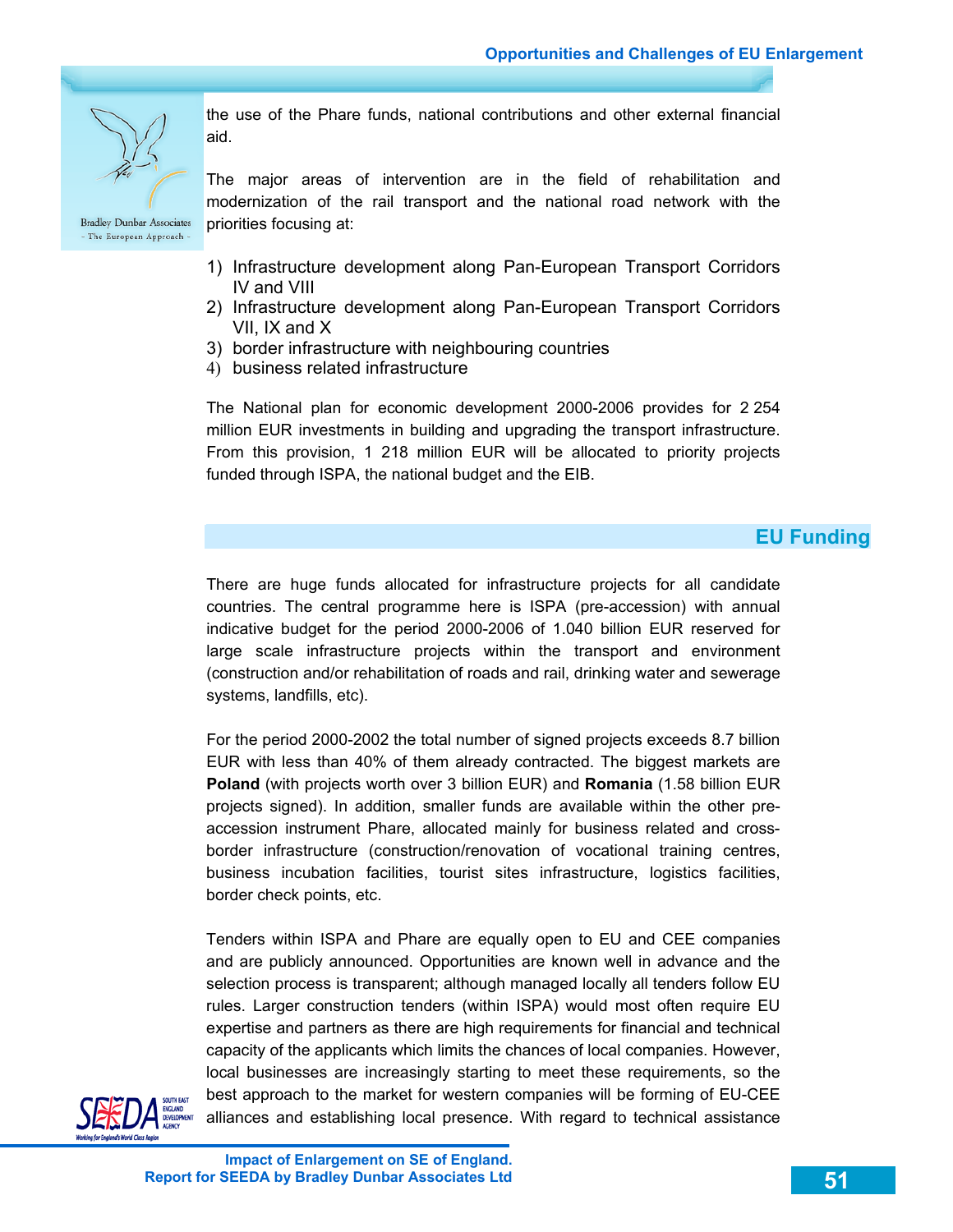the use of the Phare funds, national contributions and other external financial aid.

The major areas of intervention are in the field of rehabilitation and modernization of the rail transport and the national road network with the priorities focusing at:

1) Infrastructure development along Pan-European Transport Corridors IV and VIII
2) Infrastructure development along Pan-European Transport Corridors VII, IX and X
3) border infrastructure with neighbouring countries
4) business related infrastructure

The National plan for economic development 2000-2006 provides for 2 254 million EUR investments in building and upgrading the transport infrastructure. From this provision, 1 218 million EUR will be allocated to priority projects funded through ISPA, the national budget and the EIB.

## EU Funding

There are huge funds allocated for infrastructure projects for all candidate countries. The central programme here is ISPA (pre-accession) with annual indicative budget for the period 2000-2006 of 1.040 billion EUR reserved for large scale infrastructure projects within the transport and environment (construction and/or rehabilitation of roads and rail, drinking water and sewerage systems, landfills, etc).

For the period 2000-2002 the total number of signed projects exceeds 8.7 billion EUR with less than 40% of them already contracted. The biggest markets are **Poland** (with projects worth over 3 billion EUR) and **Romania** (1.58 billion EUR projects signed). In addition, smaller funds are available within the other pre-accession instrument Phare, allocated mainly for business related and cross-border infrastructure (construction/renovation of vocational training centres, business incubation facilities, tourist sites infrastructure, logistics facilities, border check points, etc.

Tenders within ISPA and Phare are equally open to EU and CEE companies and are publicly announced. Opportunities are known well in advance and the selection process is transparent; although managed locally all tenders follow EU rules. Larger construction tenders (within ISPA) would most often require EU expertise and partners as there are high requirements for financial and technical capacity of the applicants which limits the chances of local companies. However, local businesses are increasingly starting to meet these requirements, so the best approach to the market for western companies will be forming of EU-CEE alliances and establishing local presence. With regard to technical assistance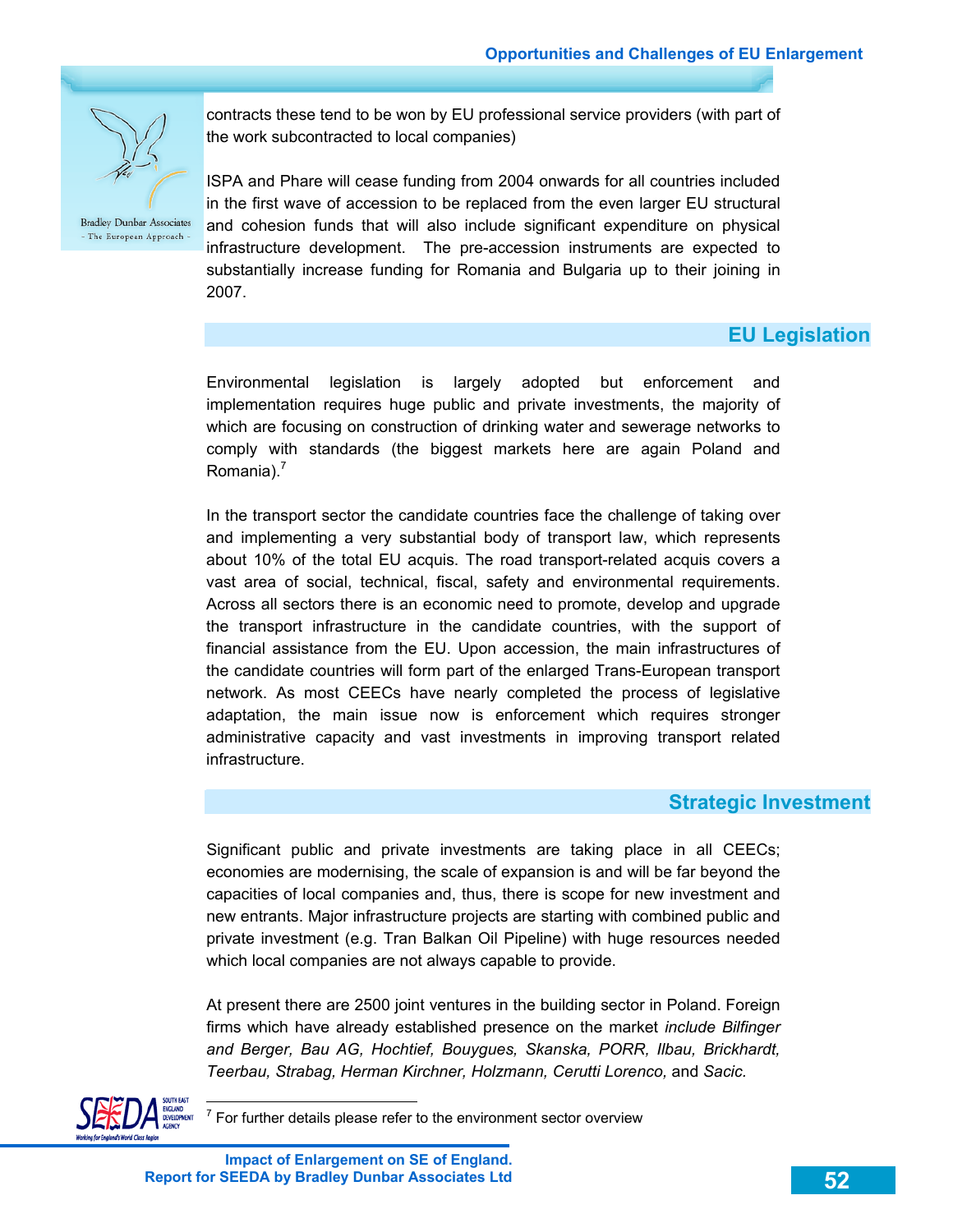contracts these tend to be won by EU professional service providers (with part of the work subcontracted to local companies)

ISPA and Phare will cease funding from 2004 onwards for all countries included in the first wave of accession to be replaced from the even larger EU structural and cohesion funds that will also include significant expenditure on physical infrastructure development. The pre-accession instruments are expected to substantially increase funding for Romania and Bulgaria up to their joining in 2007.

## EU Legislation

Environmental legislation is largely adopted but enforcement and implementation requires huge public and private investments, the majority of which are focusing on construction of drinking water and sewerage networks to comply with standards (the biggest markets here are again Poland and Romania).[7]

In the transport sector the candidate countries face the challenge of taking over and implementing a very substantial body of transport law, which represents about 10% of the total EU acquis. The road transport-related acquis covers a vast area of social, technical, fiscal, safety and environmental requirements. Across all sectors there is an economic need to promote, develop and upgrade the transport infrastructure in the candidate countries, with the support of financial assistance from the EU. Upon accession, the main infrastructures of the candidate countries will form part of the enlarged Trans-European transport network. As most CEECs have nearly completed the process of legislative adaptation, the main issue now is enforcement which requires stronger administrative capacity and vast investments in improving transport related infrastructure.

## Strategic Investment

Significant public and private investments are taking place in all CEECs; economies are modernising, the scale of expansion is and will be far beyond the capacities of local companies and, thus, there is scope for new investment and new entrants. Major infrastructure projects are starting with combined public and private investment (e.g. Tran Balkan Oil Pipeline) with huge resources needed which local companies are not always capable to provide.

At present there are 2500 joint ventures in the building sector in Poland. Foreign firms which have already established presence on the market *include Bilfinger and Berger, Bau AG, Hochtief, Bouygues, Skanska, PORR, Ilbau, Brickhardt, Teerbau, Strabag, Herman Kirchner, Holzmann, Cerutti Lorenco,* and *Sacic.*

---

[7] For further details please refer to the environment sector overview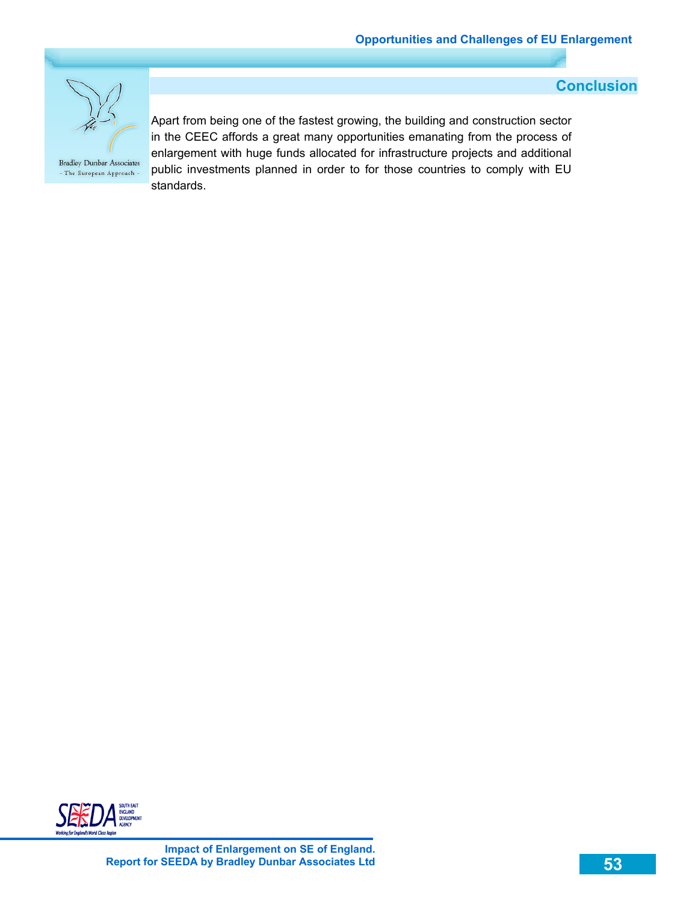## Conclusion

Apart from being one of the fastest growing, the building and construction sector in the CEEC affords a great many opportunities emanating from the process of enlargement with huge funds allocated for infrastructure projects and additional public investments planned in order to for those countries to comply with EU standards.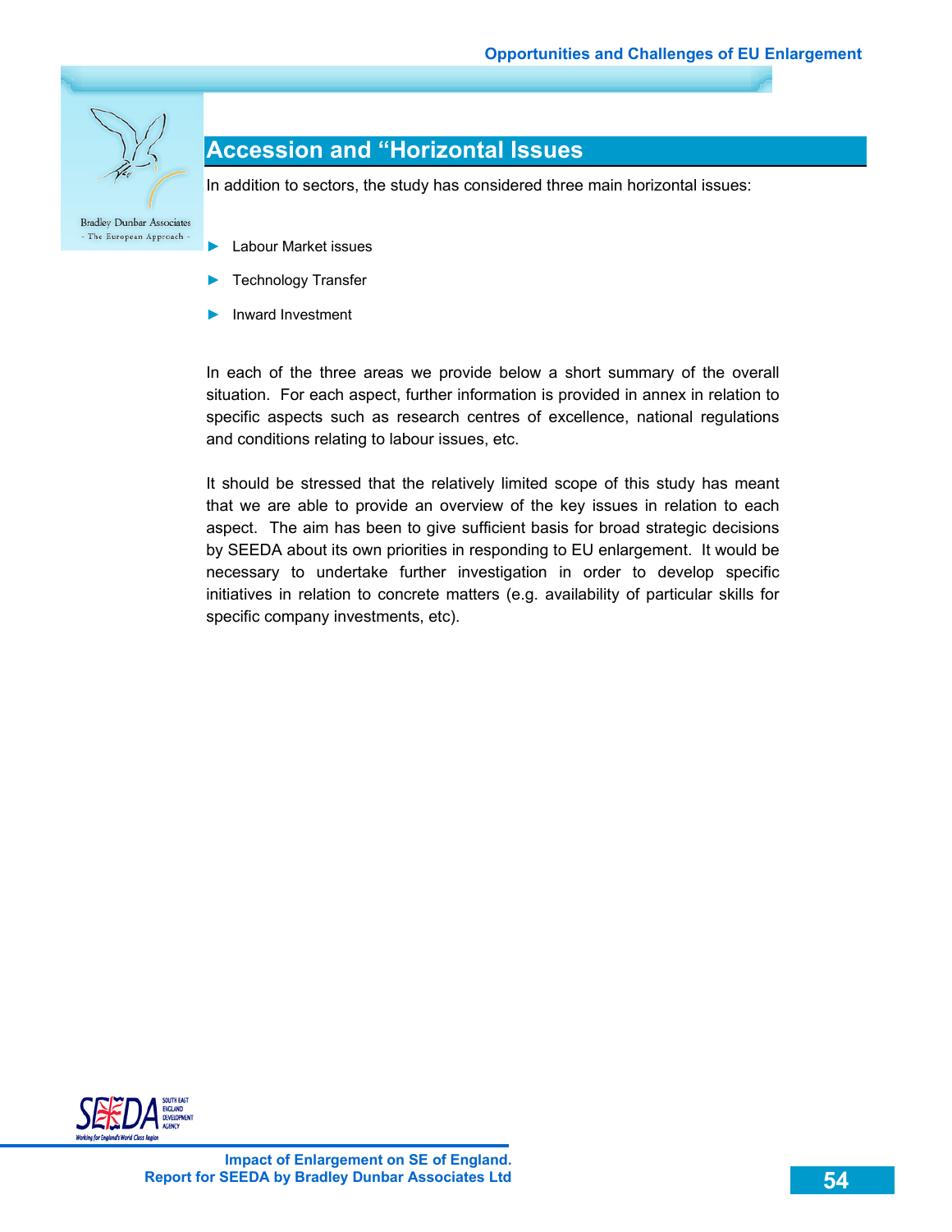## Accession and "Horizontal Issues

In addition to sectors, the study has considered three main horizontal issues:

- Labour Market issues
- Technology Transfer
- Inward Investment

In each of the three areas we provide below a short summary of the overall situation. For each aspect, further information is provided in annex in relation to specific aspects such as research centres of excellence, national regulations and conditions relating to labour issues, etc.

It should be stressed that the relatively limited scope of this study has meant that we are able to provide an overview of the key issues in relation to each aspect. The aim has been to give sufficient basis for broad strategic decisions by SEEDA about its own priorities in responding to EU enlargement. It would be necessary to undertake further investigation in order to develop specific initiatives in relation to concrete matters (e.g. availability of particular skills for specific company investments, etc).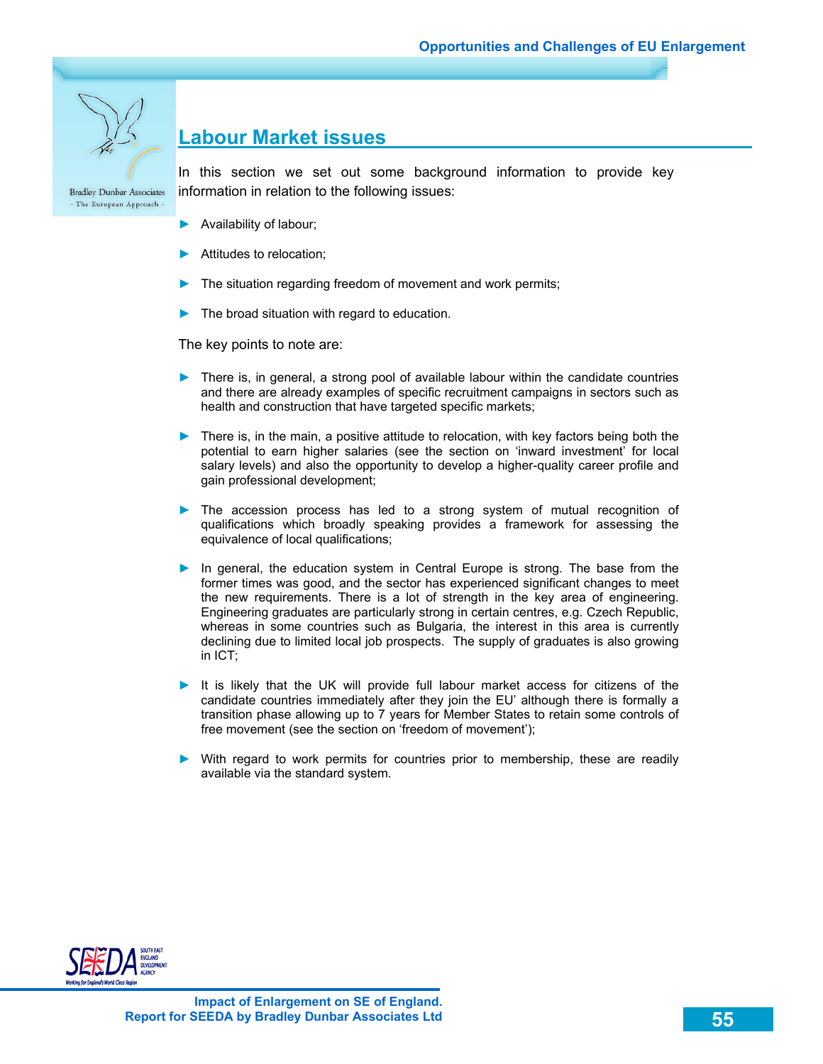## Labour Market issues

In this section we set out some background information to provide key information in relation to the following issues:

- Availability of labour;
- Attitudes to relocation;
- The situation regarding freedom of movement and work permits;
- The broad situation with regard to education.

The key points to note are:

- There is, in general, a strong pool of available labour within the candidate countries and there are already examples of specific recruitment campaigns in sectors such as health and construction that have targeted specific markets;
- There is, in the main, a positive attitude to relocation, with key factors being both the potential to earn higher salaries (see the section on 'inward investment' for local salary levels) and also the opportunity to develop a higher-quality career profile and gain professional development;
- The accession process has led to a strong system of mutual recognition of qualifications which broadly speaking provides a framework for assessing the equivalence of local qualifications;
- In general, the education system in Central Europe is strong. The base from the former times was good, and the sector has experienced significant changes to meet the new requirements. There is a lot of strength in the key area of engineering. Engineering graduates are particularly strong in certain centres, e.g. Czech Republic, whereas in some countries such as Bulgaria, the interest in this area is currently declining due to limited local job prospects. The supply of graduates is also growing in ICT;
- It is likely that the UK will provide full labour market access for citizens of the candidate countries immediately after they join the EU' although there is formally a transition phase allowing up to 7 years for Member States to retain some controls of free movement (see the section on 'freedom of movement');
- With regard to work permits for countries prior to membership, these are readily available via the standard system.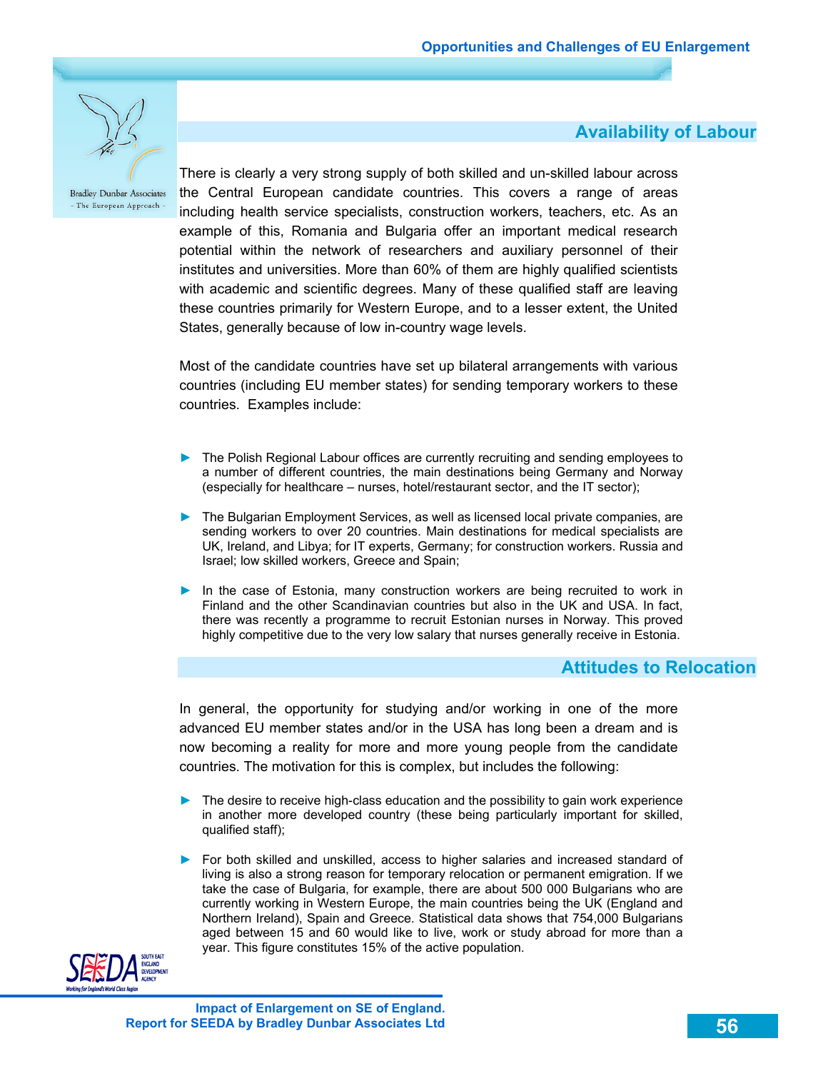## Availability of Labour

There is clearly a very strong supply of both skilled and un-skilled labour across the Central European candidate countries. This covers a range of areas including health service specialists, construction workers, teachers, etc. As an example of this, Romania and Bulgaria offer an important medical research potential within the network of researchers and auxiliary personnel of their institutes and universities. More than 60% of them are highly qualified scientists with academic and scientific degrees. Many of these qualified staff are leaving these countries primarily for Western Europe, and to a lesser extent, the United States, generally because of low in-country wage levels.

Most of the candidate countries have set up bilateral arrangements with various countries (including EU member states) for sending temporary workers to these countries. Examples include:

- The Polish Regional Labour offices are currently recruiting and sending employees to a number of different countries, the main destinations being Germany and Norway (especially for healthcare – nurses, hotel/restaurant sector, and the IT sector);
- The Bulgarian Employment Services, as well as licensed local private companies, are sending workers to over 20 countries. Main destinations for medical specialists are UK, Ireland, and Libya; for IT experts, Germany; for construction workers. Russia and Israel; low skilled workers, Greece and Spain;
- In the case of Estonia, many construction workers are being recruited to work in Finland and the other Scandinavian countries but also in the UK and USA. In fact, there was recently a programme to recruit Estonian nurses in Norway. This proved highly competitive due to the very low salary that nurses generally receive in Estonia.

## Attitudes to Relocation

In general, the opportunity for studying and/or working in one of the more advanced EU member states and/or in the USA has long been a dream and is now becoming a reality for more and more young people from the candidate countries. The motivation for this is complex, but includes the following:

- The desire to receive high-class education and the possibility to gain work experience in another more developed country (these being particularly important for skilled, qualified staff);
- For both skilled and unskilled, access to higher salaries and increased standard of living is also a strong reason for temporary relocation or permanent emigration. If we take the case of Bulgaria, for example, there are about 500 000 Bulgarians who are currently working in Western Europe, the main countries being the UK (England and Northern Ireland), Spain and Greece. Statistical data shows that 754,000 Bulgarians aged between 15 and 60 would like to live, work or study abroad for more than a year. This figure constitutes 15% of the active population.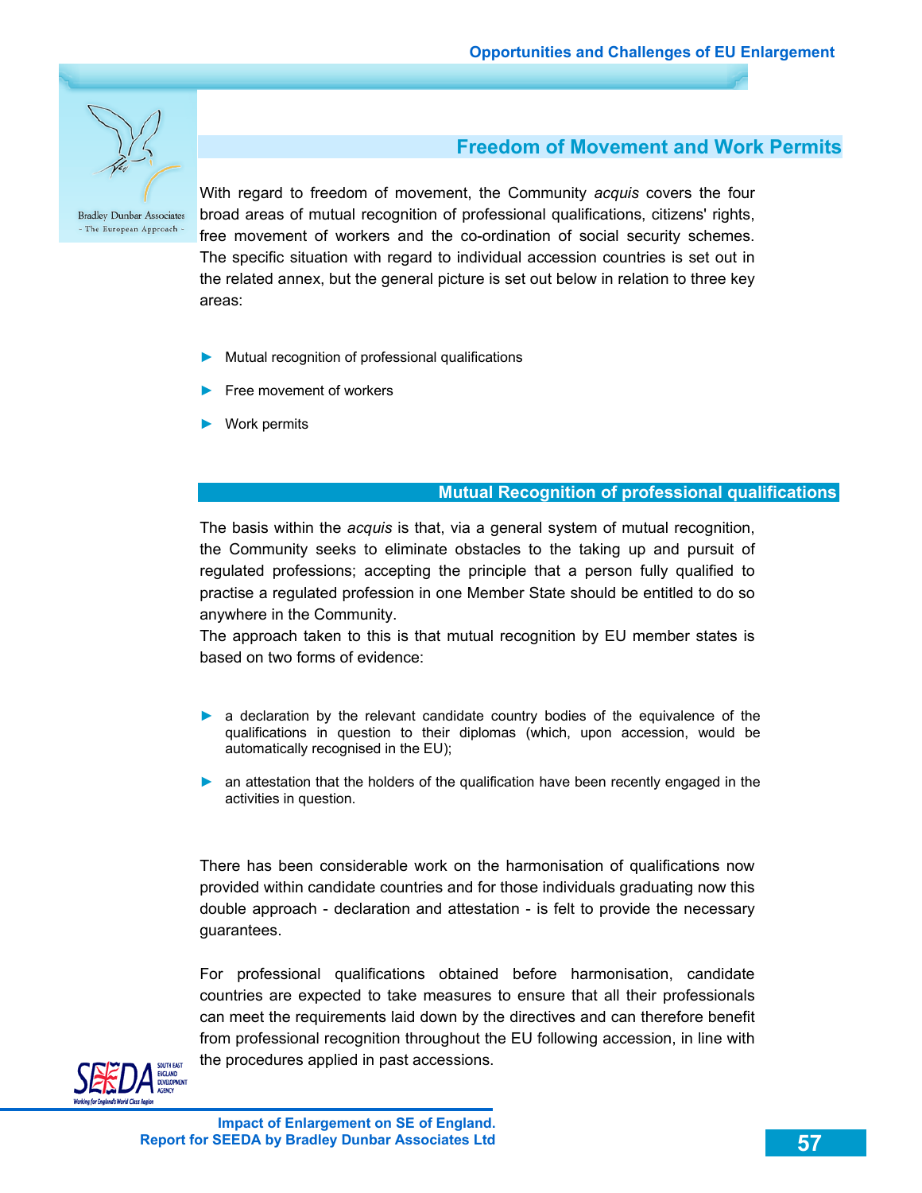## Freedom of Movement and Work Permits

With regard to freedom of movement, the Community *acquis* covers the four broad areas of mutual recognition of professional qualifications, citizens' rights, free movement of workers and the co-ordination of social security schemes. The specific situation with regard to individual accession countries is set out in the related annex, but the general picture is set out below in relation to three key areas:

- Mutual recognition of professional qualifications
- Free movement of workers
- Work permits

### Mutual Recognition of professional qualifications

The basis within the *acquis* is that, via a general system of mutual recognition, the Community seeks to eliminate obstacles to the taking up and pursuit of regulated professions; accepting the principle that a person fully qualified to practise a regulated profession in one Member State should be entitled to do so anywhere in the Community.

The approach taken to this is that mutual recognition by EU member states is based on two forms of evidence:

- a declaration by the relevant candidate country bodies of the equivalence of the qualifications in question to their diplomas (which, upon accession, would be automatically recognised in the EU);
- an attestation that the holders of the qualification have been recently engaged in the activities in question.

There has been considerable work on the harmonisation of qualifications now provided within candidate countries and for those individuals graduating now this double approach - declaration and attestation - is felt to provide the necessary guarantees.

For professional qualifications obtained before harmonisation, candidate countries are expected to take measures to ensure that all their professionals can meet the requirements laid down by the directives and can therefore benefit from professional recognition throughout the EU following accession, in line with the procedures applied in past accessions.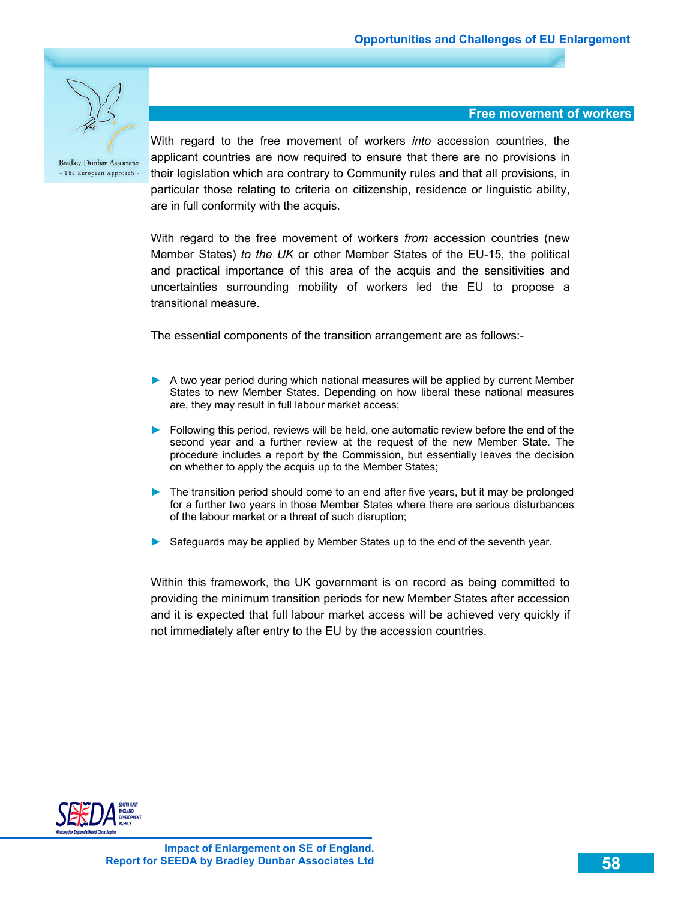## Free movement of workers

With regard to the free movement of workers *into* accession countries, the applicant countries are now required to ensure that there are no provisions in their legislation which are contrary to Community rules and that all provisions, in particular those relating to criteria on citizenship, residence or linguistic ability, are in full conformity with the acquis.

With regard to the free movement of workers *from* accession countries (new Member States) *to the UK* or other Member States of the EU-15, the political and practical importance of this area of the acquis and the sensitivities and uncertainties surrounding mobility of workers led the EU to propose a transitional measure.

The essential components of the transition arrangement are as follows:-

- A two year period during which national measures will be applied by current Member States to new Member States. Depending on how liberal these national measures are, they may result in full labour market access;
- Following this period, reviews will be held, one automatic review before the end of the second year and a further review at the request of the new Member State. The procedure includes a report by the Commission, but essentially leaves the decision on whether to apply the acquis up to the Member States;
- The transition period should come to an end after five years, but it may be prolonged for a further two years in those Member States where there are serious disturbances of the labour market or a threat of such disruption;
- Safeguards may be applied by Member States up to the end of the seventh year.

Within this framework, the UK government is on record as being committed to providing the minimum transition periods for new Member States after accession and it is expected that full labour market access will be achieved very quickly if not immediately after entry to the EU by the accession countries.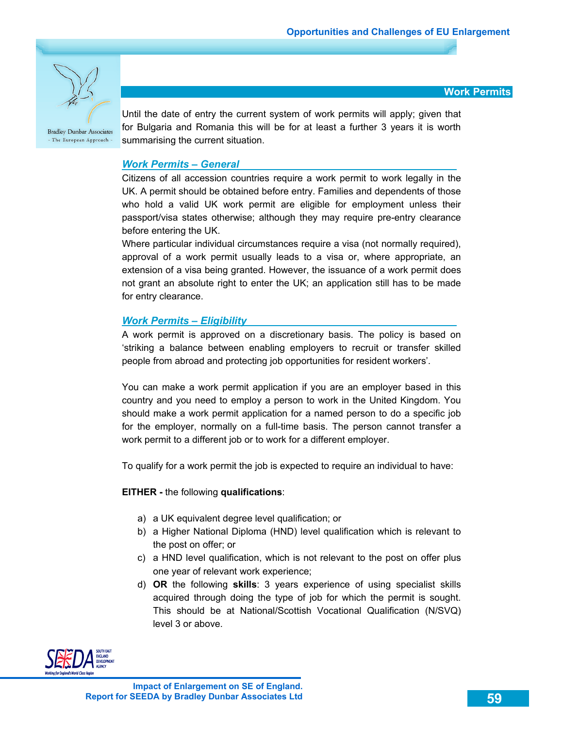## Work Permits

Until the date of entry the current system of work permits will apply; given that for Bulgaria and Romania this will be for at least a further 3 years it is worth summarising the current situation.

### *Work Permits – General*

Citizens of all accession countries require a work permit to work legally in the UK. A permit should be obtained before entry. Families and dependents of those who hold a valid UK work permit are eligible for employment unless their passport/visa states otherwise; although they may require pre-entry clearance before entering the UK.

Where particular individual circumstances require a visa (not normally required), approval of a work permit usually leads to a visa or, where appropriate, an extension of a visa being granted. However, the issuance of a work permit does not grant an absolute right to enter the UK; an application still has to be made for entry clearance.

### *Work Permits – Eligibility*

A work permit is approved on a discretionary basis. The policy is based on 'striking a balance between enabling employers to recruit or transfer skilled people from abroad and protecting job opportunities for resident workers'.

You can make a work permit application if you are an employer based in this country and you need to employ a person to work in the United Kingdom. You should make a work permit application for a named person to do a specific job for the employer, normally on a full-time basis. The person cannot transfer a work permit to a different job or to work for a different employer.

To qualify for a work permit the job is expected to require an individual to have:

**EITHER -** the following **qualifications**:

a) a UK equivalent degree level qualification; or
b) a Higher National Diploma (HND) level qualification which is relevant to the post on offer; or
c) a HND level qualification, which is not relevant to the post on offer plus one year of relevant work experience;
d) **OR** the following **skills**: 3 years experience of using specialist skills acquired through doing the type of job for which the permit is sought. This should be at National/Scottish Vocational Qualification (N/SVQ) level 3 or above.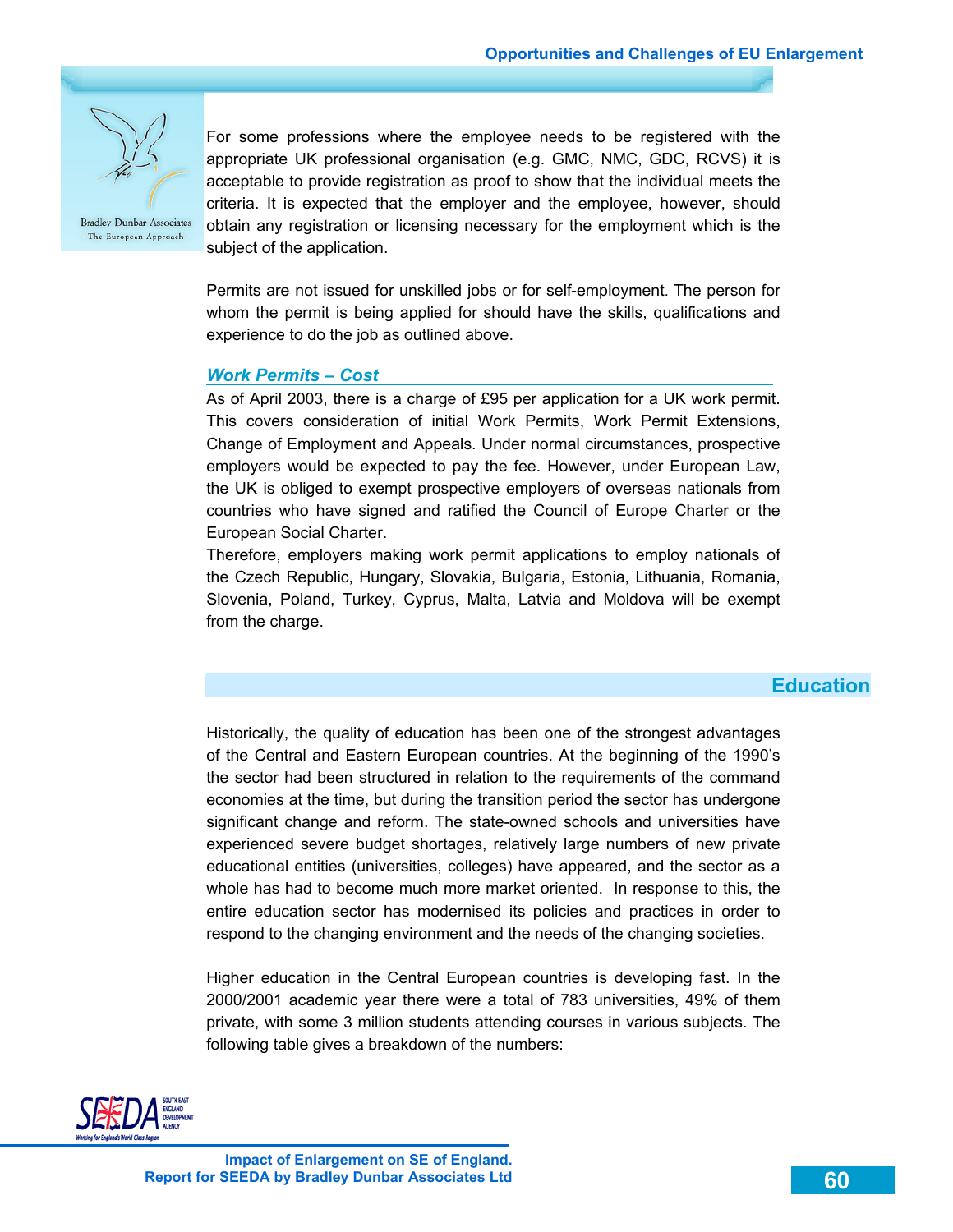For some professions where the employee needs to be registered with the appropriate UK professional organisation (e.g. GMC, NMC, GDC, RCVS) it is acceptable to provide registration as proof to show that the individual meets the criteria. It is expected that the employer and the employee, however, should obtain any registration or licensing necessary for the employment which is the subject of the application.

Permits are not issued for unskilled jobs or for self-employment. The person for whom the permit is being applied for should have the skills, qualifications and experience to do the job as outlined above.

### *Work Permits – Cost*

As of April 2003, there is a charge of £95 per application for a UK work permit. This covers consideration of initial Work Permits, Work Permit Extensions, Change of Employment and Appeals. Under normal circumstances, prospective employers would be expected to pay the fee. However, under European Law, the UK is obliged to exempt prospective employers of overseas nationals from countries who have signed and ratified the Council of Europe Charter or the European Social Charter.

Therefore, employers making work permit applications to employ nationals of the Czech Republic, Hungary, Slovakia, Bulgaria, Estonia, Lithuania, Romania, Slovenia, Poland, Turkey, Cyprus, Malta, Latvia and Moldova will be exempt from the charge.

## Education

Historically, the quality of education has been one of the strongest advantages of the Central and Eastern European countries. At the beginning of the 1990's the sector had been structured in relation to the requirements of the command economies at the time, but during the transition period the sector has undergone significant change and reform. The state-owned schools and universities have experienced severe budget shortages, relatively large numbers of new private educational entities (universities, colleges) have appeared, and the sector as a whole has had to become much more market oriented. In response to this, the entire education sector has modernised its policies and practices in order to respond to the changing environment and the needs of the changing societies.

Higher education in the Central European countries is developing fast. In the 2000/2001 academic year there were a total of 783 universities, 49% of them private, with some 3 million students attending courses in various subjects. The following table gives a breakdown of the numbers: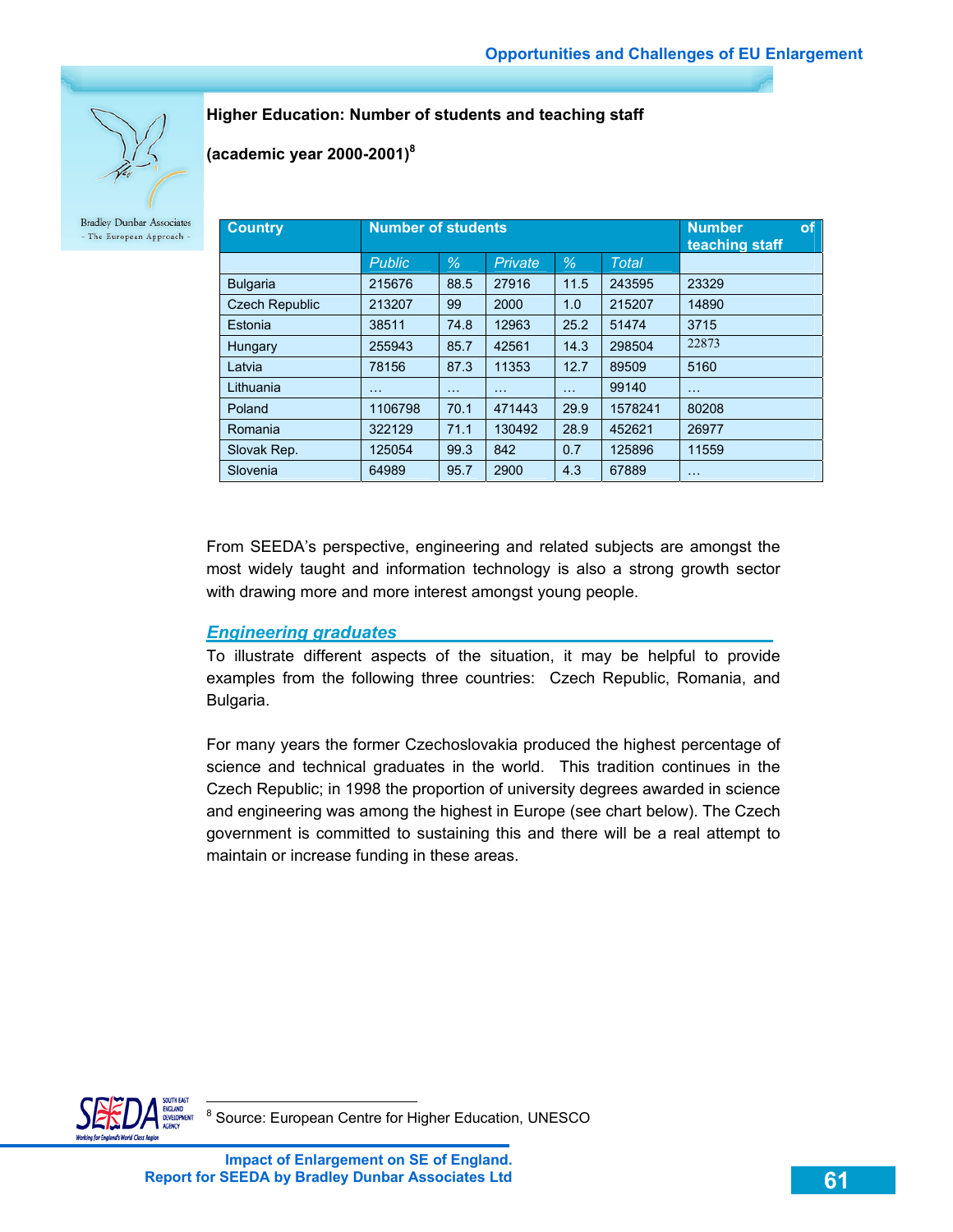**Higher Education: Number of students and teaching staff**

**(academic year 2000-2001)**[8]

| Country | Number of students | | | | | Number of teaching staff |
|---|---|---|---|---|---|---|
| | *Public* | *%* | *Private* | *%* | *Total* | |
| Bulgaria | 215676 | 88.5 | 27916 | 11.5 | 243595 | 23329 |
| Czech Republic | 213207 | 99 | 2000 | 1.0 | 215207 | 14890 |
| Estonia | 38511 | 74.8 | 12963 | 25.2 | 51474 | 3715 |
| Hungary | 255943 | 85.7 | 42561 | 14.3 | 298504 | 22873 |
| Latvia | 78156 | 87.3 | 11353 | 12.7 | 89509 | 5160 |
| Lithuania | … | … | … | … | 99140 | … |
| Poland | 1106798 | 70.1 | 471443 | 29.9 | 1578241 | 80208 |
| Romania | 322129 | 71.1 | 130492 | 28.9 | 452621 | 26977 |
| Slovak Rep. | 125054 | 99.3 | 842 | 0.7 | 125896 | 11559 |
| Slovenia | 64989 | 95.7 | 2900 | 4.3 | 67889 | … |

From SEEDA's perspective, engineering and related subjects are amongst the most widely taught and information technology is also a strong growth sector with drawing more and more interest amongst young people.

## *Engineering graduates*

To illustrate different aspects of the situation, it may be helpful to provide examples from the following three countries: Czech Republic, Romania, and Bulgaria.

For many years the former Czechoslovakia produced the highest percentage of science and technical graduates in the world. This tradition continues in the Czech Republic; in 1998 the proportion of university degrees awarded in science and engineering was among the highest in Europe (see chart below). The Czech government is committed to sustaining this and there will be a real attempt to maintain or increase funding in these areas.

[8] Source: European Centre for Higher Education, UNESCO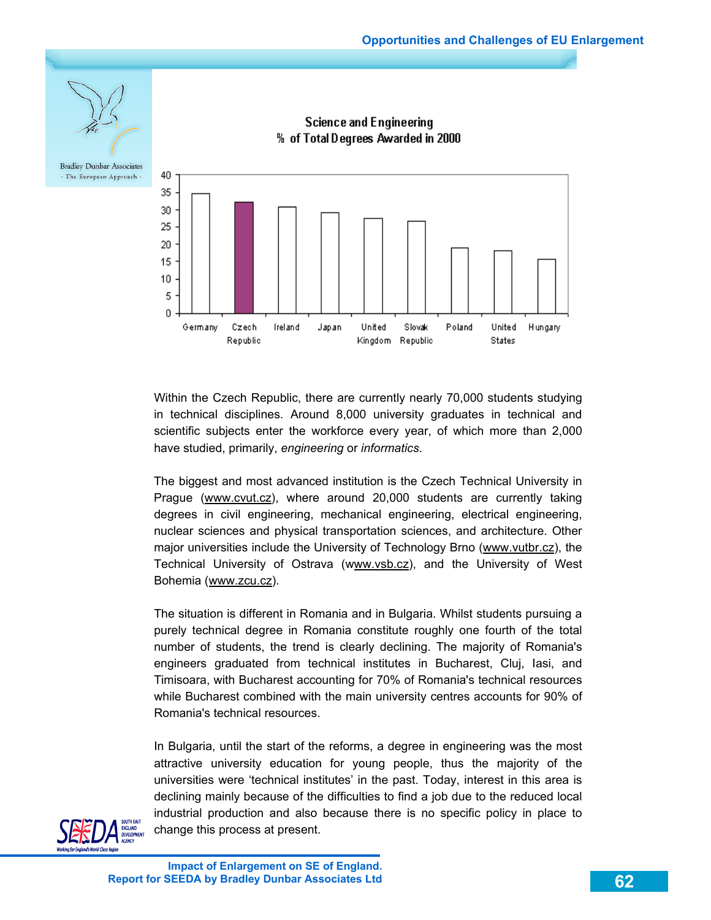Science and Engineering
% of Total Degrees Awarded in 2000

| Country | % |
|---|---|
| Germany | 34.5 |
| Czech Republic | 32 |
| Ireland | 30.5 |
| Japan | 29 |
| United Kingdom | 27.5 |
| Slovak Republic | 26.5 |
| Poland | 19 |
| United States | 18 |
| Hungary | 15.5 |

Within the Czech Republic, there are currently nearly 70,000 students studying in technical disciplines. Around 8,000 university graduates in technical and scientific subjects enter the workforce every year, of which more than 2,000 have studied, primarily, *engineering* or *informatics*.

The biggest and most advanced institution is the Czech Technical University in Prague (www.cvut.cz), where around 20,000 students are currently taking degrees in civil engineering, mechanical engineering, electrical engineering, nuclear sciences and physical transportation sciences, and architecture. Other major universities include the University of Technology Brno (www.vutbr.cz), the Technical University of Ostrava (www.vsb.cz), and the University of West Bohemia (www.zcu.cz).

The situation is different in Romania and in Bulgaria. Whilst students pursuing a purely technical degree in Romania constitute roughly one fourth of the total number of students, the trend is clearly declining. The majority of Romania's engineers graduated from technical institutes in Bucharest, Cluj, Iasi, and Timisoara, with Bucharest accounting for 70% of Romania's technical resources while Bucharest combined with the main university centres accounts for 90% of Romania's technical resources.

In Bulgaria, until the start of the reforms, a degree in engineering was the most attractive university education for young people, thus the majority of the universities were 'technical institutes' in the past. Today, interest in this area is declining mainly because of the difficulties to find a job due to the reduced local industrial production and also because there is no specific policy in place to change this process at present.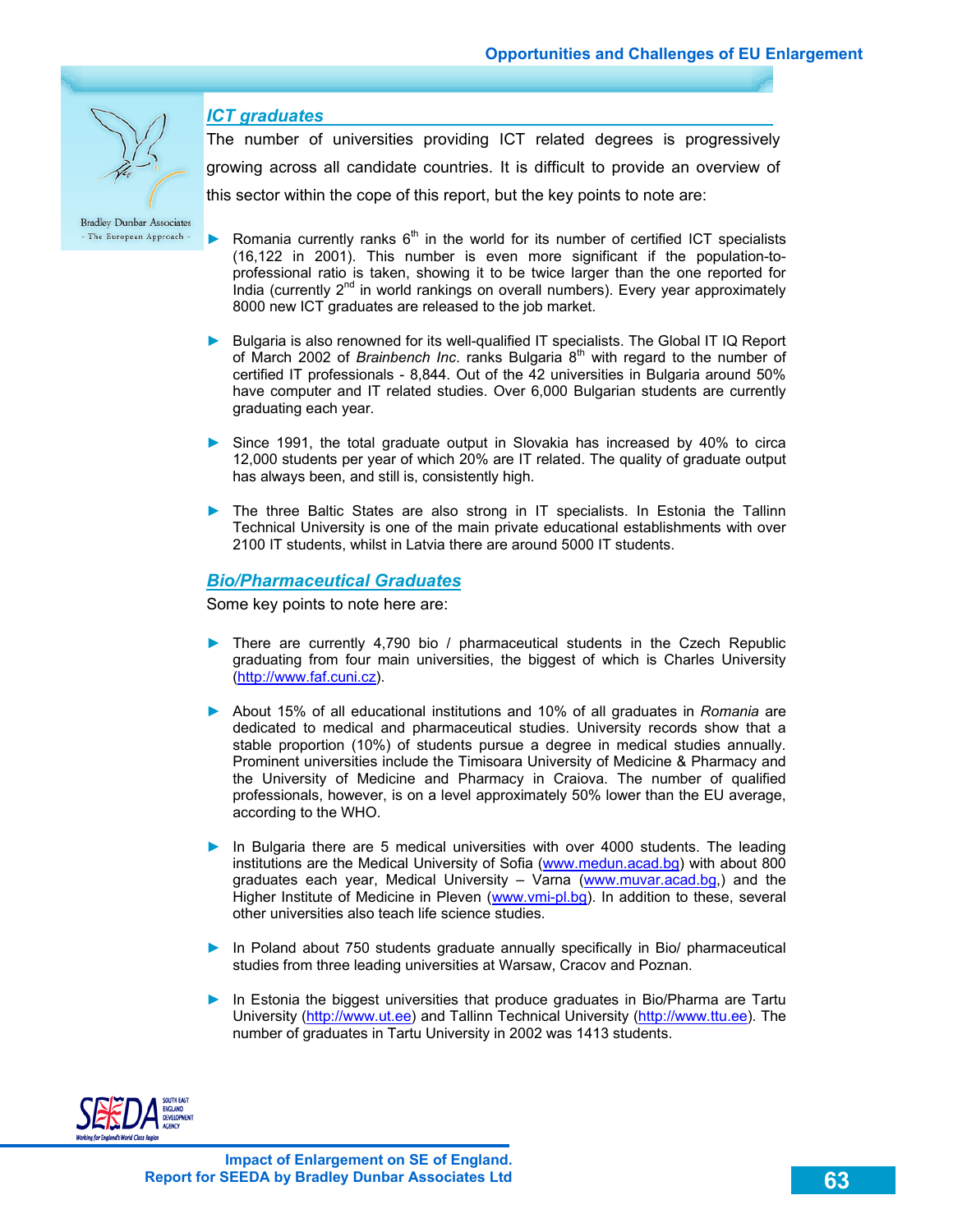## *ICT graduates*

The number of universities providing ICT related degrees is progressively growing across all candidate countries. It is difficult to provide an overview of this sector within the cope of this report, but the key points to note are:

- Romania currently ranks 6th in the world for its number of certified ICT specialists (16,122 in 2001). This number is even more significant if the population-to-professional ratio is taken, showing it to be twice larger than the one reported for India (currently 2nd in world rankings on overall numbers). Every year approximately 8000 new ICT graduates are released to the job market.
- Bulgaria is also renowned for its well-qualified IT specialists. The Global IT IQ Report of March 2002 of *Brainbench Inc*. ranks Bulgaria 8th with regard to the number of certified IT professionals - 8,844. Out of the 42 universities in Bulgaria around 50% have computer and IT related studies. Over 6,000 Bulgarian students are currently graduating each year.
- Since 1991, the total graduate output in Slovakia has increased by 40% to circa 12,000 students per year of which 20% are IT related. The quality of graduate output has always been, and still is, consistently high.
- The three Baltic States are also strong in IT specialists. In Estonia the Tallinn Technical University is one of the main private educational establishments with over 2100 IT students, whilst in Latvia there are around 5000 IT students.

## *Bio/Pharmaceutical Graduates*

Some key points to note here are:

- There are currently 4,790 bio / pharmaceutical students in the Czech Republic graduating from four main universities, the biggest of which is Charles University (http://www.faf.cuni.cz).
- About 15% of all educational institutions and 10% of all graduates in *Romania* are dedicated to medical and pharmaceutical studies. University records show that a stable proportion (10%) of students pursue a degree in medical studies annually. Prominent universities include the Timisoara University of Medicine & Pharmacy and the University of Medicine and Pharmacy in Craiova. The number of qualified professionals, however, is on a level approximately 50% lower than the EU average, according to the WHO.
- In Bulgaria there are 5 medical universities with over 4000 students. The leading institutions are the Medical University of Sofia (www.medun.acad.bg) with about 800 graduates each year, Medical University – Varna (www.muvar.acad.bg,) and the Higher Institute of Medicine in Pleven (www.vmi-pl.bg). In addition to these, several other universities also teach life science studies.
- In Poland about 750 students graduate annually specifically in Bio/ pharmaceutical studies from three leading universities at Warsaw, Cracov and Poznan.
- In Estonia the biggest universities that produce graduates in Bio/Pharma are Tartu University (http://www.ut.ee) and Tallinn Technical University (http://www.ttu.ee). The number of graduates in Tartu University in 2002 was 1413 students.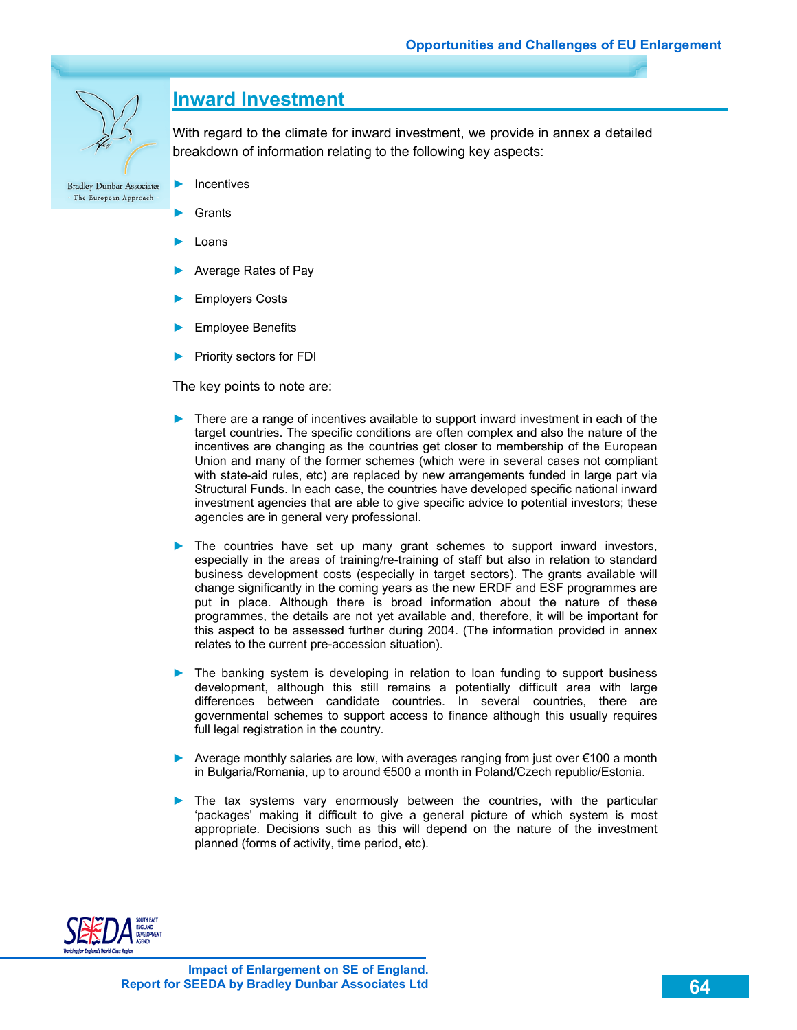## Inward Investment

With regard to the climate for inward investment, we provide in annex a detailed breakdown of information relating to the following key aspects:

- Incentives
- Grants
- Loans
- Average Rates of Pay
- Employers Costs
- Employee Benefits
- Priority sectors for FDI

The key points to note are:

- There are a range of incentives available to support inward investment in each of the target countries. The specific conditions are often complex and also the nature of the incentives are changing as the countries get closer to membership of the European Union and many of the former schemes (which were in several cases not compliant with state-aid rules, etc) are replaced by new arrangements funded in large part via Structural Funds. In each case, the countries have developed specific national inward investment agencies that are able to give specific advice to potential investors; these agencies are in general very professional.

- The countries have set up many grant schemes to support inward investors, especially in the areas of training/re-training of staff but also in relation to standard business development costs (especially in target sectors). The grants available will change significantly in the coming years as the new ERDF and ESF programmes are put in place. Although there is broad information about the nature of these programmes, the details are not yet available and, therefore, it will be important for this aspect to be assessed further during 2004. (The information provided in annex relates to the current pre-accession situation).

- The banking system is developing in relation to loan funding to support business development, although this still remains a potentially difficult area with large differences between candidate countries. In several countries, there are governmental schemes to support access to finance although this usually requires full legal registration in the country.

- Average monthly salaries are low, with averages ranging from just over €100 a month in Bulgaria/Romania, up to around €500 a month in Poland/Czech republic/Estonia.

- The tax systems vary enormously between the countries, with the particular 'packages' making it difficult to give a general picture of which system is most appropriate. Decisions such as this will depend on the nature of the investment planned (forms of activity, time period, etc).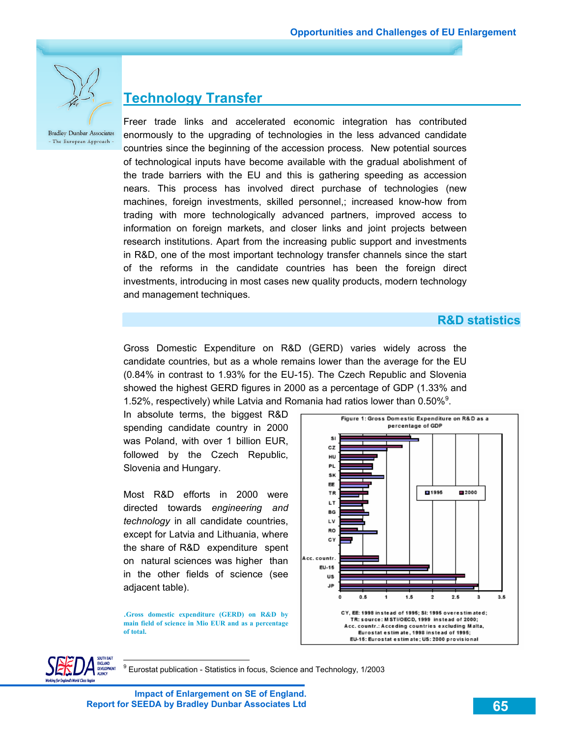## Technology Transfer

Freer trade links and accelerated economic integration has contributed enormously to the upgrading of technologies in the less advanced candidate countries since the beginning of the accession process. New potential sources of technological inputs have become available with the gradual abolishment of the trade barriers with the EU and this is gathering speeding as accession nears. This process has involved direct purchase of technologies (new machines, foreign investments, skilled personnel,; increased know-how from trading with more technologically advanced partners, improved access to information on foreign markets, and closer links and joint projects between research institutions. Apart from the increasing public support and investments in R&D, one of the most important technology transfer channels since the start of the reforms in the candidate countries has been the foreign direct investments, introducing in most cases new quality products, modern technology and management techniques.

### R&D statistics

Gross Domestic Expenditure on R&D (GERD) varies widely across the candidate countries, but as a whole remains lower than the average for the EU (0.84% in contrast to 1.93% for the EU-15). The Czech Republic and Slovenia showed the highest GERD figures in 2000 as a percentage of GDP (1.33% and 1.52%, respectively) while Latvia and Romania had ratios lower than 0.50%[9].

In absolute terms, the biggest R&D spending candidate country in 2000 was Poland, with over 1 billion EUR, followed by the Czech Republic, Slovenia and Hungary.

Most R&D efforts in 2000 were directed towards *engineering and technology* in all candidate countries, except for Latvia and Lithuania, where the share of R&D expenditure spent on natural sciences was higher than in the other fields of science (see adjacent table).

**.Gross domestic expenditure (GERD) on R&D by main field of science in Mio EUR and as a percentage of total.**

Figure 1: Gross Domestic Expenditure on R&D as a percentage of GDP

CY, EE: 1998 instead of 1995; SI: 1995 overestimated;
TR: source: MSTI/OECD, 1999 instead of 2000;
Acc. countr.: Acceding countries excluding Malta,
Eurostat estimate, 1998 instead of 1995;
EU-15: Eurostat estimate; US: 2000 provisional

[9] Eurostat publication - Statistics in focus, Science and Technology, 1/2003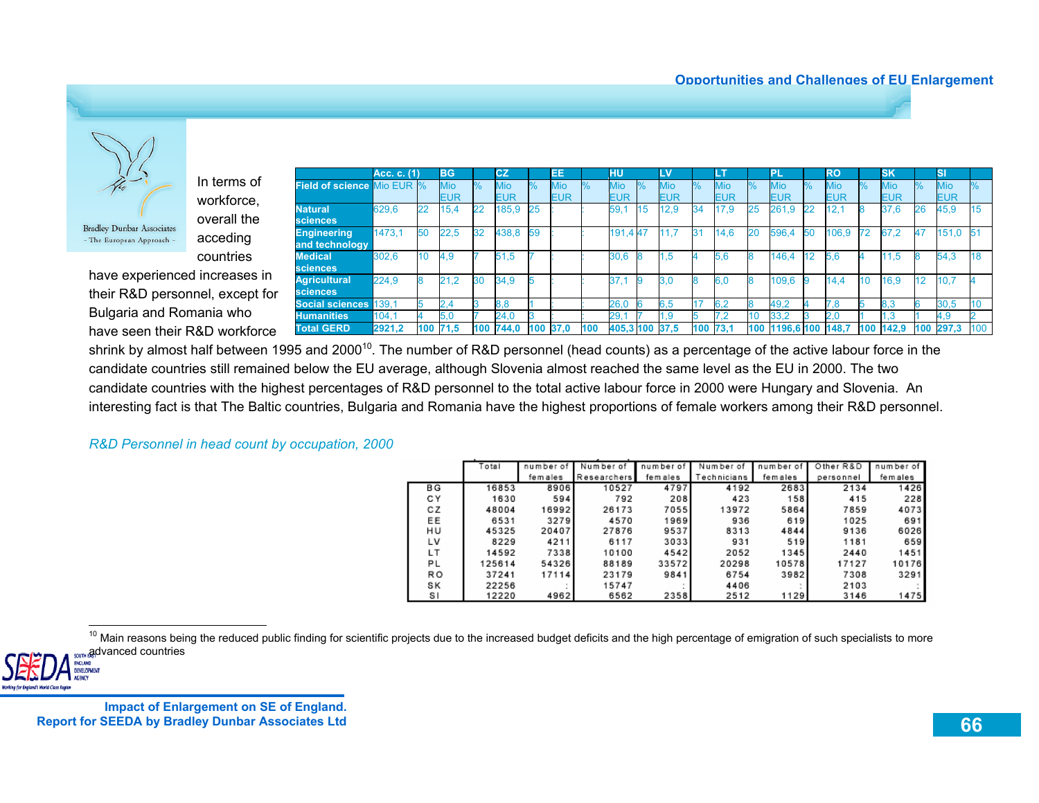In terms of workforce, overall the acceding countries have experienced increases in their R&D personnel, except for Bulgaria and Romania who have seen their R&D workforce shrink by almost half between 1995 and 2000[10]. The number of R&D personnel (head counts) as a percentage of the active labour force in the candidate countries still remained below the EU average, although Slovenia almost reached the same level as the EU in 2000. The two candidate countries with the highest percentages of R&D personnel to the total active labour force in 2000 were Hungary and Slovenia. An interesting fact is that The Baltic countries, Bulgaria and Romania have the highest proportions of female workers among their R&D personnel.

| | Acc. c. (1) | | BG | | CZ | | EE | | HU | | LV | | LT | | PL | | RO | | SK | | SI | |
|---|---|---|---|---|---|---|---|---|---|---|---|---|---|---|---|---|---|---|---|---|---|---|
| **Field of science** | Mio EUR | % | Mio EUR | % | Mio EUR | % | Mio EUR | % | Mio EUR | % | Mio EUR | % | Mio EUR | % | Mio EUR | % | Mio EUR | % | Mio EUR | % | Mio EUR | % |
| **Natural sciences** | 629,6 | 22 | 15,4 | 22 | 185,9 | 25 | : | : | 59,1 | 15 | 12,9 | 34 | 17,9 | 25 | 261,9 | 22 | 12,1 | 8 | 37,6 | 26 | 45,9 | 15 |
| **Engineering and technology** | 1473,1 | 50 | 22,5 | 32 | 438,8 | 59 | : | : | 191,4 | 47 | 11,7 | 31 | 14,6 | 20 | 596,4 | 50 | 106,9 | 72 | 67,2 | 47 | 151,0 | 51 |
| **Medical sciences** | 302,6 | 10 | 4,9 | 7 | 51,5 | 7 | : | : | 30,6 | 8 | 1,5 | 4 | 5,6 | 8 | 146,4 | 12 | 5,6 | 4 | 11,5 | 8 | 54,3 | 18 |
| **Agricultural sciences** | 224,9 | 8 | 21,2 | 30 | 34,9 | 5 | : | : | 37,1 | 9 | 3,0 | 8 | 6,0 | 8 | 109,6 | 9 | 14,4 | 10 | 16,9 | 12 | 10,7 | 4 |
| **Social sciences** | 139,1 | 5 | 2,4 | 3 | 8,8 | 1 | : | : | 26,0 | 6 | 6,5 | 17 | 6,2 | 8 | 49,2 | 4 | 7,8 | 5 | 8,3 | 6 | 30,5 | 10 |
| **Humanities** | 104,1 | 4 | 5,0 | 7 | 24,0 | 3 | : | : | 29,1 | 7 | 1,9 | 5 | 7,2 | 10 | 33,2 | 3 | 2,0 | 1 | 1,3 | 1 | 4,9 | 2 |
| **Total GERD** | **2921,2** | **100** | **71,5** | **100** | **744,0** | **100** | **37,0** | **100** | **405,3** | **100** | **37,5** | **100** | **73,1** | **100** | **1196,6** | **100** | **148,7** | **100** | **142,9** | **100** | **297,3** | 100 |

*R&D Personnel in head count by occupation, 2000*

| | Total | number of females | Number of Researchers | number of females | Number of Technicians | number of females | Other R&D personnel | number of females |
|---|---|---|---|---|---|---|---|---|
| BG | 16853 | 8906 | 10527 | 4797 | 4192 | 2683 | 2134 | 1426 |
| CY | 1630 | 594 | 792 | 208 | 423 | 158 | 415 | 228 |
| CZ | 48004 | 16992 | 26173 | 7055 | 13972 | 5864 | 7859 | 4073 |
| EE | 6531 | 3279 | 4570 | 1969 | 936 | 619 | 1025 | 691 |
| HU | 45325 | 20407 | 27876 | 9537 | 8313 | 4844 | 9136 | 6026 |
| LV | 8229 | 4211 | 6117 | 3033 | 931 | 519 | 1181 | 659 |
| LT | 14592 | 7338 | 10100 | 4542 | 2052 | 1345 | 2440 | 1451 |
| PL | 125614 | 54326 | 88189 | 33572 | 20298 | 10578 | 17127 | 10176 |
| RO | 37241 | 17114 | 23179 | 9841 | 6754 | 3982 | 7308 | 3291 |
| SK | 22256 | : | 15747 | : | 4406 | : | 2103 | : |
| SI | 12220 | 4962 | 6562 | 2358 | 2512 | 1129 | 3146 | 1475 |

[10] Main reasons being the reduced public finding for scientific projects due to the increased budget deficits and the high percentage of emigration of such specialists to more advanced countries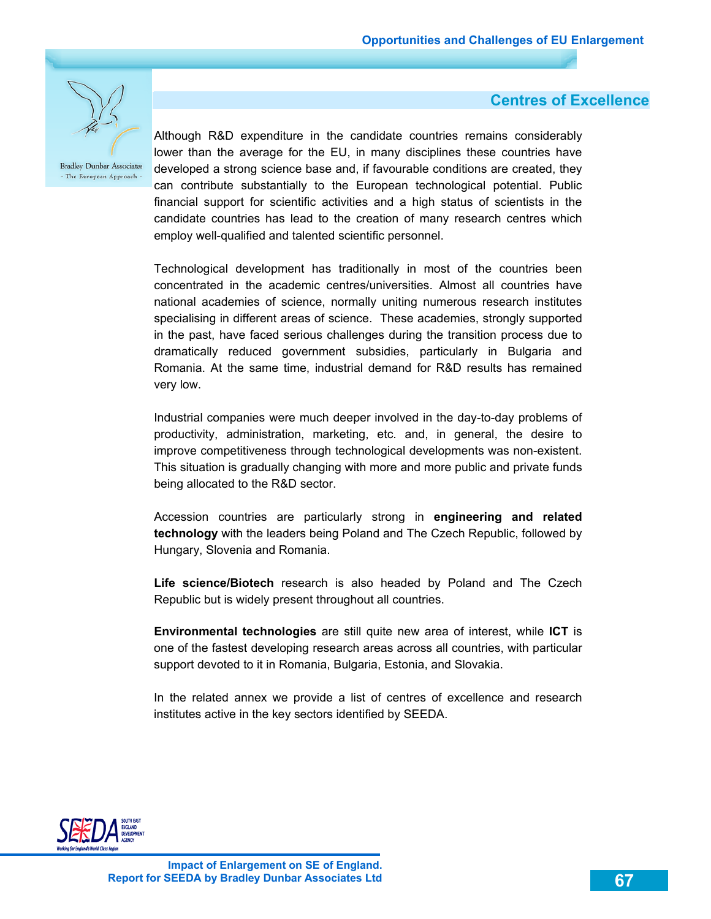## Centres of Excellence

Although R&D expenditure in the candidate countries remains considerably lower than the average for the EU, in many disciplines these countries have developed a strong science base and, if favourable conditions are created, they can contribute substantially to the European technological potential. Public financial support for scientific activities and a high status of scientists in the candidate countries has lead to the creation of many research centres which employ well-qualified and talented scientific personnel.

Technological development has traditionally in most of the countries been concentrated in the academic centres/universities. Almost all countries have national academies of science, normally uniting numerous research institutes specialising in different areas of science. These academies, strongly supported in the past, have faced serious challenges during the transition process due to dramatically reduced government subsidies, particularly in Bulgaria and Romania. At the same time, industrial demand for R&D results has remained very low.

Industrial companies were much deeper involved in the day-to-day problems of productivity, administration, marketing, etc. and, in general, the desire to improve competitiveness through technological developments was non-existent. This situation is gradually changing with more and more public and private funds being allocated to the R&D sector.

Accession countries are particularly strong in **engineering and related technology** with the leaders being Poland and The Czech Republic, followed by Hungary, Slovenia and Romania.

**Life science/Biotech** research is also headed by Poland and The Czech Republic but is widely present throughout all countries.

**Environmental technologies** are still quite new area of interest, while **ICT** is one of the fastest developing research areas across all countries, with particular support devoted to it in Romania, Bulgaria, Estonia, and Slovakia.

In the related annex we provide a list of centres of excellence and research institutes active in the key sectors identified by SEEDA.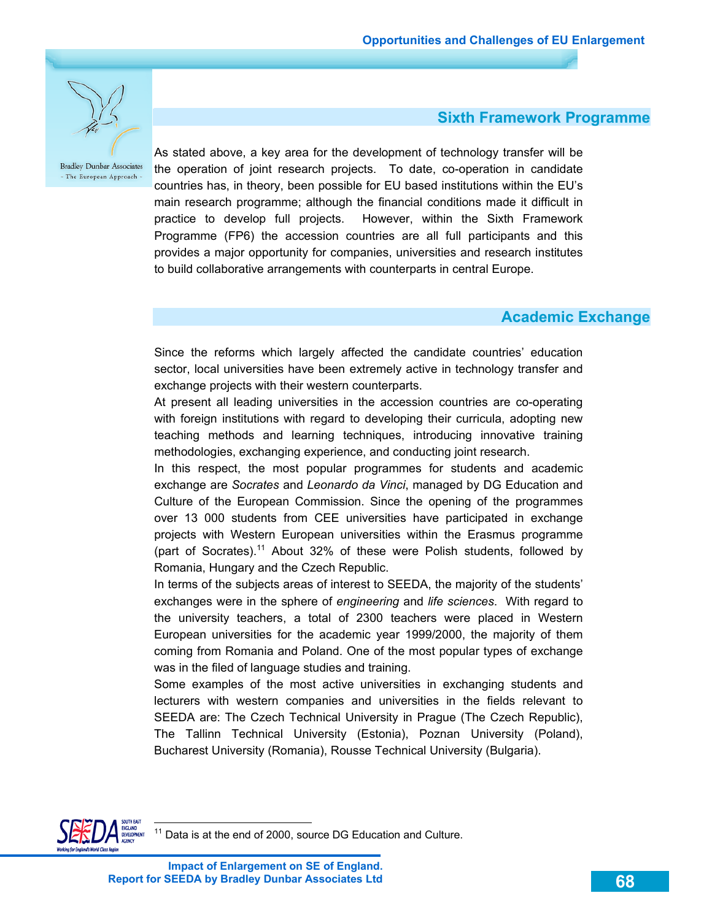## Sixth Framework Programme

As stated above, a key area for the development of technology transfer will be the operation of joint research projects. To date, co-operation in candidate countries has, in theory, been possible for EU based institutions within the EU's main research programme; although the financial conditions made it difficult in practice to develop full projects. However, within the Sixth Framework Programme (FP6) the accession countries are all full participants and this provides a major opportunity for companies, universities and research institutes to build collaborative arrangements with counterparts in central Europe.

## Academic Exchange

Since the reforms which largely affected the candidate countries' education sector, local universities have been extremely active in technology transfer and exchange projects with their western counterparts.

At present all leading universities in the accession countries are co-operating with foreign institutions with regard to developing their curricula, adopting new teaching methods and learning techniques, introducing innovative training methodologies, exchanging experience, and conducting joint research.

In this respect, the most popular programmes for students and academic exchange are *Socrates* and *Leonardo da Vinci*, managed by DG Education and Culture of the European Commission. Since the opening of the programmes over 13 000 students from CEE universities have participated in exchange projects with Western European universities within the Erasmus programme (part of Socrates).[11] About 32% of these were Polish students, followed by Romania, Hungary and the Czech Republic.

In terms of the subjects areas of interest to SEEDA, the majority of the students' exchanges were in the sphere of *engineering* and *life sciences*. With regard to the university teachers, a total of 2300 teachers were placed in Western European universities for the academic year 1999/2000, the majority of them coming from Romania and Poland. One of the most popular types of exchange was in the filed of language studies and training.

Some examples of the most active universities in exchanging students and lecturers with western companies and universities in the fields relevant to SEEDA are: The Czech Technical University in Prague (The Czech Republic), The Tallinn Technical University (Estonia), Poznan University (Poland), Bucharest University (Romania), Rousse Technical University (Bulgaria).

[11] Data is at the end of 2000, source DG Education and Culture.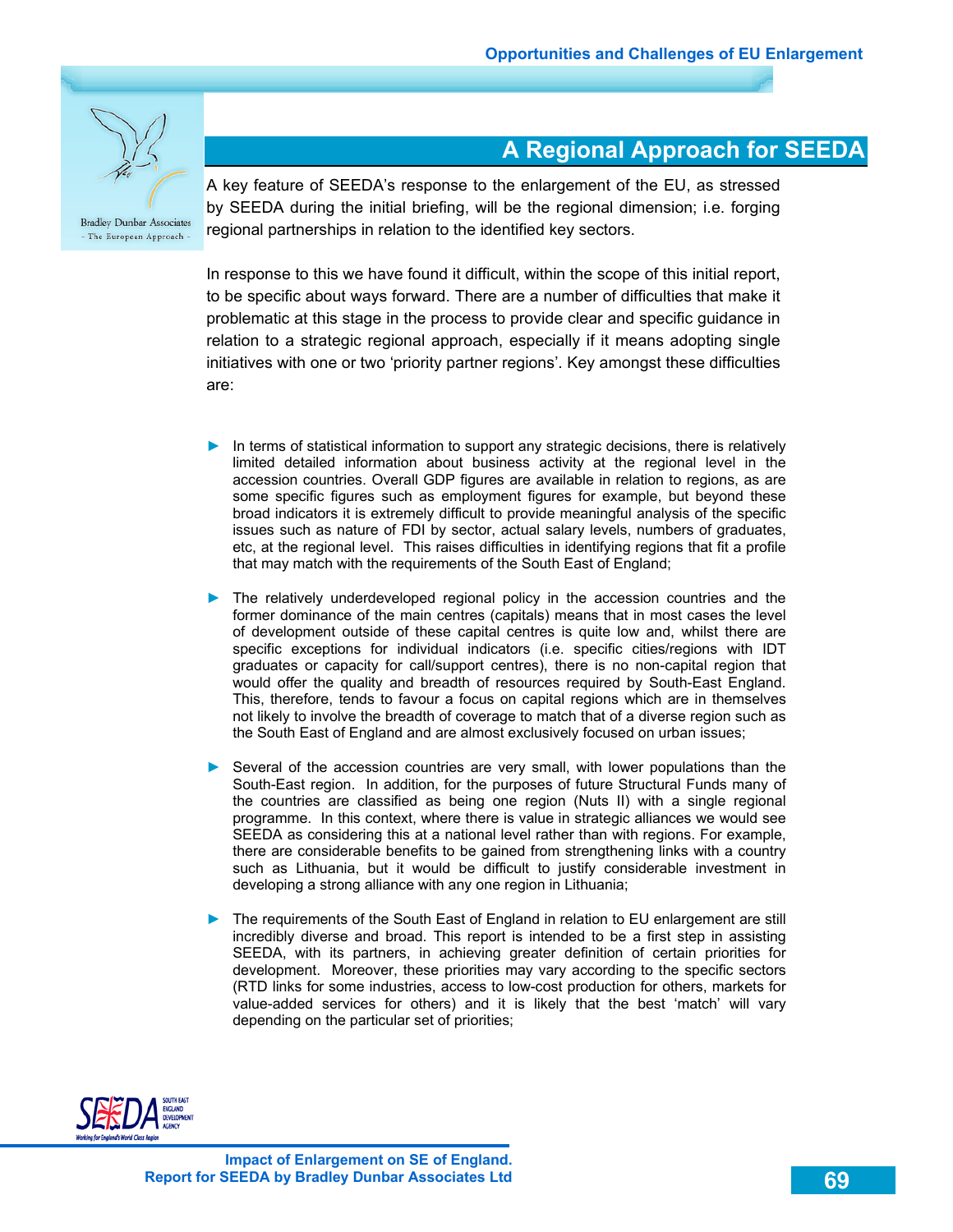## A Regional Approach for SEEDA

A key feature of SEEDA's response to the enlargement of the EU, as stressed by SEEDA during the initial briefing, will be the regional dimension; i.e. forging regional partnerships in relation to the identified key sectors.

In response to this we have found it difficult, within the scope of this initial report, to be specific about ways forward. There are a number of difficulties that make it problematic at this stage in the process to provide clear and specific guidance in relation to a strategic regional approach, especially if it means adopting single initiatives with one or two 'priority partner regions'. Key amongst these difficulties are:

- In terms of statistical information to support any strategic decisions, there is relatively limited detailed information about business activity at the regional level in the accession countries. Overall GDP figures are available in relation to regions, as are some specific figures such as employment figures for example, but beyond these broad indicators it is extremely difficult to provide meaningful analysis of the specific issues such as nature of FDI by sector, actual salary levels, numbers of graduates, etc, at the regional level. This raises difficulties in identifying regions that fit a profile that may match with the requirements of the South East of England;

- The relatively underdeveloped regional policy in the accession countries and the former dominance of the main centres (capitals) means that in most cases the level of development outside of these capital centres is quite low and, whilst there are specific exceptions for individual indicators (i.e. specific cities/regions with IDT graduates or capacity for call/support centres), there is no non-capital region that would offer the quality and breadth of resources required by South-East England. This, therefore, tends to favour a focus on capital regions which are in themselves not likely to involve the breadth of coverage to match that of a diverse region such as the South East of England and are almost exclusively focused on urban issues;

- Several of the accession countries are very small, with lower populations than the South-East region. In addition, for the purposes of future Structural Funds many of the countries are classified as being one region (Nuts II) with a single regional programme. In this context, where there is value in strategic alliances we would see SEEDA as considering this at a national level rather than with regions. For example, there are considerable benefits to be gained from strengthening links with a country such as Lithuania, but it would be difficult to justify considerable investment in developing a strong alliance with any one region in Lithuania;

- The requirements of the South East of England in relation to EU enlargement are still incredibly diverse and broad. This report is intended to be a first step in assisting SEEDA, with its partners, in achieving greater definition of certain priorities for development. Moreover, these priorities may vary according to the specific sectors (RTD links for some industries, access to low-cost production for others, markets for value-added services for others) and it is likely that the best 'match' will vary depending on the particular set of priorities;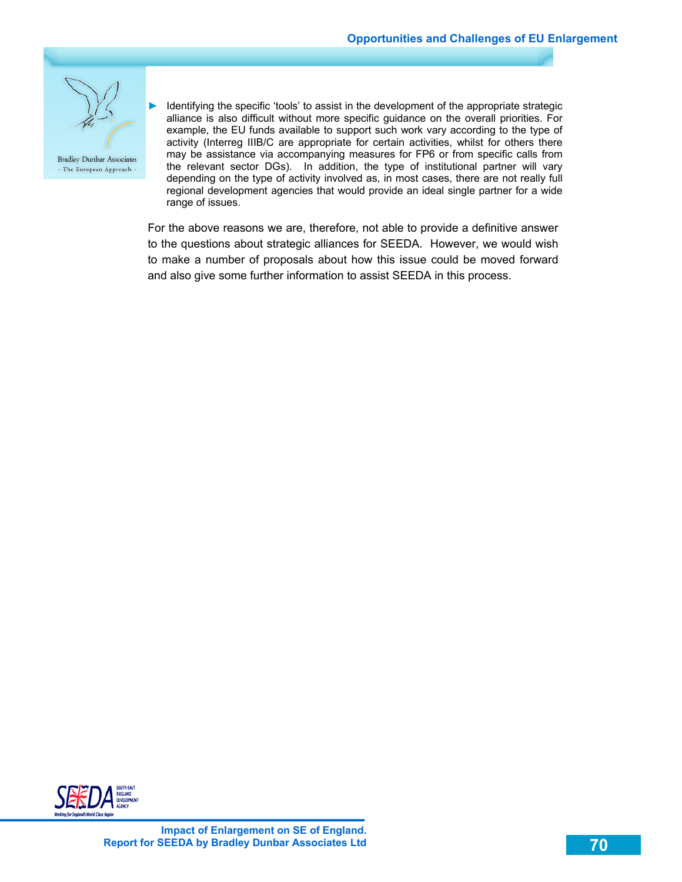- Identifying the specific ‘tools’ to assist in the development of the appropriate strategic alliance is also difficult without more specific guidance on the overall priorities. For example, the EU funds available to support such work vary according to the type of activity (Interreg IIIB/C are appropriate for certain activities, whilst for others there may be assistance via accompanying measures for FP6 or from specific calls from the relevant sector DGs). In addition, the type of institutional partner will vary depending on the type of activity involved as, in most cases, there are not really full regional development agencies that would provide an ideal single partner for a wide range of issues.

For the above reasons we are, therefore, not able to provide a definitive answer to the questions about strategic alliances for SEEDA. However, we would wish to make a number of proposals about how this issue could be moved forward and also give some further information to assist SEEDA in this process.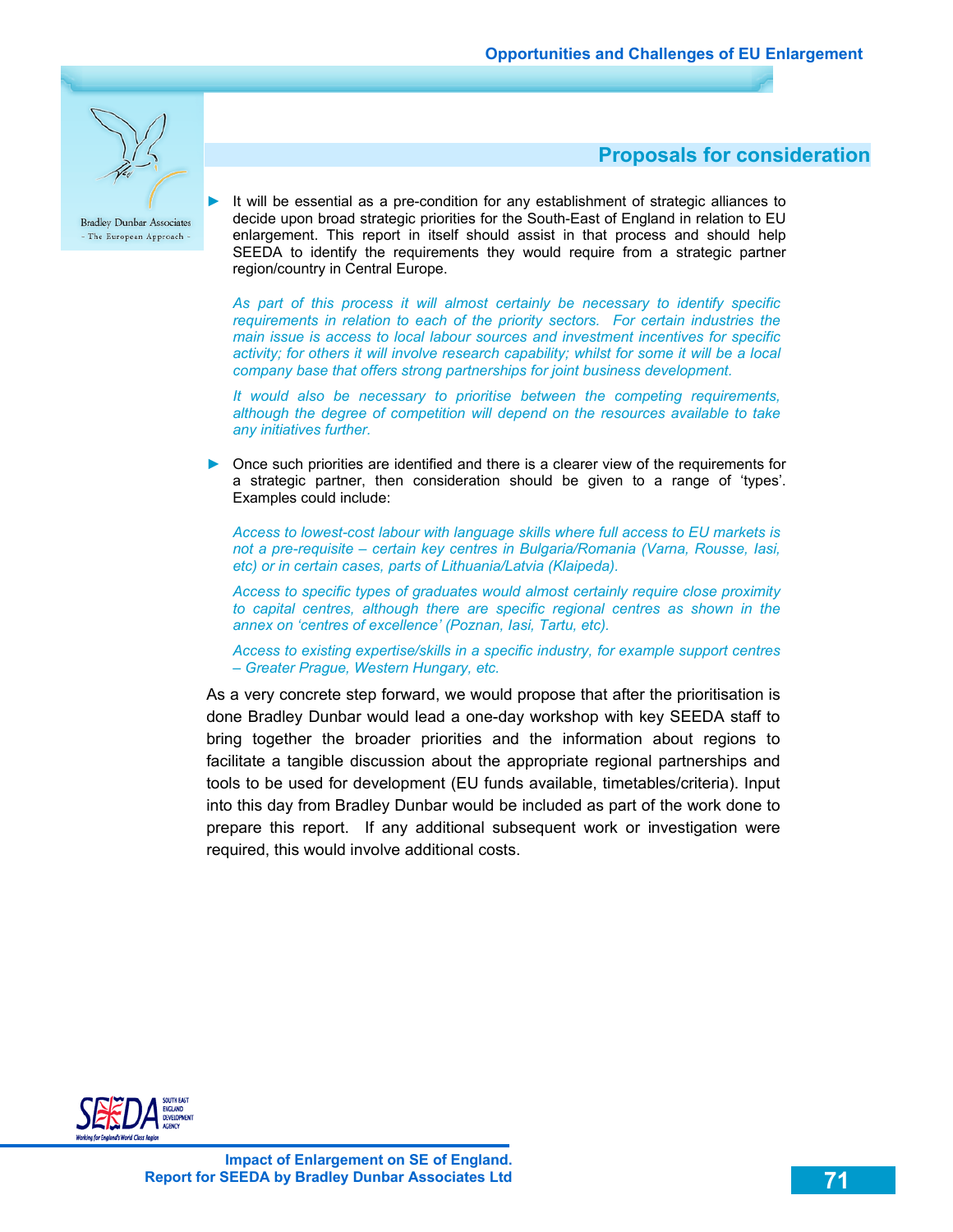## Proposals for consideration

- It will be essential as a pre-condition for any establishment of strategic alliances to decide upon broad strategic priorities for the South-East of England in relation to EU enlargement. This report in itself should assist in that process and should help SEEDA to identify the requirements they would require from a strategic partner region/country in Central Europe.

  *As part of this process it will almost certainly be necessary to identify specific requirements in relation to each of the priority sectors. For certain industries the main issue is access to local labour sources and investment incentives for specific activity; for others it will involve research capability; whilst for some it will be a local company base that offers strong partnerships for joint business development.*

  *It would also be necessary to prioritise between the competing requirements, although the degree of competition will depend on the resources available to take any initiatives further.*

- Once such priorities are identified and there is a clearer view of the requirements for a strategic partner, then consideration should be given to a range of 'types'. Examples could include:

  *Access to lowest-cost labour with language skills where full access to EU markets is not a pre-requisite – certain key centres in Bulgaria/Romania (Varna, Rousse, Iasi, etc) or in certain cases, parts of Lithuania/Latvia (Klaipeda).*

  *Access to specific types of graduates would almost certainly require close proximity to capital centres, although there are specific regional centres as shown in the annex on 'centres of excellence' (Poznan, Iasi, Tartu, etc).*

  *Access to existing expertise/skills in a specific industry, for example support centres – Greater Prague, Western Hungary, etc.*

As a very concrete step forward, we would propose that after the prioritisation is done Bradley Dunbar would lead a one-day workshop with key SEEDA staff to bring together the broader priorities and the information about regions to facilitate a tangible discussion about the appropriate regional partnerships and tools to be used for development (EU funds available, timetables/criteria). Input into this day from Bradley Dunbar would be included as part of the work done to prepare this report. If any additional subsequent work or investigation were required, this would involve additional costs.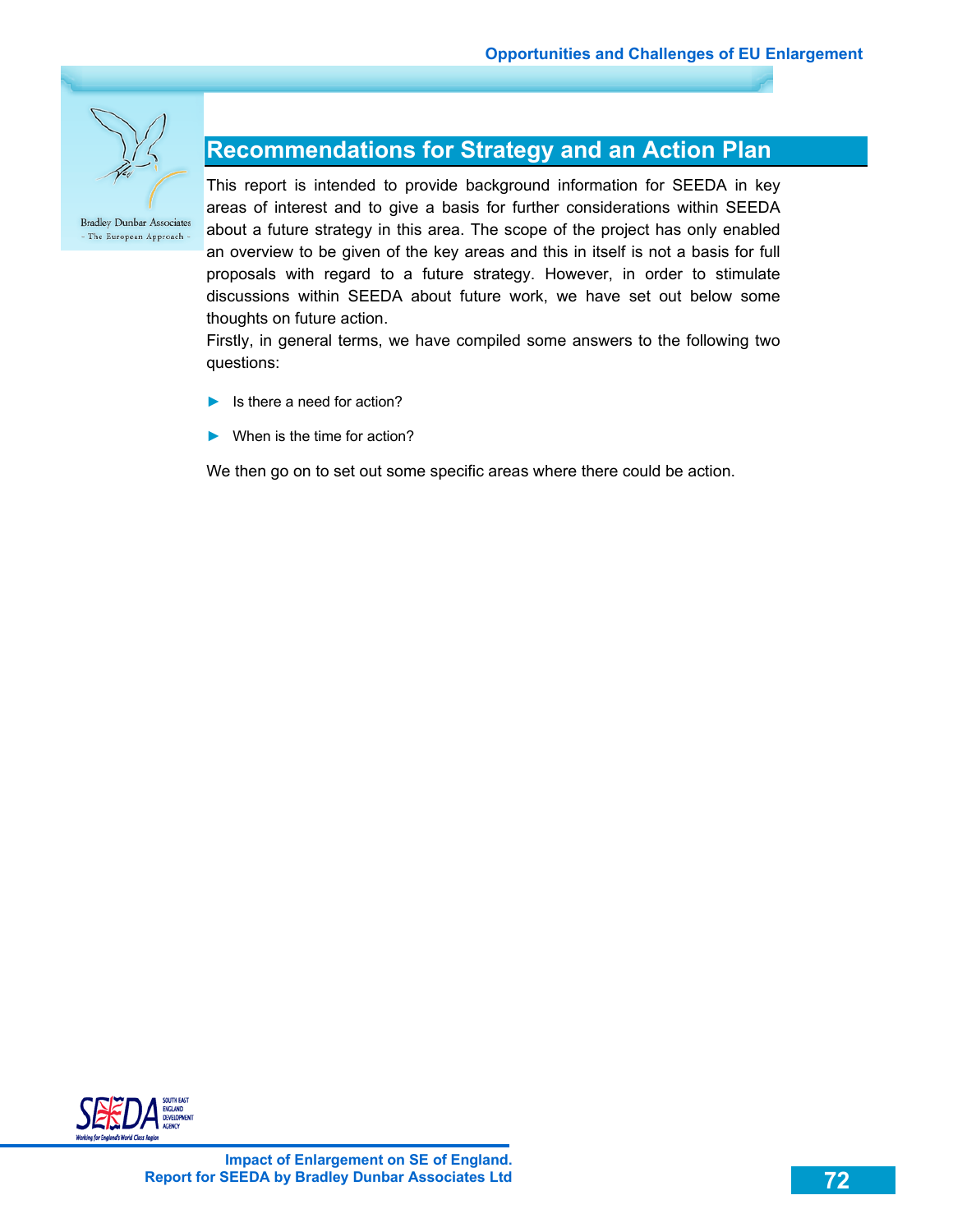# Recommendations for Strategy and an Action Plan

This report is intended to provide background information for SEEDA in key areas of interest and to give a basis for further considerations within SEEDA about a future strategy in this area. The scope of the project has only enabled an overview to be given of the key areas and this in itself is not a basis for full proposals with regard to a future strategy. However, in order to stimulate discussions within SEEDA about future work, we have set out below some thoughts on future action.

Firstly, in general terms, we have compiled some answers to the following two questions:

- Is there a need for action?
- When is the time for action?

We then go on to set out some specific areas where there could be action.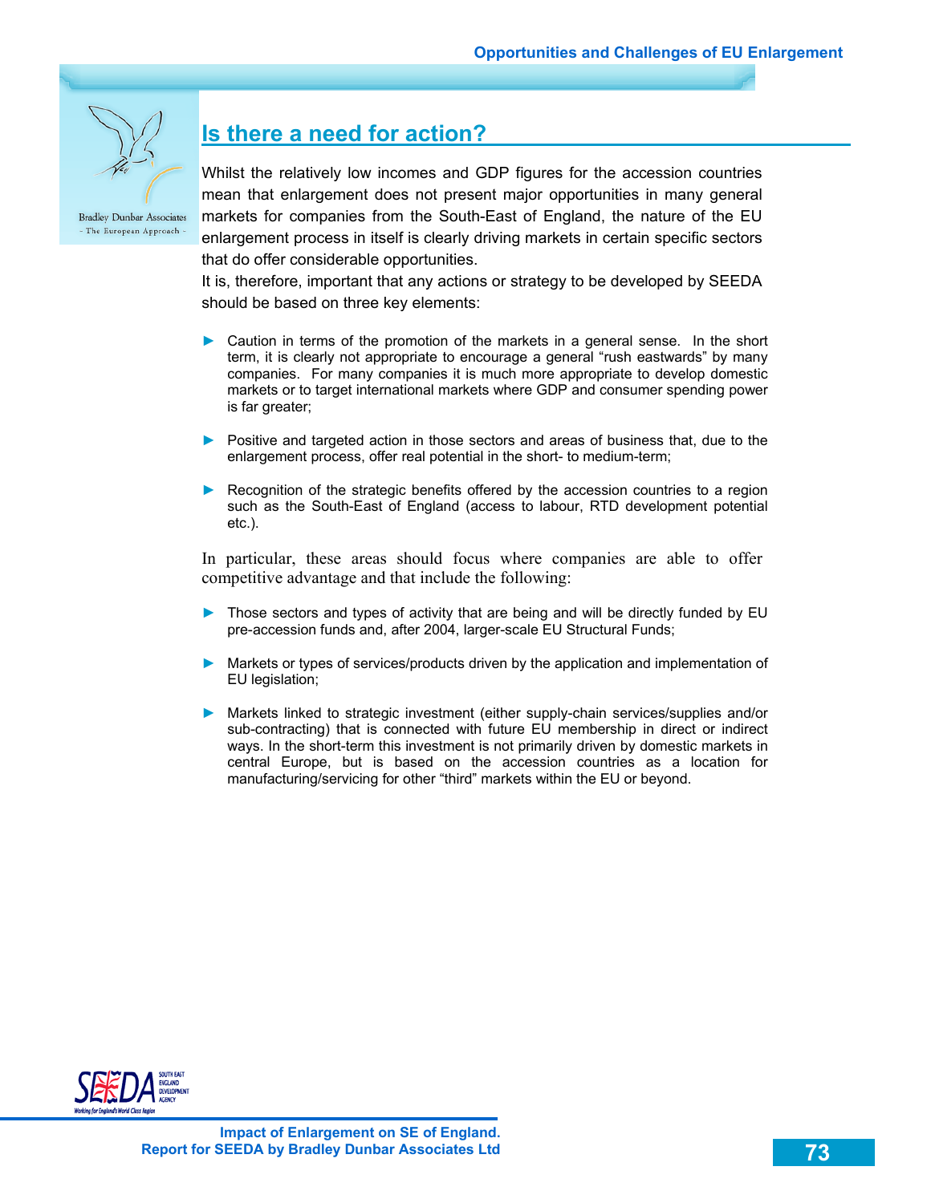## Is there a need for action?

Whilst the relatively low incomes and GDP figures for the accession countries mean that enlargement does not present major opportunities in many general markets for companies from the South-East of England, the nature of the EU enlargement process in itself is clearly driving markets in certain specific sectors that do offer considerable opportunities.

It is, therefore, important that any actions or strategy to be developed by SEEDA should be based on three key elements:

- Caution in terms of the promotion of the markets in a general sense. In the short term, it is clearly not appropriate to encourage a general "rush eastwards" by many companies. For many companies it is much more appropriate to develop domestic markets or to target international markets where GDP and consumer spending power is far greater;
- Positive and targeted action in those sectors and areas of business that, due to the enlargement process, offer real potential in the short- to medium-term;
- Recognition of the strategic benefits offered by the accession countries to a region such as the South-East of England (access to labour, RTD development potential etc.).

In particular, these areas should focus where companies are able to offer competitive advantage and that include the following:

- Those sectors and types of activity that are being and will be directly funded by EU pre-accession funds and, after 2004, larger-scale EU Structural Funds;
- Markets or types of services/products driven by the application and implementation of EU legislation;
- Markets linked to strategic investment (either supply-chain services/supplies and/or sub-contracting) that is connected with future EU membership in direct or indirect ways. In the short-term this investment is not primarily driven by domestic markets in central Europe, but is based on the accession countries as a location for manufacturing/servicing for other "third" markets within the EU or beyond.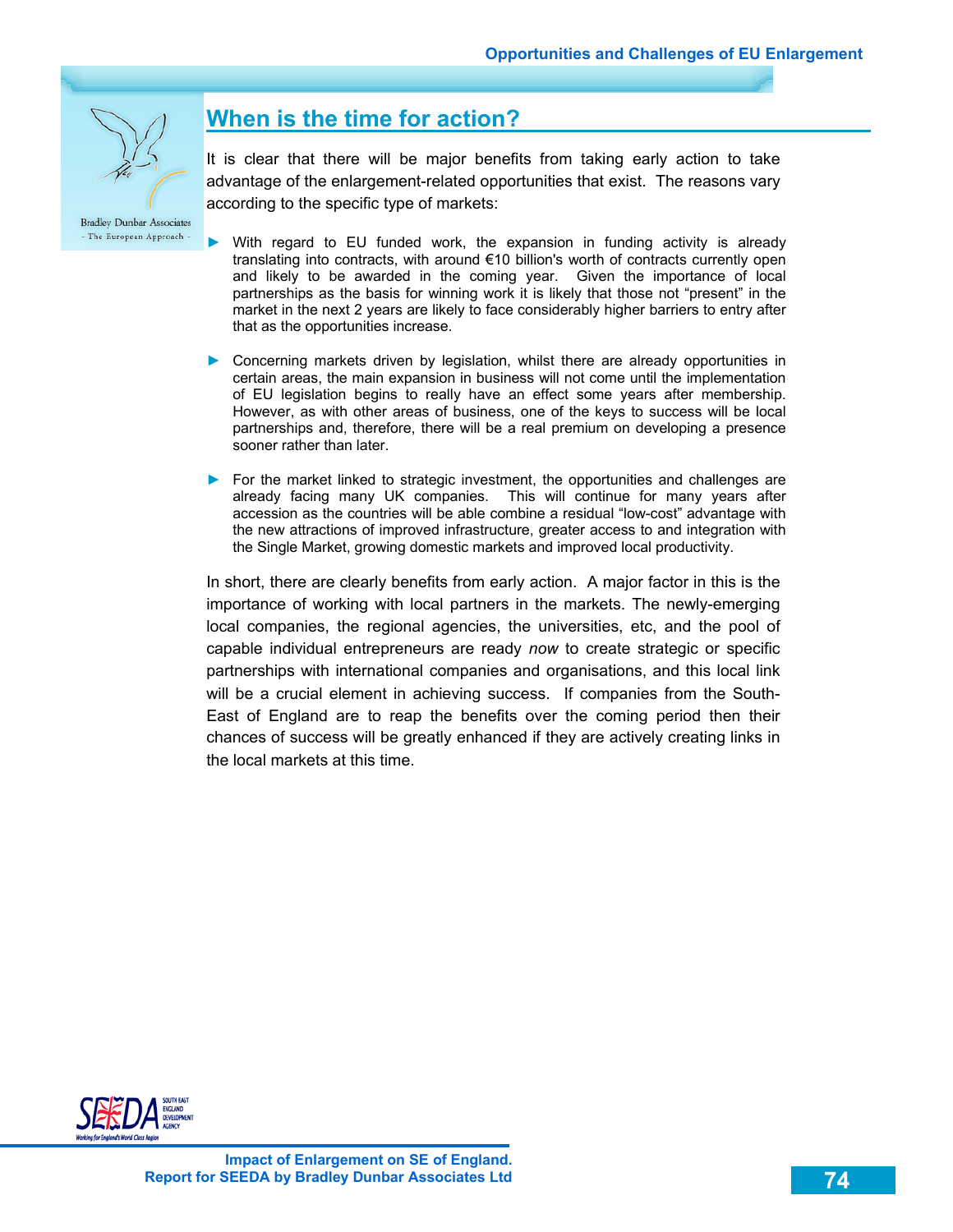## When is the time for action?

It is clear that there will be major benefits from taking early action to take advantage of the enlargement-related opportunities that exist. The reasons vary according to the specific type of markets:

- With regard to EU funded work, the expansion in funding activity is already translating into contracts, with around €10 billion's worth of contracts currently open and likely to be awarded in the coming year. Given the importance of local partnerships as the basis for winning work it is likely that those not "present" in the market in the next 2 years are likely to face considerably higher barriers to entry after that as the opportunities increase.
- Concerning markets driven by legislation, whilst there are already opportunities in certain areas, the main expansion in business will not come until the implementation of EU legislation begins to really have an effect some years after membership. However, as with other areas of business, one of the keys to success will be local partnerships and, therefore, there will be a real premium on developing a presence sooner rather than later.
- For the market linked to strategic investment, the opportunities and challenges are already facing many UK companies. This will continue for many years after accession as the countries will be able combine a residual "low-cost" advantage with the new attractions of improved infrastructure, greater access to and integration with the Single Market, growing domestic markets and improved local productivity.

In short, there are clearly benefits from early action. A major factor in this is the importance of working with local partners in the markets. The newly-emerging local companies, the regional agencies, the universities, etc, and the pool of capable individual entrepreneurs are ready *now* to create strategic or specific partnerships with international companies and organisations, and this local link will be a crucial element in achieving success. If companies from the South-East of England are to reap the benefits over the coming period then their chances of success will be greatly enhanced if they are actively creating links in the local markets at this time.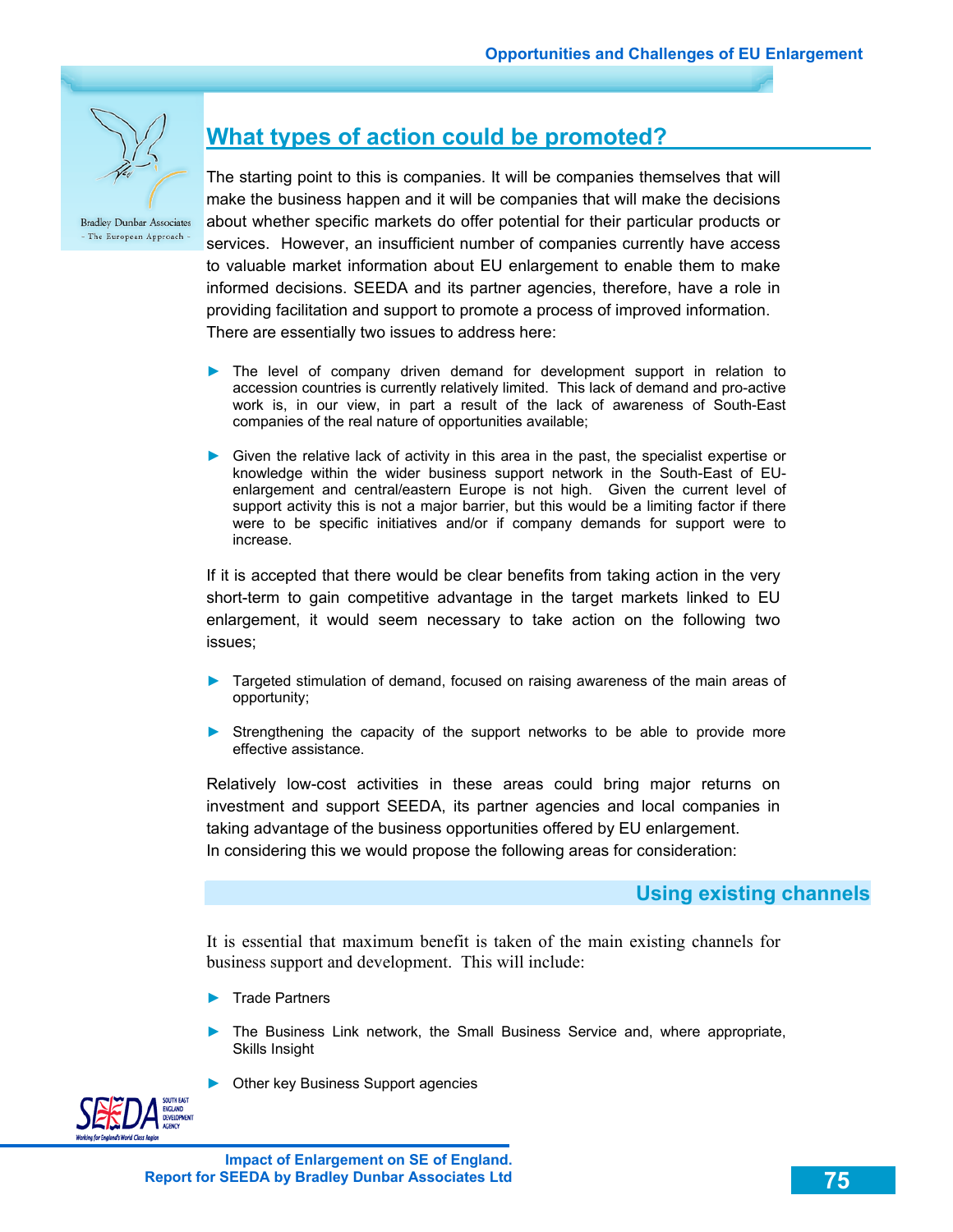## What types of action could be promoted?

The starting point to this is companies. It will be companies themselves that will make the business happen and it will be companies that will make the decisions about whether specific markets do offer potential for their particular products or services. However, an insufficient number of companies currently have access to valuable market information about EU enlargement to enable them to make informed decisions. SEEDA and its partner agencies, therefore, have a role in providing facilitation and support to promote a process of improved information. There are essentially two issues to address here:

- The level of company driven demand for development support in relation to accession countries is currently relatively limited. This lack of demand and pro-active work is, in our view, in part a result of the lack of awareness of South-East companies of the real nature of opportunities available;
- Given the relative lack of activity in this area in the past, the specialist expertise or knowledge within the wider business support network in the South-East of EU-enlargement and central/eastern Europe is not high. Given the current level of support activity this is not a major barrier, but this would be a limiting factor if there were to be specific initiatives and/or if company demands for support were to increase.

If it is accepted that there would be clear benefits from taking action in the very short-term to gain competitive advantage in the target markets linked to EU enlargement, it would seem necessary to take action on the following two issues;

- Targeted stimulation of demand, focused on raising awareness of the main areas of opportunity;
- Strengthening the capacity of the support networks to be able to provide more effective assistance.

Relatively low-cost activities in these areas could bring major returns on investment and support SEEDA, its partner agencies and local companies in taking advantage of the business opportunities offered by EU enlargement.
In considering this we would propose the following areas for consideration:

### Using existing channels

It is essential that maximum benefit is taken of the main existing channels for business support and development. This will include:

- Trade Partners
- The Business Link network, the Small Business Service and, where appropriate, Skills Insight
- Other key Business Support agencies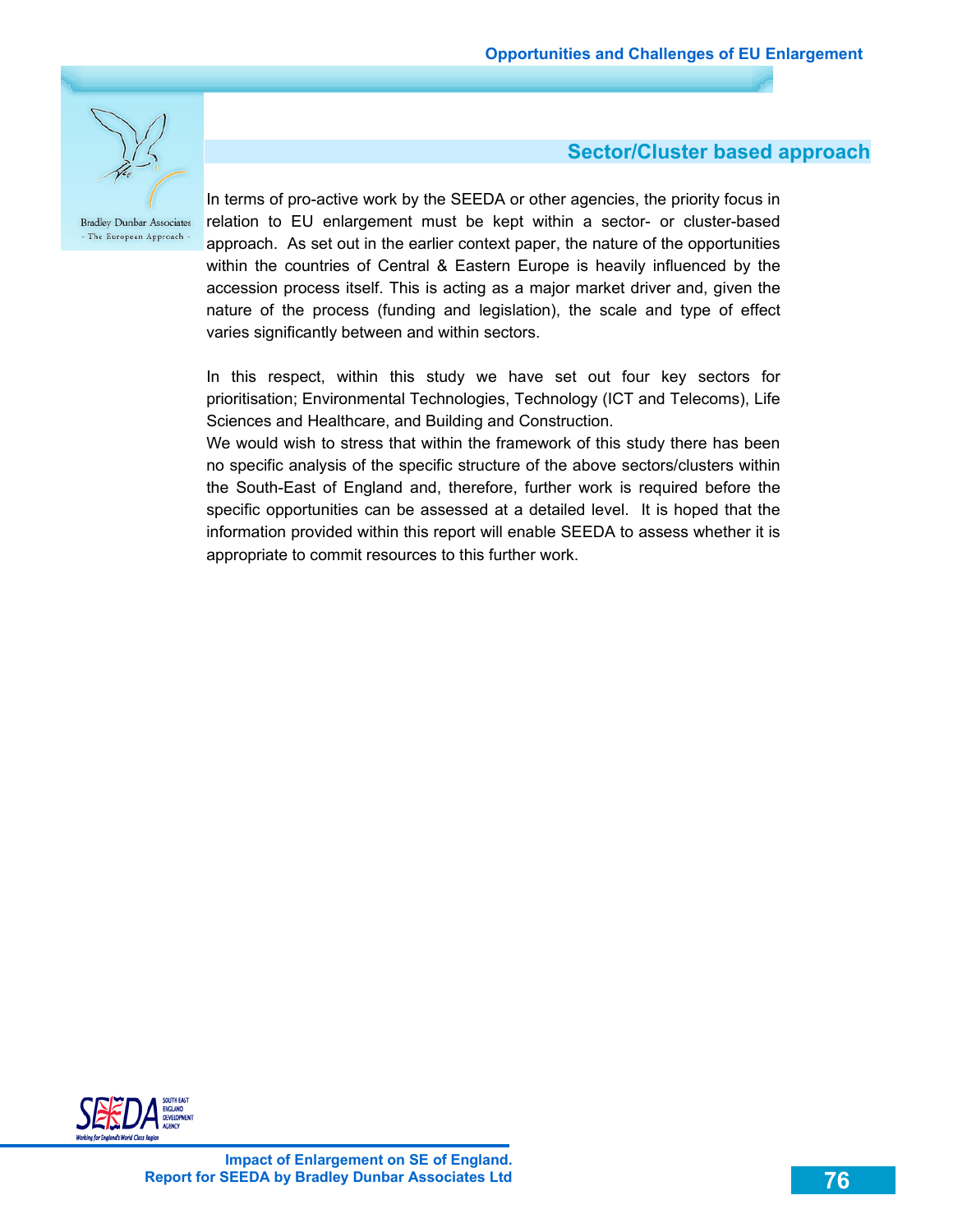## Sector/Cluster based approach

In terms of pro-active work by the SEEDA or other agencies, the priority focus in relation to EU enlargement must be kept within a sector- or cluster-based approach. As set out in the earlier context paper, the nature of the opportunities within the countries of Central & Eastern Europe is heavily influenced by the accession process itself. This is acting as a major market driver and, given the nature of the process (funding and legislation), the scale and type of effect varies significantly between and within sectors.

In this respect, within this study we have set out four key sectors for prioritisation; Environmental Technologies, Technology (ICT and Telecoms), Life Sciences and Healthcare, and Building and Construction.

We would wish to stress that within the framework of this study there has been no specific analysis of the specific structure of the above sectors/clusters within the South-East of England and, therefore, further work is required before the specific opportunities can be assessed at a detailed level. It is hoped that the information provided within this report will enable SEEDA to assess whether it is appropriate to commit resources to this further work.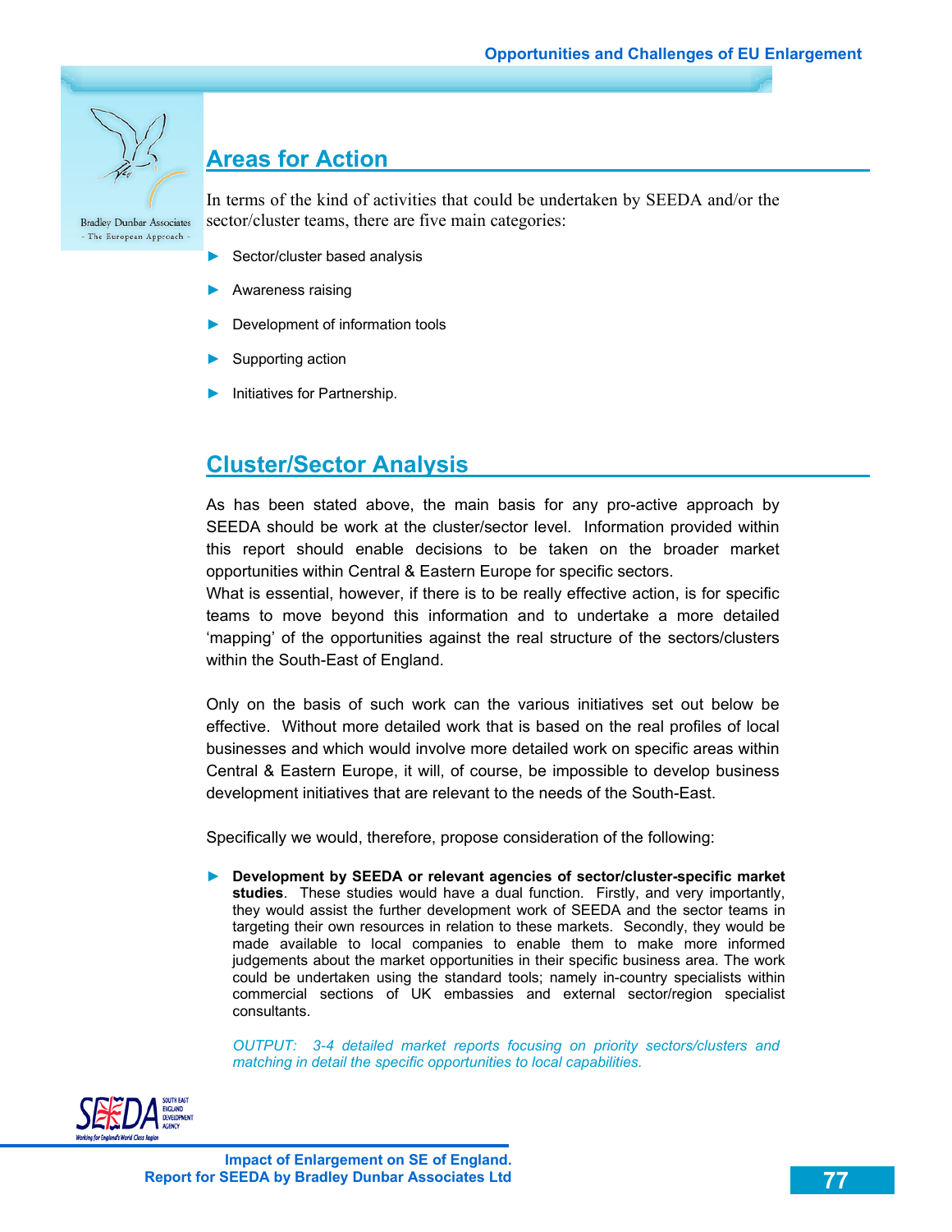## Areas for Action

In terms of the kind of activities that could be undertaken by SEEDA and/or the sector/cluster teams, there are five main categories:

- Sector/cluster based analysis
- Awareness raising
- Development of information tools
- Supporting action
- Initiatives for Partnership.

## Cluster/Sector Analysis

As has been stated above, the main basis for any pro-active approach by SEEDA should be work at the cluster/sector level. Information provided within this report should enable decisions to be taken on the broader market opportunities within Central & Eastern Europe for specific sectors.
What is essential, however, if there is to be really effective action, is for specific teams to move beyond this information and to undertake a more detailed 'mapping' of the opportunities against the real structure of the sectors/clusters within the South-East of England.

Only on the basis of such work can the various initiatives set out below be effective. Without more detailed work that is based on the real profiles of local businesses and which would involve more detailed work on specific areas within Central & Eastern Europe, it will, of course, be impossible to develop business development initiatives that are relevant to the needs of the South-East.

Specifically we would, therefore, propose consideration of the following:

- **Development by SEEDA or relevant agencies of sector/cluster-specific market studies**. These studies would have a dual function. Firstly, and very importantly, they would assist the further development work of SEEDA and the sector teams in targeting their own resources in relation to these markets. Secondly, they would be made available to local companies to enable them to make more informed judgements about the market opportunities in their specific business area. The work could be undertaken using the standard tools; namely in-country specialists within commercial sections of UK embassies and external sector/region specialist consultants.

  *OUTPUT: 3-4 detailed market reports focusing on priority sectors/clusters and matching in detail the specific opportunities to local capabilities.*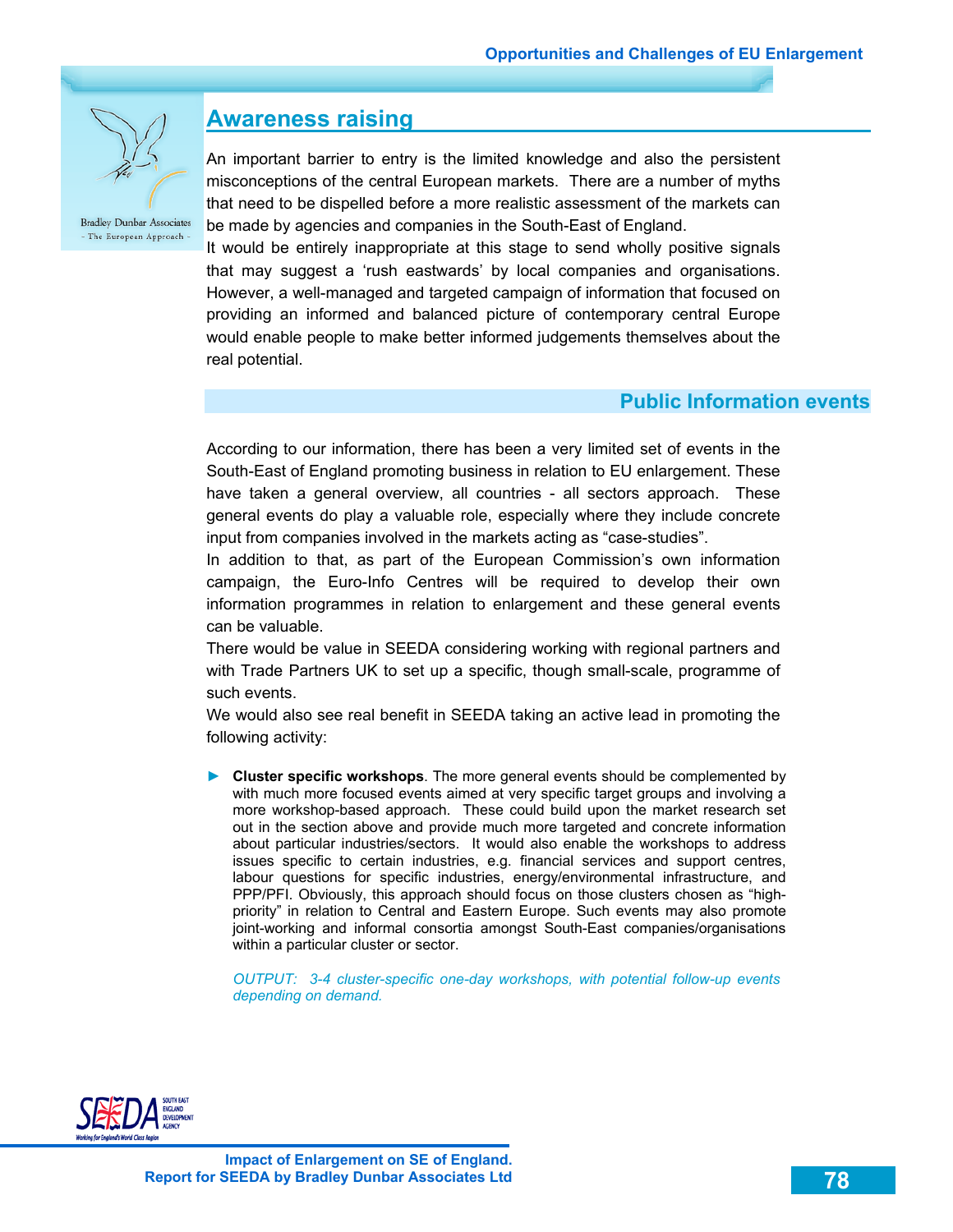## Awareness raising

An important barrier to entry is the limited knowledge and also the persistent misconceptions of the central European markets. There are a number of myths that need to be dispelled before a more realistic assessment of the markets can be made by agencies and companies in the South-East of England.

It would be entirely inappropriate at this stage to send wholly positive signals that may suggest a 'rush eastwards' by local companies and organisations. However, a well-managed and targeted campaign of information that focused on providing an informed and balanced picture of contemporary central Europe would enable people to make better informed judgements themselves about the real potential.

### Public Information events

According to our information, there has been a very limited set of events in the South-East of England promoting business in relation to EU enlargement. These have taken a general overview, all countries - all sectors approach. These general events do play a valuable role, especially where they include concrete input from companies involved in the markets acting as "case-studies".

In addition to that, as part of the European Commission's own information campaign, the Euro-Info Centres will be required to develop their own information programmes in relation to enlargement and these general events can be valuable.

There would be value in SEEDA considering working with regional partners and with Trade Partners UK to set up a specific, though small-scale, programme of such events.

We would also see real benefit in SEEDA taking an active lead in promoting the following activity:

- **Cluster specific workshops**. The more general events should be complemented by with much more focused events aimed at very specific target groups and involving a more workshop-based approach. These could build upon the market research set out in the section above and provide much more targeted and concrete information about particular industries/sectors. It would also enable the workshops to address issues specific to certain industries, e.g. financial services and support centres, labour questions for specific industries, energy/environmental infrastructure, and PPP/PFI. Obviously, this approach should focus on those clusters chosen as "high-priority" in relation to Central and Eastern Europe. Such events may also promote joint-working and informal consortia amongst South-East companies/organisations within a particular cluster or sector.

  *OUTPUT: 3-4 cluster-specific one-day workshops, with potential follow-up events depending on demand.*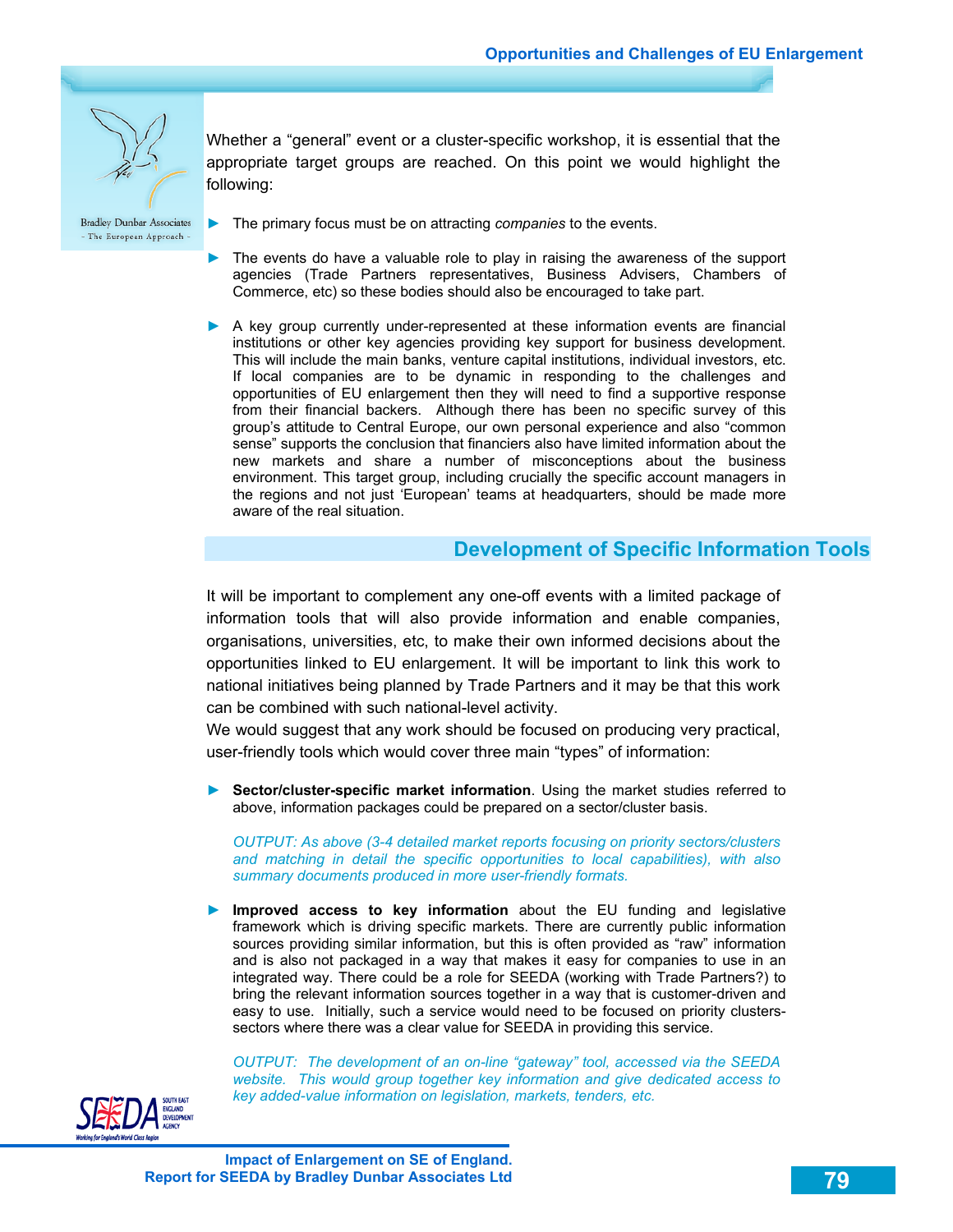Whether a "general" event or a cluster-specific workshop, it is essential that the appropriate target groups are reached. On this point we would highlight the following:

- The primary focus must be on attracting *companies* to the events.
- The events do have a valuable role to play in raising the awareness of the support agencies (Trade Partners representatives, Business Advisers, Chambers of Commerce, etc) so these bodies should also be encouraged to take part.
- A key group currently under-represented at these information events are financial institutions or other key agencies providing key support for business development. This will include the main banks, venture capital institutions, individual investors, etc. If local companies are to be dynamic in responding to the challenges and opportunities of EU enlargement then they will need to find a supportive response from their financial backers. Although there has been no specific survey of this group's attitude to Central Europe, our own personal experience and also "common sense" supports the conclusion that financiers also have limited information about the new markets and share a number of misconceptions about the business environment. This target group, including crucially the specific account managers in the regions and not just 'European' teams at headquarters, should be made more aware of the real situation.

## Development of Specific Information Tools

It will be important to complement any one-off events with a limited package of information tools that will also provide information and enable companies, organisations, universities, etc, to make their own informed decisions about the opportunities linked to EU enlargement. It will be important to link this work to national initiatives being planned by Trade Partners and it may be that this work can be combined with such national-level activity.

We would suggest that any work should be focused on producing very practical, user-friendly tools which would cover three main "types" of information:

- **Sector/cluster-specific market information**. Using the market studies referred to above, information packages could be prepared on a sector/cluster basis.

  *OUTPUT: As above (3-4 detailed market reports focusing on priority sectors/clusters and matching in detail the specific opportunities to local capabilities), with also summary documents produced in more user-friendly formats.*

- **Improved access to key information** about the EU funding and legislative framework which is driving specific markets. There are currently public information sources providing similar information, but this is often provided as "raw" information and is also not packaged in a way that makes it easy for companies to use in an integrated way. There could be a role for SEEDA (working with Trade Partners?) to bring the relevant information sources together in a way that is customer-driven and easy to use. Initially, such a service would need to be focused on priority clusters-sectors where there was a clear value for SEEDA in providing this service.

  *OUTPUT: The development of an on-line "gateway" tool, accessed via the SEEDA website. This would group together key information and give dedicated access to key added-value information on legislation, markets, tenders, etc.*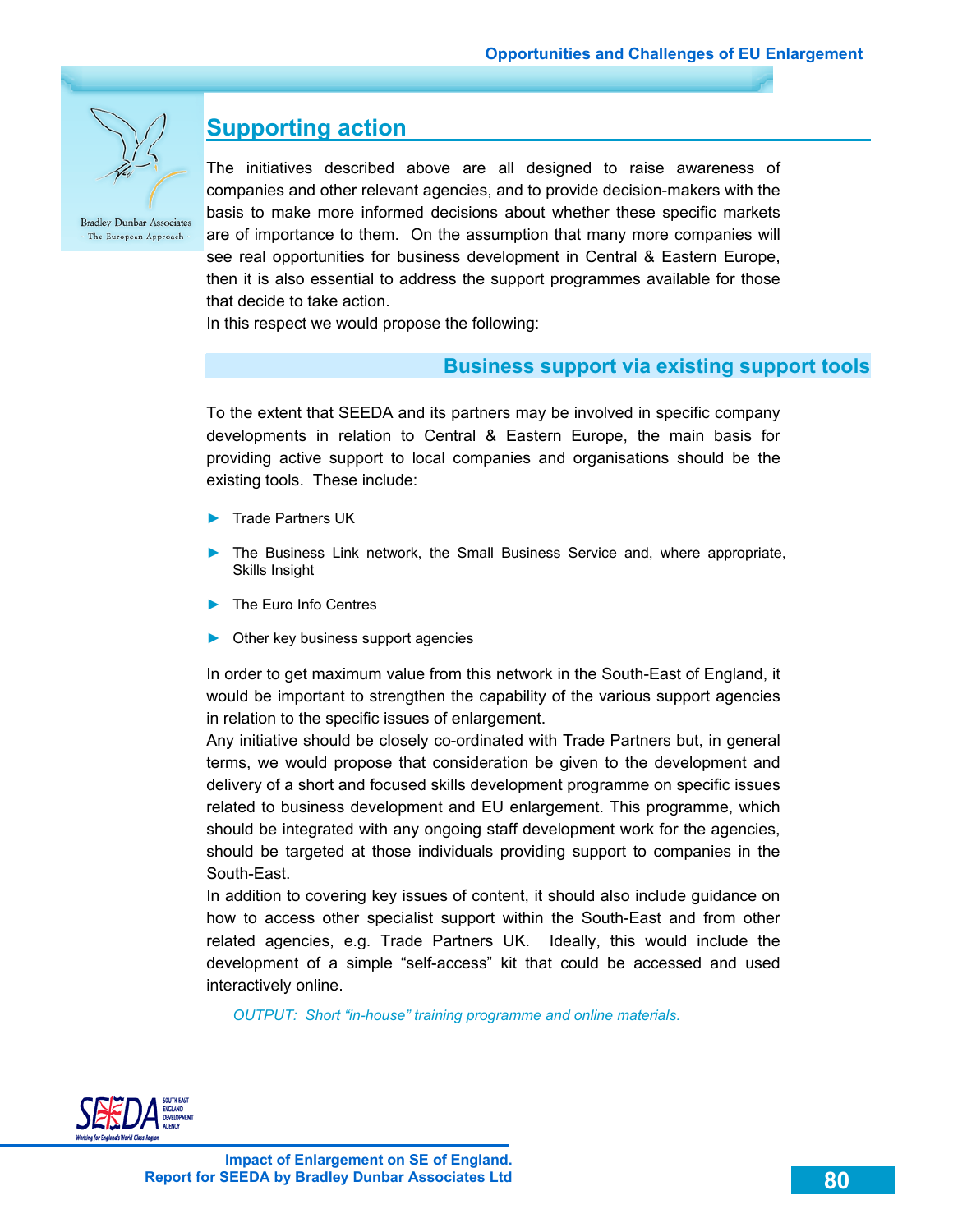## Supporting action

The initiatives described above are all designed to raise awareness of companies and other relevant agencies, and to provide decision-makers with the basis to make more informed decisions about whether these specific markets are of importance to them. On the assumption that many more companies will see real opportunities for business development in Central & Eastern Europe, then it is also essential to address the support programmes available for those that decide to take action.

In this respect we would propose the following:

### Business support via existing support tools

To the extent that SEEDA and its partners may be involved in specific company developments in relation to Central & Eastern Europe, the main basis for providing active support to local companies and organisations should be the existing tools. These include:

- Trade Partners UK
- The Business Link network, the Small Business Service and, where appropriate, Skills Insight
- The Euro Info Centres
- Other key business support agencies

In order to get maximum value from this network in the South-East of England, it would be important to strengthen the capability of the various support agencies in relation to the specific issues of enlargement.

Any initiative should be closely co-ordinated with Trade Partners but, in general terms, we would propose that consideration be given to the development and delivery of a short and focused skills development programme on specific issues related to business development and EU enlargement. This programme, which should be integrated with any ongoing staff development work for the agencies, should be targeted at those individuals providing support to companies in the South-East.

In addition to covering key issues of content, it should also include guidance on how to access other specialist support within the South-East and from other related agencies, e.g. Trade Partners UK. Ideally, this would include the development of a simple "self-access" kit that could be accessed and used interactively online.

*OUTPUT: Short "in-house" training programme and online materials.*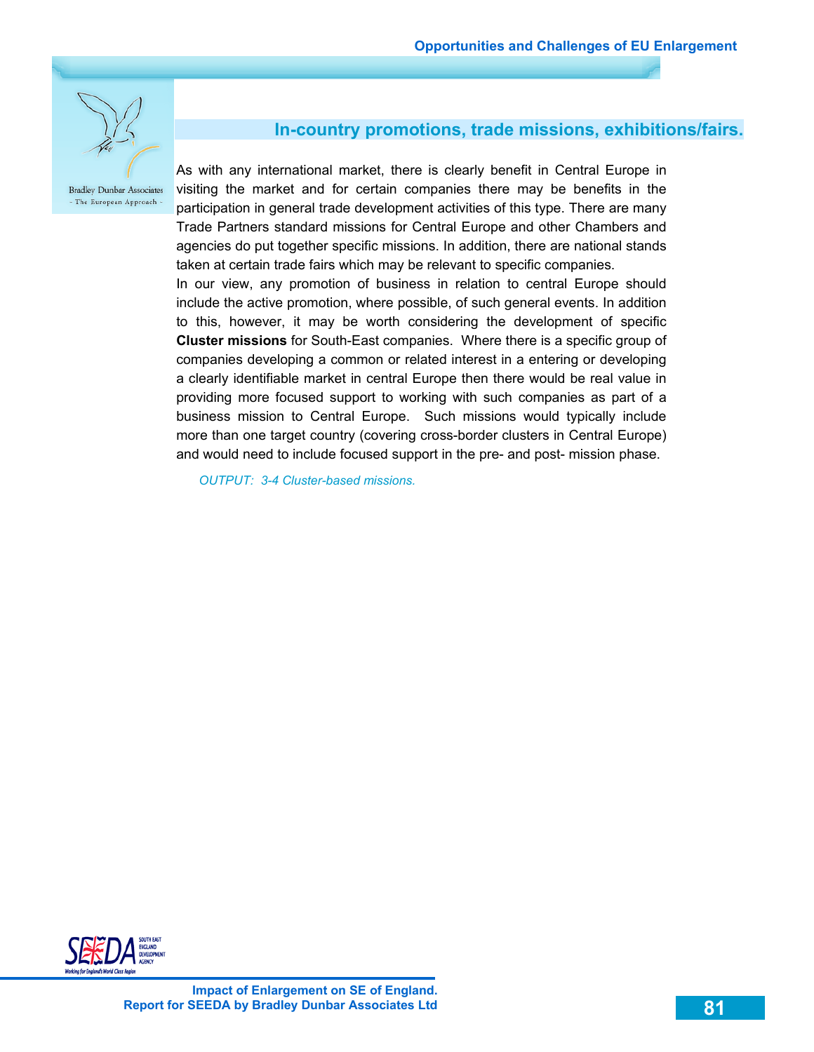## In-country promotions, trade missions, exhibitions/fairs.

As with any international market, there is clearly benefit in Central Europe in visiting the market and for certain companies there may be benefits in the participation in general trade development activities of this type. There are many Trade Partners standard missions for Central Europe and other Chambers and agencies do put together specific missions. In addition, there are national stands taken at certain trade fairs which may be relevant to specific companies.

In our view, any promotion of business in relation to central Europe should include the active promotion, where possible, of such general events. In addition to this, however, it may be worth considering the development of specific **Cluster missions** for South-East companies. Where there is a specific group of companies developing a common or related interest in a entering or developing a clearly identifiable market in central Europe then there would be real value in providing more focused support to working with such companies as part of a business mission to Central Europe. Such missions would typically include more than one target country (covering cross-border clusters in Central Europe) and would need to include focused support in the pre- and post- mission phase.

*OUTPUT: 3-4 Cluster-based missions.*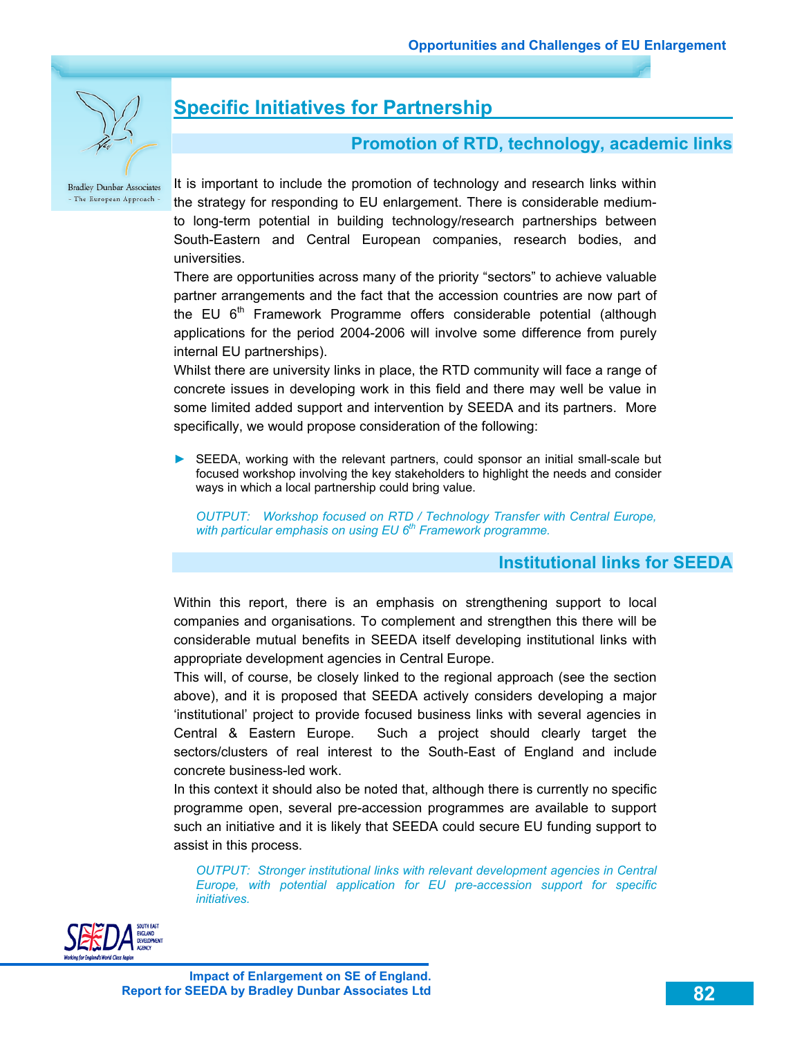## Specific Initiatives for Partnership

### Promotion of RTD, technology, academic links

It is important to include the promotion of technology and research links within the strategy for responding to EU enlargement. There is considerable medium- to long-term potential in building technology/research partnerships between South-Eastern and Central European companies, research bodies, and universities.

There are opportunities across many of the priority “sectors” to achieve valuable partner arrangements and the fact that the accession countries are now part of the EU 6th Framework Programme offers considerable potential (although applications for the period 2004-2006 will involve some difference from purely internal EU partnerships).

Whilst there are university links in place, the RTD community will face a range of concrete issues in developing work in this field and there may well be value in some limited added support and intervention by SEEDA and its partners. More specifically, we would propose consideration of the following:

- SEEDA, working with the relevant partners, could sponsor an initial small-scale but focused workshop involving the key stakeholders to highlight the needs and consider ways in which a local partnership could bring value.

*OUTPUT: Workshop focused on RTD / Technology Transfer with Central Europe, with particular emphasis on using EU 6th Framework programme.*

### Institutional links for SEEDA

Within this report, there is an emphasis on strengthening support to local companies and organisations. To complement and strengthen this there will be considerable mutual benefits in SEEDA itself developing institutional links with appropriate development agencies in Central Europe.

This will, of course, be closely linked to the regional approach (see the section above), and it is proposed that SEEDA actively considers developing a major ‘institutional’ project to provide focused business links with several agencies in Central & Eastern Europe. Such a project should clearly target the sectors/clusters of real interest to the South-East of England and include concrete business-led work.

In this context it should also be noted that, although there is currently no specific programme open, several pre-accession programmes are available to support such an initiative and it is likely that SEEDA could secure EU funding support to assist in this process.

*OUTPUT: Stronger institutional links with relevant development agencies in Central Europe, with potential application for EU pre-accession support for specific initiatives.*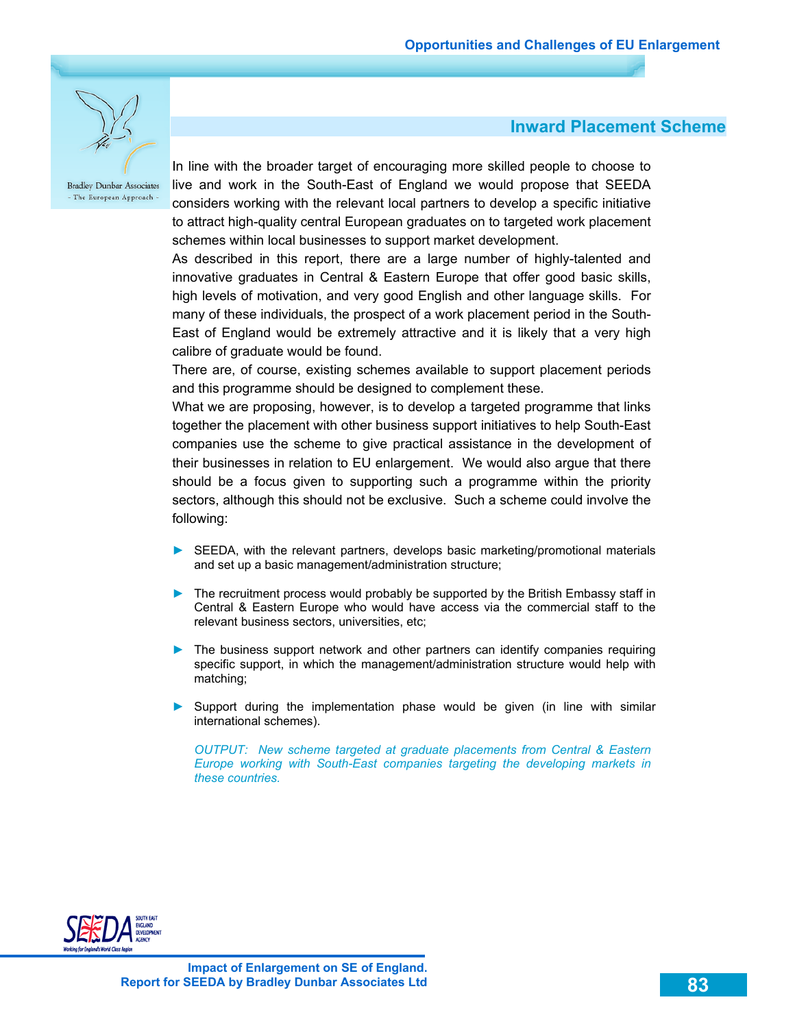## Inward Placement Scheme

In line with the broader target of encouraging more skilled people to choose to live and work in the South-East of England we would propose that SEEDA considers working with the relevant local partners to develop a specific initiative to attract high-quality central European graduates on to targeted work placement schemes within local businesses to support market development.

As described in this report, there are a large number of highly-talented and innovative graduates in Central & Eastern Europe that offer good basic skills, high levels of motivation, and very good English and other language skills. For many of these individuals, the prospect of a work placement period in the South-East of England would be extremely attractive and it is likely that a very high calibre of graduate would be found.

There are, of course, existing schemes available to support placement periods and this programme should be designed to complement these.

What we are proposing, however, is to develop a targeted programme that links together the placement with other business support initiatives to help South-East companies use the scheme to give practical assistance in the development of their businesses in relation to EU enlargement. We would also argue that there should be a focus given to supporting such a programme within the priority sectors, although this should not be exclusive. Such a scheme could involve the following:

- SEEDA, with the relevant partners, develops basic marketing/promotional materials and set up a basic management/administration structure;
- The recruitment process would probably be supported by the British Embassy staff in Central & Eastern Europe who would have access via the commercial staff to the relevant business sectors, universities, etc;
- The business support network and other partners can identify companies requiring specific support, in which the management/administration structure would help with matching;
- Support during the implementation phase would be given (in line with similar international schemes).

*OUTPUT: New scheme targeted at graduate placements from Central & Eastern Europe working with South-East companies targeting the developing markets in these countries.*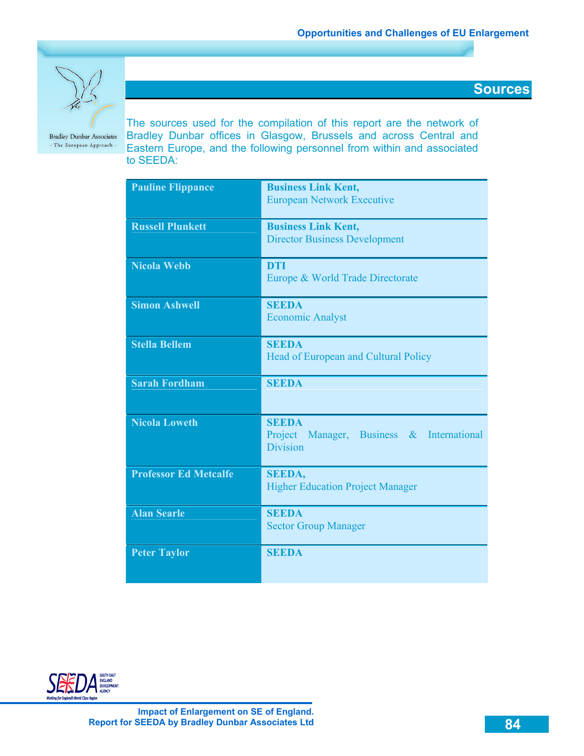## Sources

The sources used for the compilation of this report are the network of Bradley Dunbar offices in Glasgow, Brussels and across Central and Eastern Europe, and the following personnel from within and associated to SEEDA:

| Name | Organisation / Role |
|---|---|
| **Pauline Flippance** | **Business Link Kent,** European Network Executive |
| **Russell Plunkett** | **Business Link Kent,** Director Business Development |
| **Nicola Webb** | **DTI** Europe & World Trade Directorate |
| **Simon Ashwell** | **SEEDA** Economic Analyst |
| **Stella Bellem** | **SEEDA** Head of European and Cultural Policy |
| **Sarah Fordham** | **SEEDA** |
| **Nicola Loweth** | **SEEDA** Project Manager, Business & International Division |
| **Professor Ed Metcalfe** | **SEEDA,** Higher Education Project Manager |
| **Alan Searle** | **SEEDA** Sector Group Manager |
| **Peter Taylor** | **SEEDA** |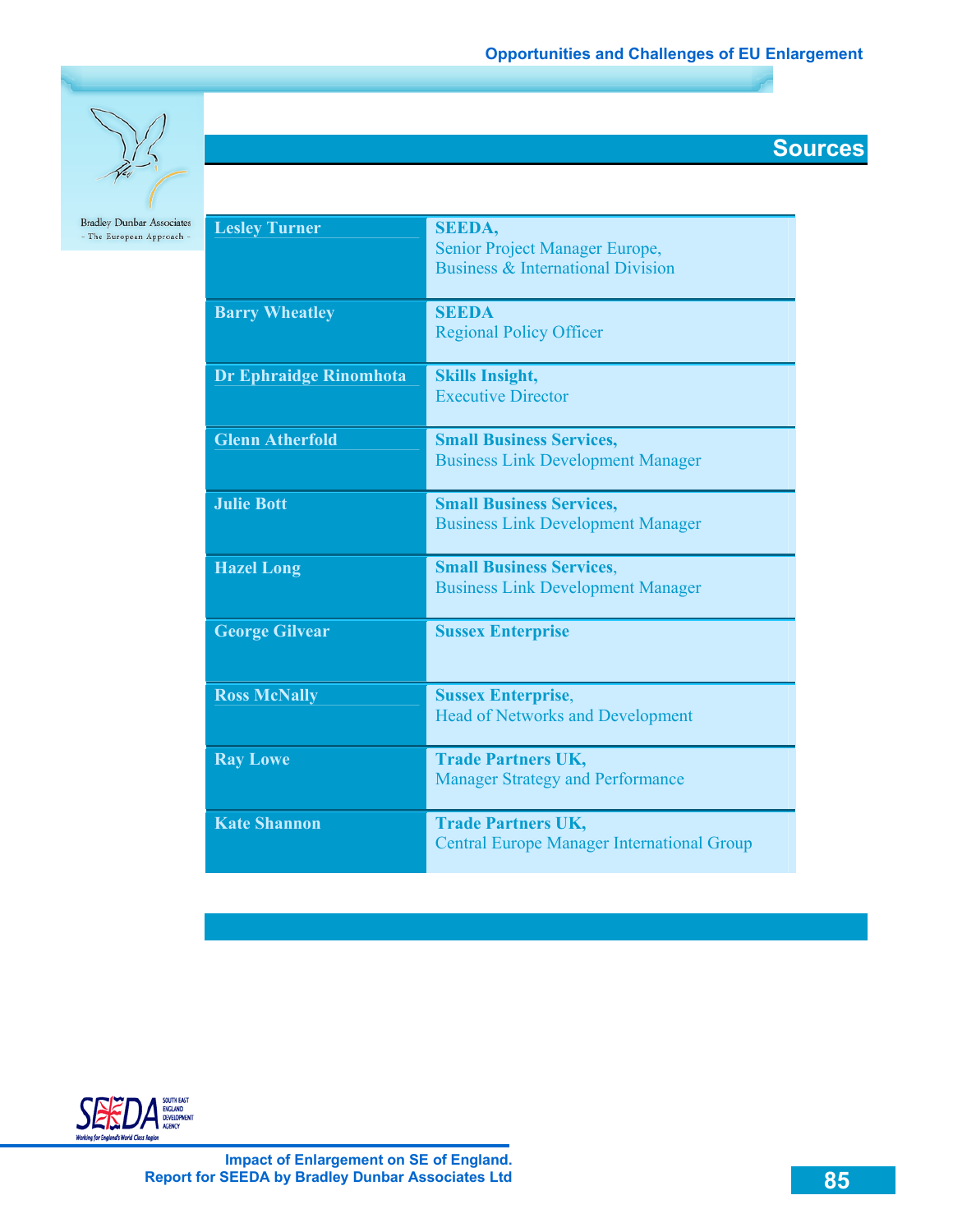## Sources

| Name | Organisation / Position |
|---|---|
| **Lesley Turner** | **SEEDA,** Senior Project Manager Europe, Business & International Division |
| **Barry Wheatley** | **SEEDA** Regional Policy Officer |
| **Dr Ephraidge Rinomhota** | **Skills Insight,** Executive Director |
| **Glenn Atherfold** | **Small Business Services,** Business Link Development Manager |
| **Julie Bott** | **Small Business Services,** Business Link Development Manager |
| **Hazel Long** | **Small Business Services,** Business Link Development Manager |
| **George Gilvear** | **Sussex Enterprise** |
| **Ross McNally** | **Sussex Enterprise**, Head of Networks and Development |
| **Ray Lowe** | **Trade Partners UK,** Manager Strategy and Performance |
| **Kate Shannon** | **Trade Partners UK,** Central Europe Manager International Group |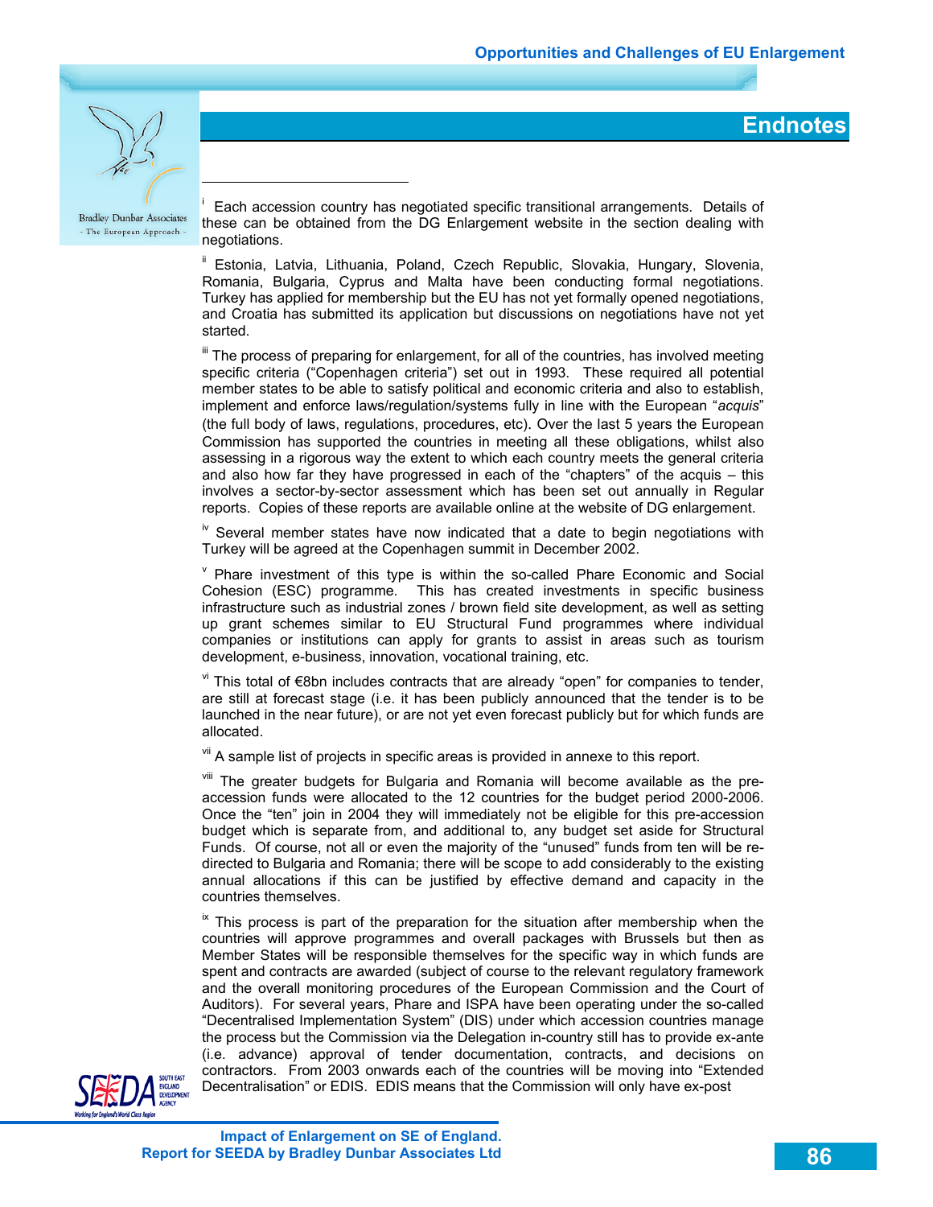## Endnotes

[i] Each accession country has negotiated specific transitional arrangements. Details of these can be obtained from the DG Enlargement website in the section dealing with negotiations.

[ii] Estonia, Latvia, Lithuania, Poland, Czech Republic, Slovakia, Hungary, Slovenia, Romania, Bulgaria, Cyprus and Malta have been conducting formal negotiations. Turkey has applied for membership but the EU has not yet formally opened negotiations, and Croatia has submitted its application but discussions on negotiations have not yet started.

[iii] The process of preparing for enlargement, for all of the countries, has involved meeting specific criteria ("Copenhagen criteria") set out in 1993. These required all potential member states to be able to satisfy political and economic criteria and also to establish, implement and enforce laws/regulation/systems fully in line with the European "*acquis*" (the full body of laws, regulations, procedures, etc). Over the last 5 years the European Commission has supported the countries in meeting all these obligations, whilst also assessing in a rigorous way the extent to which each country meets the general criteria and also how far they have progressed in each of the "chapters" of the acquis – this involves a sector-by-sector assessment which has been set out annually in Regular reports. Copies of these reports are available online at the website of DG enlargement.

[iv] Several member states have now indicated that a date to begin negotiations with Turkey will be agreed at the Copenhagen summit in December 2002.

[v] Phare investment of this type is within the so-called Phare Economic and Social Cohesion (ESC) programme. This has created investments in specific business infrastructure such as industrial zones / brown field site development, as well as setting up grant schemes similar to EU Structural Fund programmes where individual companies or institutions can apply for grants to assist in areas such as tourism development, e-business, innovation, vocational training, etc.

[vi] This total of €8bn includes contracts that are already "open" for companies to tender, are still at forecast stage (i.e. it has been publicly announced that the tender is to be launched in the near future), or are not yet even forecast publicly but for which funds are allocated.

[vii] A sample list of projects in specific areas is provided in annexe to this report.

[viii] The greater budgets for Bulgaria and Romania will become available as the pre-accession funds were allocated to the 12 countries for the budget period 2000-2006. Once the "ten" join in 2004 they will immediately not be eligible for this pre-accession budget which is separate from, and additional to, any budget set aside for Structural Funds. Of course, not all or even the majority of the "unused" funds from ten will be re-directed to Bulgaria and Romania; there will be scope to add considerably to the existing annual allocations if this can be justified by effective demand and capacity in the countries themselves.

[ix] This process is part of the preparation for the situation after membership when the countries will approve programmes and overall packages with Brussels but then as Member States will be responsible themselves for the specific way in which funds are spent and contracts are awarded (subject of course to the relevant regulatory framework and the overall monitoring procedures of the European Commission and the Court of Auditors). For several years, Phare and ISPA have been operating under the so-called "Decentralised Implementation System" (DIS) under which accession countries manage the process but the Commission via the Delegation in-country still has to provide ex-ante (i.e. advance) approval of tender documentation, contracts, and decisions on contractors. From 2003 onwards each of the countries will be moving into "Extended Decentralisation" or EDIS. EDIS means that the Commission will only have ex-post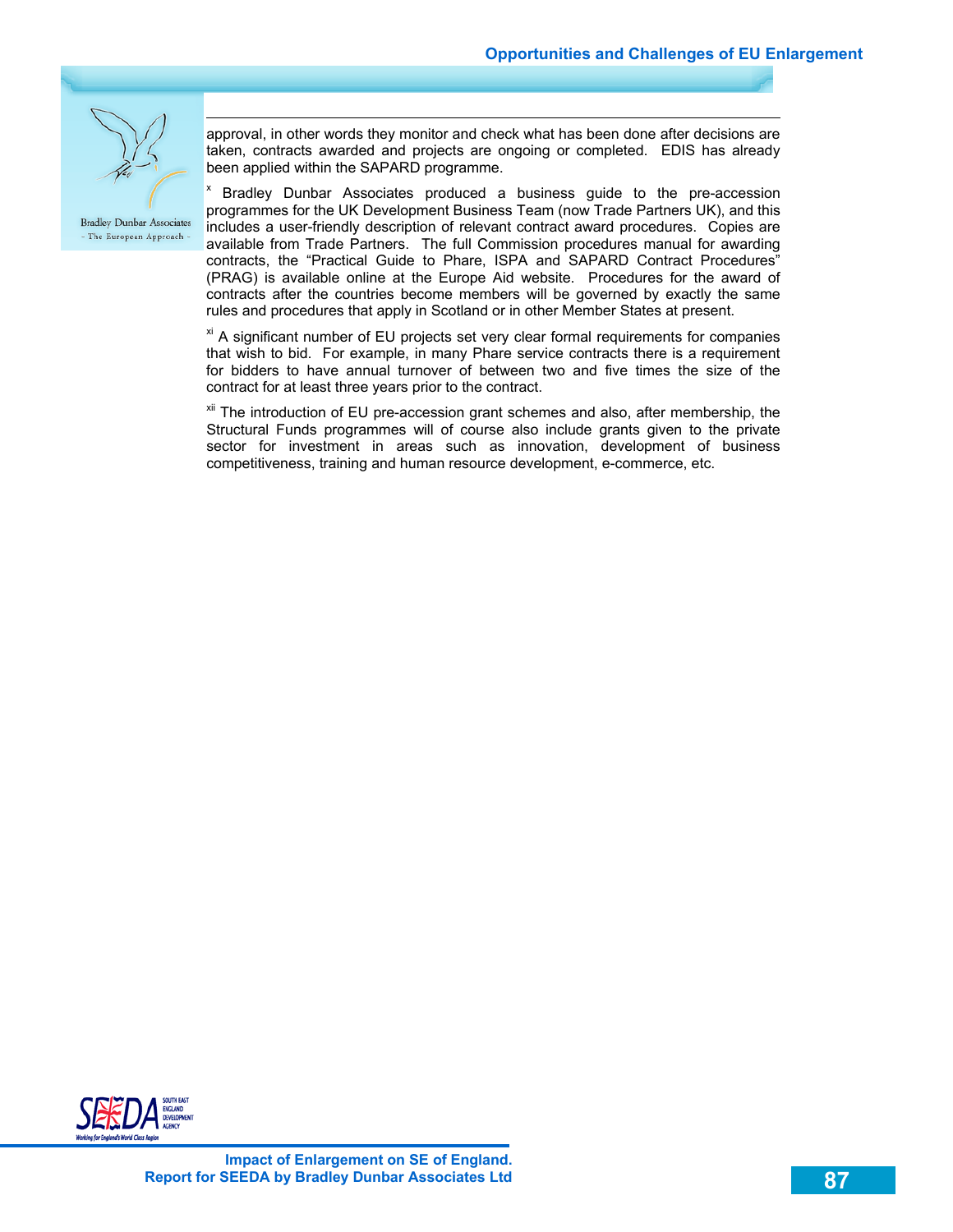approval, in other words they monitor and check what has been done after decisions are taken, contracts awarded and projects are ongoing or completed. EDIS has already been applied within the SAPARD programme.

[x] Bradley Dunbar Associates produced a business guide to the pre-accession programmes for the UK Development Business Team (now Trade Partners UK), and this includes a user-friendly description of relevant contract award procedures. Copies are available from Trade Partners. The full Commission procedures manual for awarding contracts, the "Practical Guide to Phare, ISPA and SAPARD Contract Procedures" (PRAG) is available online at the Europe Aid website. Procedures for the award of contracts after the countries become members will be governed by exactly the same rules and procedures that apply in Scotland or in other Member States at present.

[xi] A significant number of EU projects set very clear formal requirements for companies that wish to bid. For example, in many Phare service contracts there is a requirement for bidders to have annual turnover of between two and five times the size of the contract for at least three years prior to the contract.

[xii] The introduction of EU pre-accession grant schemes and also, after membership, the Structural Funds programmes will of course also include grants given to the private sector for investment in areas such as innovation, development of business competitiveness, training and human resource development, e-commerce, etc.